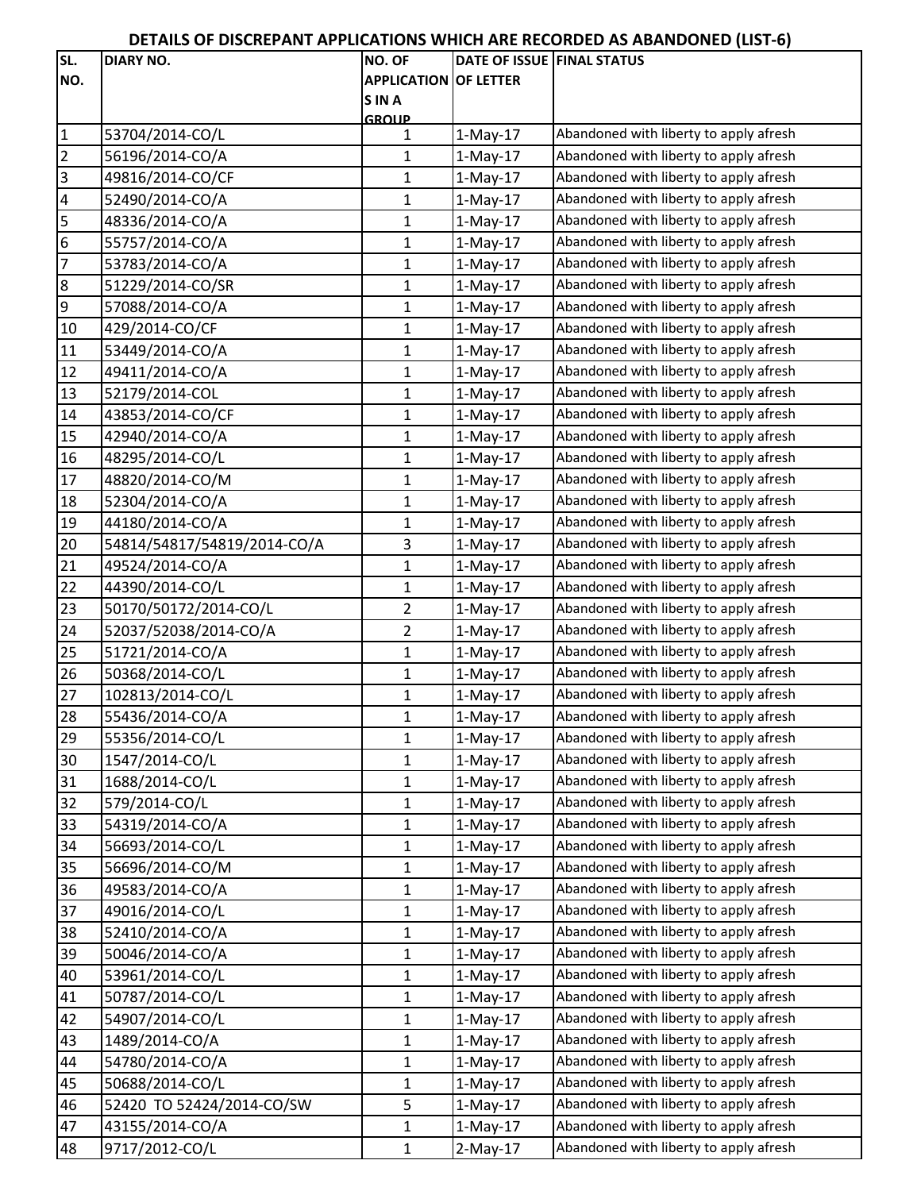# DETAILS OF DISCREPANT APPLICATIONS WHICH ARE RECORDED AS ABANDONED (LIST-6)

| SL. NO. | DIARY NO. | NO. OF APPLICATIONS IN A GROUP | DATE OF ISSUE OF LETTER | FINAL STATUS |
|---|---|---|---|---|
| 1 | 53704/2014-CO/L | 1 | 1-May-17 | Abandoned with liberty to apply afresh |
| 2 | 56196/2014-CO/A | 1 | 1-May-17 | Abandoned with liberty to apply afresh |
| 3 | 49816/2014-CO/CF | 1 | 1-May-17 | Abandoned with liberty to apply afresh |
| 4 | 52490/2014-CO/A | 1 | 1-May-17 | Abandoned with liberty to apply afresh |
| 5 | 48336/2014-CO/A | 1 | 1-May-17 | Abandoned with liberty to apply afresh |
| 6 | 55757/2014-CO/A | 1 | 1-May-17 | Abandoned with liberty to apply afresh |
| 7 | 53783/2014-CO/A | 1 | 1-May-17 | Abandoned with liberty to apply afresh |
| 8 | 51229/2014-CO/SR | 1 | 1-May-17 | Abandoned with liberty to apply afresh |
| 9 | 57088/2014-CO/A | 1 | 1-May-17 | Abandoned with liberty to apply afresh |
| 10 | 429/2014-CO/CF | 1 | 1-May-17 | Abandoned with liberty to apply afresh |
| 11 | 53449/2014-CO/A | 1 | 1-May-17 | Abandoned with liberty to apply afresh |
| 12 | 49411/2014-CO/A | 1 | 1-May-17 | Abandoned with liberty to apply afresh |
| 13 | 52179/2014-COL | 1 | 1-May-17 | Abandoned with liberty to apply afresh |
| 14 | 43853/2014-CO/CF | 1 | 1-May-17 | Abandoned with liberty to apply afresh |
| 15 | 42940/2014-CO/A | 1 | 1-May-17 | Abandoned with liberty to apply afresh |
| 16 | 48295/2014-CO/L | 1 | 1-May-17 | Abandoned with liberty to apply afresh |
| 17 | 48820/2014-CO/M | 1 | 1-May-17 | Abandoned with liberty to apply afresh |
| 18 | 52304/2014-CO/A | 1 | 1-May-17 | Abandoned with liberty to apply afresh |
| 19 | 44180/2014-CO/A | 1 | 1-May-17 | Abandoned with liberty to apply afresh |
| 20 | 54814/54817/54819/2014-CO/A | 3 | 1-May-17 | Abandoned with liberty to apply afresh |
| 21 | 49524/2014-CO/A | 1 | 1-May-17 | Abandoned with liberty to apply afresh |
| 22 | 44390/2014-CO/L | 1 | 1-May-17 | Abandoned with liberty to apply afresh |
| 23 | 50170/50172/2014-CO/L | 2 | 1-May-17 | Abandoned with liberty to apply afresh |
| 24 | 52037/52038/2014-CO/A | 2 | 1-May-17 | Abandoned with liberty to apply afresh |
| 25 | 51721/2014-CO/A | 1 | 1-May-17 | Abandoned with liberty to apply afresh |
| 26 | 50368/2014-CO/L | 1 | 1-May-17 | Abandoned with liberty to apply afresh |
| 27 | 102813/2014-CO/L | 1 | 1-May-17 | Abandoned with liberty to apply afresh |
| 28 | 55436/2014-CO/A | 1 | 1-May-17 | Abandoned with liberty to apply afresh |
| 29 | 55356/2014-CO/L | 1 | 1-May-17 | Abandoned with liberty to apply afresh |
| 30 | 1547/2014-CO/L | 1 | 1-May-17 | Abandoned with liberty to apply afresh |
| 31 | 1688/2014-CO/L | 1 | 1-May-17 | Abandoned with liberty to apply afresh |
| 32 | 579/2014-CO/L | 1 | 1-May-17 | Abandoned with liberty to apply afresh |
| 33 | 54319/2014-CO/A | 1 | 1-May-17 | Abandoned with liberty to apply afresh |
| 34 | 56693/2014-CO/L | 1 | 1-May-17 | Abandoned with liberty to apply afresh |
| 35 | 56696/2014-CO/M | 1 | 1-May-17 | Abandoned with liberty to apply afresh |
| 36 | 49583/2014-CO/A | 1 | 1-May-17 | Abandoned with liberty to apply afresh |
| 37 | 49016/2014-CO/L | 1 | 1-May-17 | Abandoned with liberty to apply afresh |
| 38 | 52410/2014-CO/A | 1 | 1-May-17 | Abandoned with liberty to apply afresh |
| 39 | 50046/2014-CO/A | 1 | 1-May-17 | Abandoned with liberty to apply afresh |
| 40 | 53961/2014-CO/L | 1 | 1-May-17 | Abandoned with liberty to apply afresh |
| 41 | 50787/2014-CO/L | 1 | 1-May-17 | Abandoned with liberty to apply afresh |
| 42 | 54907/2014-CO/L | 1 | 1-May-17 | Abandoned with liberty to apply afresh |
| 43 | 1489/2014-CO/A | 1 | 1-May-17 | Abandoned with liberty to apply afresh |
| 44 | 54780/2014-CO/A | 1 | 1-May-17 | Abandoned with liberty to apply afresh |
| 45 | 50688/2014-CO/L | 1 | 1-May-17 | Abandoned with liberty to apply afresh |
| 46 | 52420 TO 52424/2014-CO/SW | 5 | 1-May-17 | Abandoned with liberty to apply afresh |
| 47 | 43155/2014-CO/A | 1 | 1-May-17 | Abandoned with liberty to apply afresh |
| 48 | 9717/2012-CO/L | 1 | 2-May-17 | Abandoned with liberty to apply afresh |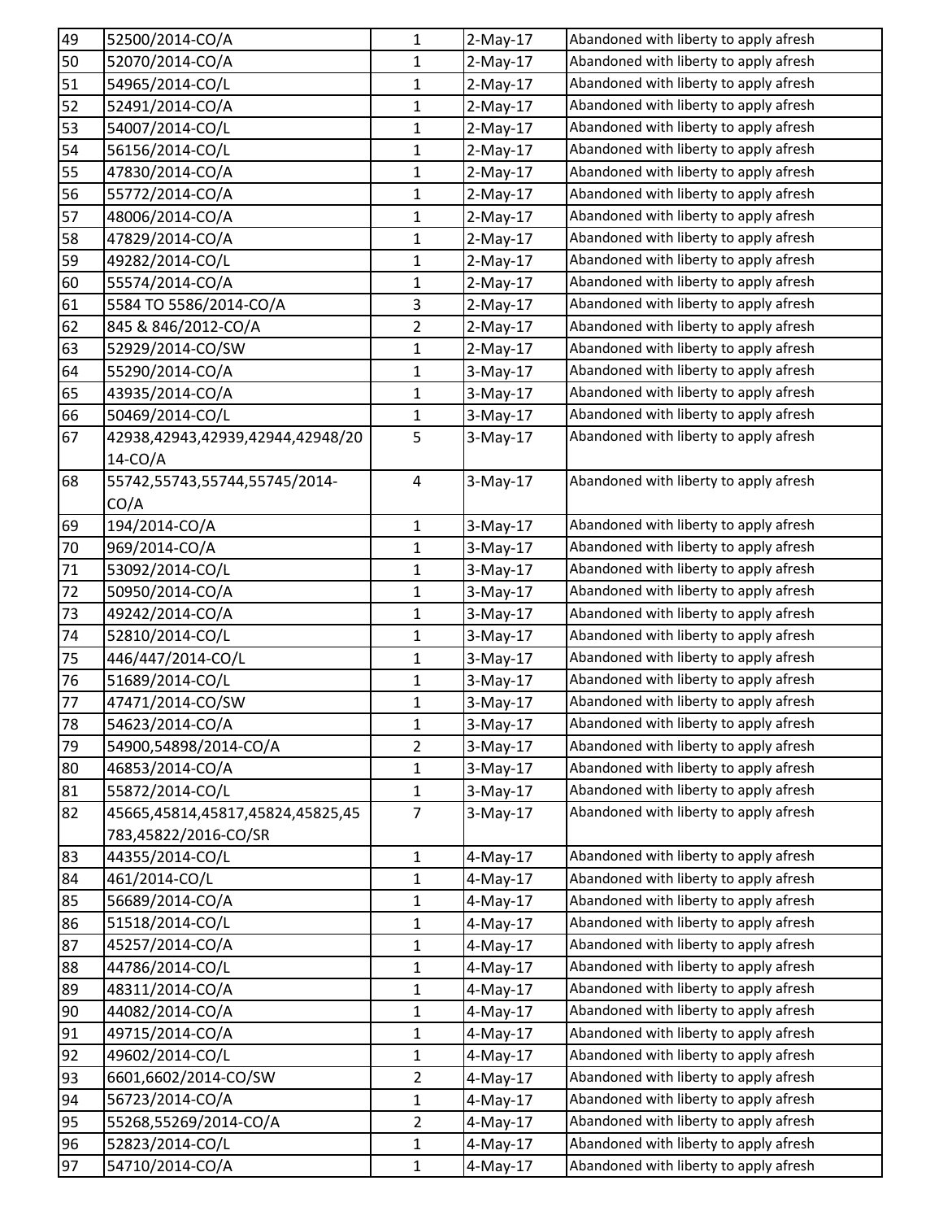| 49 | 52500/2014-CO/A | 1 | 2-May-17 | Abandoned with liberty to apply afresh |
|---|---|---|---|---|
| 50 | 52070/2014-CO/A | 1 | 2-May-17 | Abandoned with liberty to apply afresh |
| 51 | 54965/2014-CO/L | 1 | 2-May-17 | Abandoned with liberty to apply afresh |
| 52 | 52491/2014-CO/A | 1 | 2-May-17 | Abandoned with liberty to apply afresh |
| 53 | 54007/2014-CO/L | 1 | 2-May-17 | Abandoned with liberty to apply afresh |
| 54 | 56156/2014-CO/L | 1 | 2-May-17 | Abandoned with liberty to apply afresh |
| 55 | 47830/2014-CO/A | 1 | 2-May-17 | Abandoned with liberty to apply afresh |
| 56 | 55772/2014-CO/A | 1 | 2-May-17 | Abandoned with liberty to apply afresh |
| 57 | 48006/2014-CO/A | 1 | 2-May-17 | Abandoned with liberty to apply afresh |
| 58 | 47829/2014-CO/A | 1 | 2-May-17 | Abandoned with liberty to apply afresh |
| 59 | 49282/2014-CO/L | 1 | 2-May-17 | Abandoned with liberty to apply afresh |
| 60 | 55574/2014-CO/A | 1 | 2-May-17 | Abandoned with liberty to apply afresh |
| 61 | 5584 TO 5586/2014-CO/A | 3 | 2-May-17 | Abandoned with liberty to apply afresh |
| 62 | 845 & 846/2012-CO/A | 2 | 2-May-17 | Abandoned with liberty to apply afresh |
| 63 | 52929/2014-CO/SW | 1 | 2-May-17 | Abandoned with liberty to apply afresh |
| 64 | 55290/2014-CO/A | 1 | 3-May-17 | Abandoned with liberty to apply afresh |
| 65 | 43935/2014-CO/A | 1 | 3-May-17 | Abandoned with liberty to apply afresh |
| 66 | 50469/2014-CO/L | 1 | 3-May-17 | Abandoned with liberty to apply afresh |
| 67 | 42938,42943,42939,42944,42948/2014-CO/A | 5 | 3-May-17 | Abandoned with liberty to apply afresh |
| 68 | 55742,55743,55744,55745/2014-CO/A | 4 | 3-May-17 | Abandoned with liberty to apply afresh |
| 69 | 194/2014-CO/A | 1 | 3-May-17 | Abandoned with liberty to apply afresh |
| 70 | 969/2014-CO/A | 1 | 3-May-17 | Abandoned with liberty to apply afresh |
| 71 | 53092/2014-CO/L | 1 | 3-May-17 | Abandoned with liberty to apply afresh |
| 72 | 50950/2014-CO/A | 1 | 3-May-17 | Abandoned with liberty to apply afresh |
| 73 | 49242/2014-CO/A | 1 | 3-May-17 | Abandoned with liberty to apply afresh |
| 74 | 52810/2014-CO/L | 1 | 3-May-17 | Abandoned with liberty to apply afresh |
| 75 | 446/447/2014-CO/L | 1 | 3-May-17 | Abandoned with liberty to apply afresh |
| 76 | 51689/2014-CO/L | 1 | 3-May-17 | Abandoned with liberty to apply afresh |
| 77 | 47471/2014-CO/SW | 1 | 3-May-17 | Abandoned with liberty to apply afresh |
| 78 | 54623/2014-CO/A | 1 | 3-May-17 | Abandoned with liberty to apply afresh |
| 79 | 54900,54898/2014-CO/A | 2 | 3-May-17 | Abandoned with liberty to apply afresh |
| 80 | 46853/2014-CO/A | 1 | 3-May-17 | Abandoned with liberty to apply afresh |
| 81 | 55872/2014-CO/L | 1 | 3-May-17 | Abandoned with liberty to apply afresh |
| 82 | 45665,45814,45817,45824,45825,45783,45822/2016-CO/SR | 7 | 3-May-17 | Abandoned with liberty to apply afresh |
| 83 | 44355/2014-CO/L | 1 | 4-May-17 | Abandoned with liberty to apply afresh |
| 84 | 461/2014-CO/L | 1 | 4-May-17 | Abandoned with liberty to apply afresh |
| 85 | 56689/2014-CO/A | 1 | 4-May-17 | Abandoned with liberty to apply afresh |
| 86 | 51518/2014-CO/L | 1 | 4-May-17 | Abandoned with liberty to apply afresh |
| 87 | 45257/2014-CO/A | 1 | 4-May-17 | Abandoned with liberty to apply afresh |
| 88 | 44786/2014-CO/L | 1 | 4-May-17 | Abandoned with liberty to apply afresh |
| 89 | 48311/2014-CO/A | 1 | 4-May-17 | Abandoned with liberty to apply afresh |
| 90 | 44082/2014-CO/A | 1 | 4-May-17 | Abandoned with liberty to apply afresh |
| 91 | 49715/2014-CO/A | 1 | 4-May-17 | Abandoned with liberty to apply afresh |
| 92 | 49602/2014-CO/L | 1 | 4-May-17 | Abandoned with liberty to apply afresh |
| 93 | 6601,6602/2014-CO/SW | 2 | 4-May-17 | Abandoned with liberty to apply afresh |
| 94 | 56723/2014-CO/A | 1 | 4-May-17 | Abandoned with liberty to apply afresh |
| 95 | 55268,55269/2014-CO/A | 2 | 4-May-17 | Abandoned with liberty to apply afresh |
| 96 | 52823/2014-CO/L | 1 | 4-May-17 | Abandoned with liberty to apply afresh |
| 97 | 54710/2014-CO/A | 1 | 4-May-17 | Abandoned with liberty to apply afresh |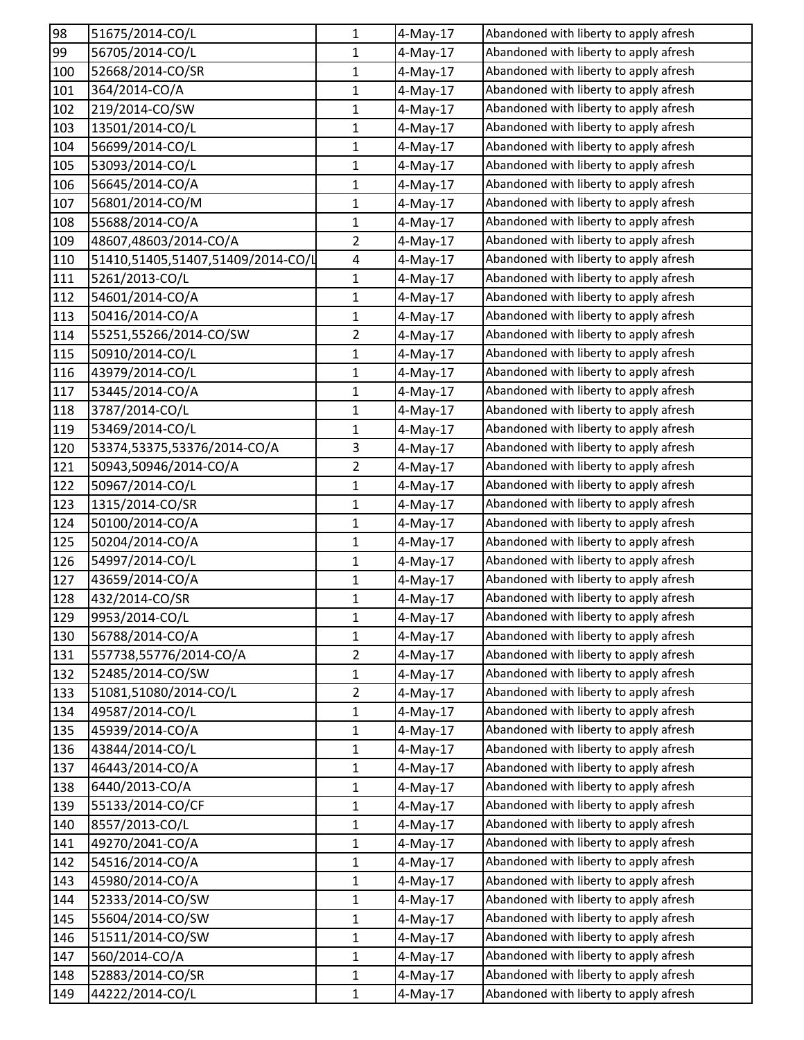| | | | | |
|---|---|---|---|---|
| 98 | 51675/2014-CO/L | 1 | 4-May-17 | Abandoned with liberty to apply afresh |
| 99 | 56705/2014-CO/L | 1 | 4-May-17 | Abandoned with liberty to apply afresh |
| 100 | 52668/2014-CO/SR | 1 | 4-May-17 | Abandoned with liberty to apply afresh |
| 101 | 364/2014-CO/A | 1 | 4-May-17 | Abandoned with liberty to apply afresh |
| 102 | 219/2014-CO/SW | 1 | 4-May-17 | Abandoned with liberty to apply afresh |
| 103 | 13501/2014-CO/L | 1 | 4-May-17 | Abandoned with liberty to apply afresh |
| 104 | 56699/2014-CO/L | 1 | 4-May-17 | Abandoned with liberty to apply afresh |
| 105 | 53093/2014-CO/L | 1 | 4-May-17 | Abandoned with liberty to apply afresh |
| 106 | 56645/2014-CO/A | 1 | 4-May-17 | Abandoned with liberty to apply afresh |
| 107 | 56801/2014-CO/M | 1 | 4-May-17 | Abandoned with liberty to apply afresh |
| 108 | 55688/2014-CO/A | 1 | 4-May-17 | Abandoned with liberty to apply afresh |
| 109 | 48607,48603/2014-CO/A | 2 | 4-May-17 | Abandoned with liberty to apply afresh |
| 110 | 51410,51405,51407,51409/2014-CO/L | 4 | 4-May-17 | Abandoned with liberty to apply afresh |
| 111 | 5261/2013-CO/L | 1 | 4-May-17 | Abandoned with liberty to apply afresh |
| 112 | 54601/2014-CO/A | 1 | 4-May-17 | Abandoned with liberty to apply afresh |
| 113 | 50416/2014-CO/A | 1 | 4-May-17 | Abandoned with liberty to apply afresh |
| 114 | 55251,55266/2014-CO/SW | 2 | 4-May-17 | Abandoned with liberty to apply afresh |
| 115 | 50910/2014-CO/L | 1 | 4-May-17 | Abandoned with liberty to apply afresh |
| 116 | 43979/2014-CO/L | 1 | 4-May-17 | Abandoned with liberty to apply afresh |
| 117 | 53445/2014-CO/A | 1 | 4-May-17 | Abandoned with liberty to apply afresh |
| 118 | 3787/2014-CO/L | 1 | 4-May-17 | Abandoned with liberty to apply afresh |
| 119 | 53469/2014-CO/L | 1 | 4-May-17 | Abandoned with liberty to apply afresh |
| 120 | 53374,53375,53376/2014-CO/A | 3 | 4-May-17 | Abandoned with liberty to apply afresh |
| 121 | 50943,50946/2014-CO/A | 2 | 4-May-17 | Abandoned with liberty to apply afresh |
| 122 | 50967/2014-CO/L | 1 | 4-May-17 | Abandoned with liberty to apply afresh |
| 123 | 1315/2014-CO/SR | 1 | 4-May-17 | Abandoned with liberty to apply afresh |
| 124 | 50100/2014-CO/A | 1 | 4-May-17 | Abandoned with liberty to apply afresh |
| 125 | 50204/2014-CO/A | 1 | 4-May-17 | Abandoned with liberty to apply afresh |
| 126 | 54997/2014-CO/L | 1 | 4-May-17 | Abandoned with liberty to apply afresh |
| 127 | 43659/2014-CO/A | 1 | 4-May-17 | Abandoned with liberty to apply afresh |
| 128 | 432/2014-CO/SR | 1 | 4-May-17 | Abandoned with liberty to apply afresh |
| 129 | 9953/2014-CO/L | 1 | 4-May-17 | Abandoned with liberty to apply afresh |
| 130 | 56788/2014-CO/A | 1 | 4-May-17 | Abandoned with liberty to apply afresh |
| 131 | 557738,55776/2014-CO/A | 2 | 4-May-17 | Abandoned with liberty to apply afresh |
| 132 | 52485/2014-CO/SW | 1 | 4-May-17 | Abandoned with liberty to apply afresh |
| 133 | 51081,51080/2014-CO/L | 2 | 4-May-17 | Abandoned with liberty to apply afresh |
| 134 | 49587/2014-CO/L | 1 | 4-May-17 | Abandoned with liberty to apply afresh |
| 135 | 45939/2014-CO/A | 1 | 4-May-17 | Abandoned with liberty to apply afresh |
| 136 | 43844/2014-CO/L | 1 | 4-May-17 | Abandoned with liberty to apply afresh |
| 137 | 46443/2014-CO/A | 1 | 4-May-17 | Abandoned with liberty to apply afresh |
| 138 | 6440/2013-CO/A | 1 | 4-May-17 | Abandoned with liberty to apply afresh |
| 139 | 55133/2014-CO/CF | 1 | 4-May-17 | Abandoned with liberty to apply afresh |
| 140 | 8557/2013-CO/L | 1 | 4-May-17 | Abandoned with liberty to apply afresh |
| 141 | 49270/2041-CO/A | 1 | 4-May-17 | Abandoned with liberty to apply afresh |
| 142 | 54516/2014-CO/A | 1 | 4-May-17 | Abandoned with liberty to apply afresh |
| 143 | 45980/2014-CO/A | 1 | 4-May-17 | Abandoned with liberty to apply afresh |
| 144 | 52333/2014-CO/SW | 1 | 4-May-17 | Abandoned with liberty to apply afresh |
| 145 | 55604/2014-CO/SW | 1 | 4-May-17 | Abandoned with liberty to apply afresh |
| 146 | 51511/2014-CO/SW | 1 | 4-May-17 | Abandoned with liberty to apply afresh |
| 147 | 560/2014-CO/A | 1 | 4-May-17 | Abandoned with liberty to apply afresh |
| 148 | 52883/2014-CO/SR | 1 | 4-May-17 | Abandoned with liberty to apply afresh |
| 149 | 44222/2014-CO/L | 1 | 4-May-17 | Abandoned with liberty to apply afresh |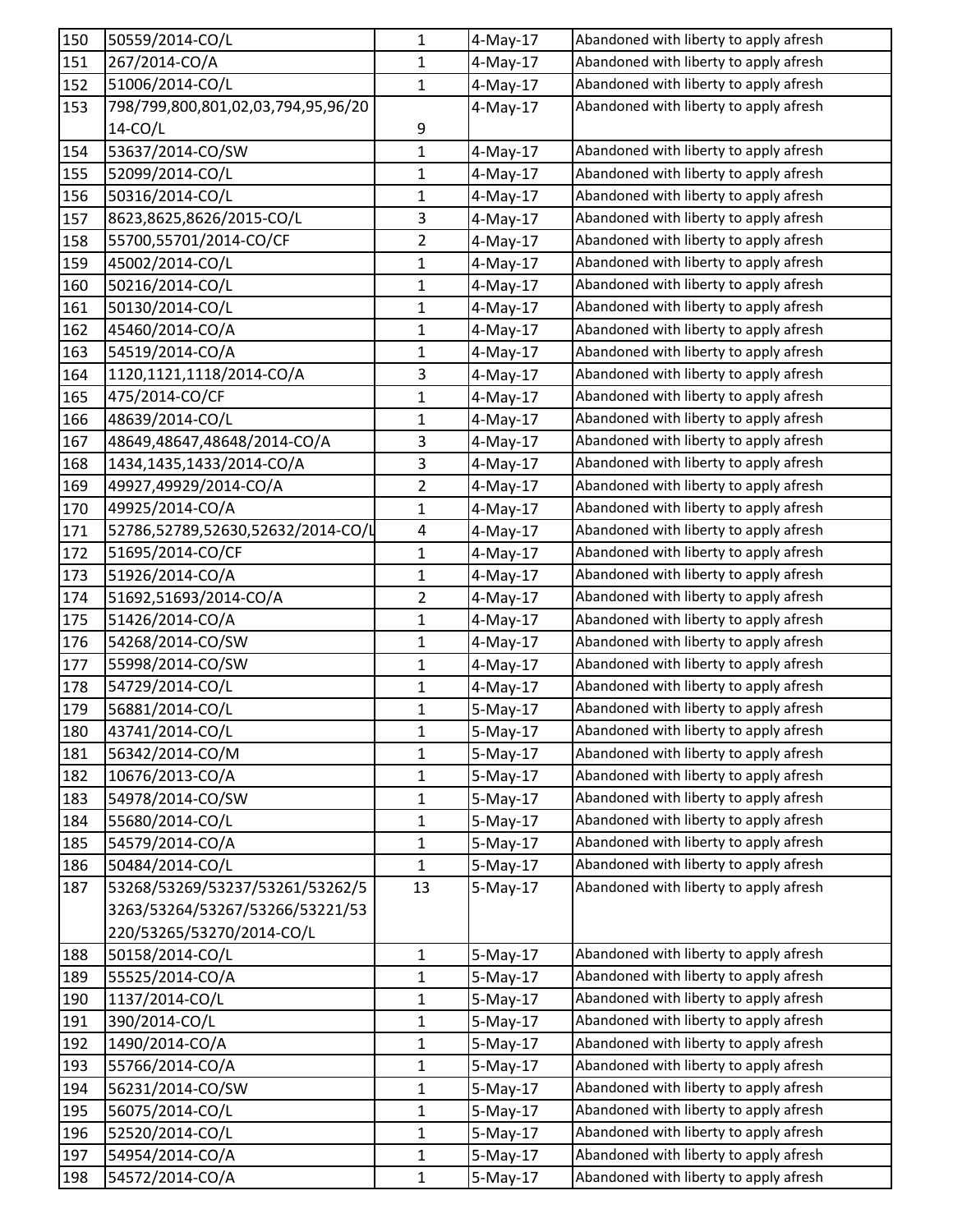| | | | | |
|---|---|---|---|---|
| 150 | 50559/2014-CO/L | 1 | 4-May-17 | Abandoned with liberty to apply afresh |
| 151 | 267/2014-CO/A | 1 | 4-May-17 | Abandoned with liberty to apply afresh |
| 152 | 51006/2014-CO/L | 1 | 4-May-17 | Abandoned with liberty to apply afresh |
| 153 | 798/799,800,801,02,03,794,95,96/2014-CO/L | 9 | 4-May-17 | Abandoned with liberty to apply afresh |
| 154 | 53637/2014-CO/SW | 1 | 4-May-17 | Abandoned with liberty to apply afresh |
| 155 | 52099/2014-CO/L | 1 | 4-May-17 | Abandoned with liberty to apply afresh |
| 156 | 50316/2014-CO/L | 1 | 4-May-17 | Abandoned with liberty to apply afresh |
| 157 | 8623,8625,8626/2015-CO/L | 3 | 4-May-17 | Abandoned with liberty to apply afresh |
| 158 | 55700,55701/2014-CO/CF | 2 | 4-May-17 | Abandoned with liberty to apply afresh |
| 159 | 45002/2014-CO/L | 1 | 4-May-17 | Abandoned with liberty to apply afresh |
| 160 | 50216/2014-CO/L | 1 | 4-May-17 | Abandoned with liberty to apply afresh |
| 161 | 50130/2014-CO/L | 1 | 4-May-17 | Abandoned with liberty to apply afresh |
| 162 | 45460/2014-CO/A | 1 | 4-May-17 | Abandoned with liberty to apply afresh |
| 163 | 54519/2014-CO/A | 1 | 4-May-17 | Abandoned with liberty to apply afresh |
| 164 | 1120,1121,1118/2014-CO/A | 3 | 4-May-17 | Abandoned with liberty to apply afresh |
| 165 | 475/2014-CO/CF | 1 | 4-May-17 | Abandoned with liberty to apply afresh |
| 166 | 48639/2014-CO/L | 1 | 4-May-17 | Abandoned with liberty to apply afresh |
| 167 | 48649,48647,48648/2014-CO/A | 3 | 4-May-17 | Abandoned with liberty to apply afresh |
| 168 | 1434,1435,1433/2014-CO/A | 3 | 4-May-17 | Abandoned with liberty to apply afresh |
| 169 | 49927,49929/2014-CO/A | 2 | 4-May-17 | Abandoned with liberty to apply afresh |
| 170 | 49925/2014-CO/A | 1 | 4-May-17 | Abandoned with liberty to apply afresh |
| 171 | 52786,52789,52630,52632/2014-CO/L | 4 | 4-May-17 | Abandoned with liberty to apply afresh |
| 172 | 51695/2014-CO/CF | 1 | 4-May-17 | Abandoned with liberty to apply afresh |
| 173 | 51926/2014-CO/A | 1 | 4-May-17 | Abandoned with liberty to apply afresh |
| 174 | 51692,51693/2014-CO/A | 2 | 4-May-17 | Abandoned with liberty to apply afresh |
| 175 | 51426/2014-CO/A | 1 | 4-May-17 | Abandoned with liberty to apply afresh |
| 176 | 54268/2014-CO/SW | 1 | 4-May-17 | Abandoned with liberty to apply afresh |
| 177 | 55998/2014-CO/SW | 1 | 4-May-17 | Abandoned with liberty to apply afresh |
| 178 | 54729/2014-CO/L | 1 | 4-May-17 | Abandoned with liberty to apply afresh |
| 179 | 56881/2014-CO/L | 1 | 5-May-17 | Abandoned with liberty to apply afresh |
| 180 | 43741/2014-CO/L | 1 | 5-May-17 | Abandoned with liberty to apply afresh |
| 181 | 56342/2014-CO/M | 1 | 5-May-17 | Abandoned with liberty to apply afresh |
| 182 | 10676/2013-CO/A | 1 | 5-May-17 | Abandoned with liberty to apply afresh |
| 183 | 54978/2014-CO/SW | 1 | 5-May-17 | Abandoned with liberty to apply afresh |
| 184 | 55680/2014-CO/L | 1 | 5-May-17 | Abandoned with liberty to apply afresh |
| 185 | 54579/2014-CO/A | 1 | 5-May-17 | Abandoned with liberty to apply afresh |
| 186 | 50484/2014-CO/L | 1 | 5-May-17 | Abandoned with liberty to apply afresh |
| 187 | 53268/53269/53237/53261/53262/53263/53264/53267/53266/53221/53220/53265/53270/2014-CO/L | 13 | 5-May-17 | Abandoned with liberty to apply afresh |
| 188 | 50158/2014-CO/L | 1 | 5-May-17 | Abandoned with liberty to apply afresh |
| 189 | 55525/2014-CO/A | 1 | 5-May-17 | Abandoned with liberty to apply afresh |
| 190 | 1137/2014-CO/L | 1 | 5-May-17 | Abandoned with liberty to apply afresh |
| 191 | 390/2014-CO/L | 1 | 5-May-17 | Abandoned with liberty to apply afresh |
| 192 | 1490/2014-CO/A | 1 | 5-May-17 | Abandoned with liberty to apply afresh |
| 193 | 55766/2014-CO/A | 1 | 5-May-17 | Abandoned with liberty to apply afresh |
| 194 | 56231/2014-CO/SW | 1 | 5-May-17 | Abandoned with liberty to apply afresh |
| 195 | 56075/2014-CO/L | 1 | 5-May-17 | Abandoned with liberty to apply afresh |
| 196 | 52520/2014-CO/L | 1 | 5-May-17 | Abandoned with liberty to apply afresh |
| 197 | 54954/2014-CO/A | 1 | 5-May-17 | Abandoned with liberty to apply afresh |
| 198 | 54572/2014-CO/A | 1 | 5-May-17 | Abandoned with liberty to apply afresh |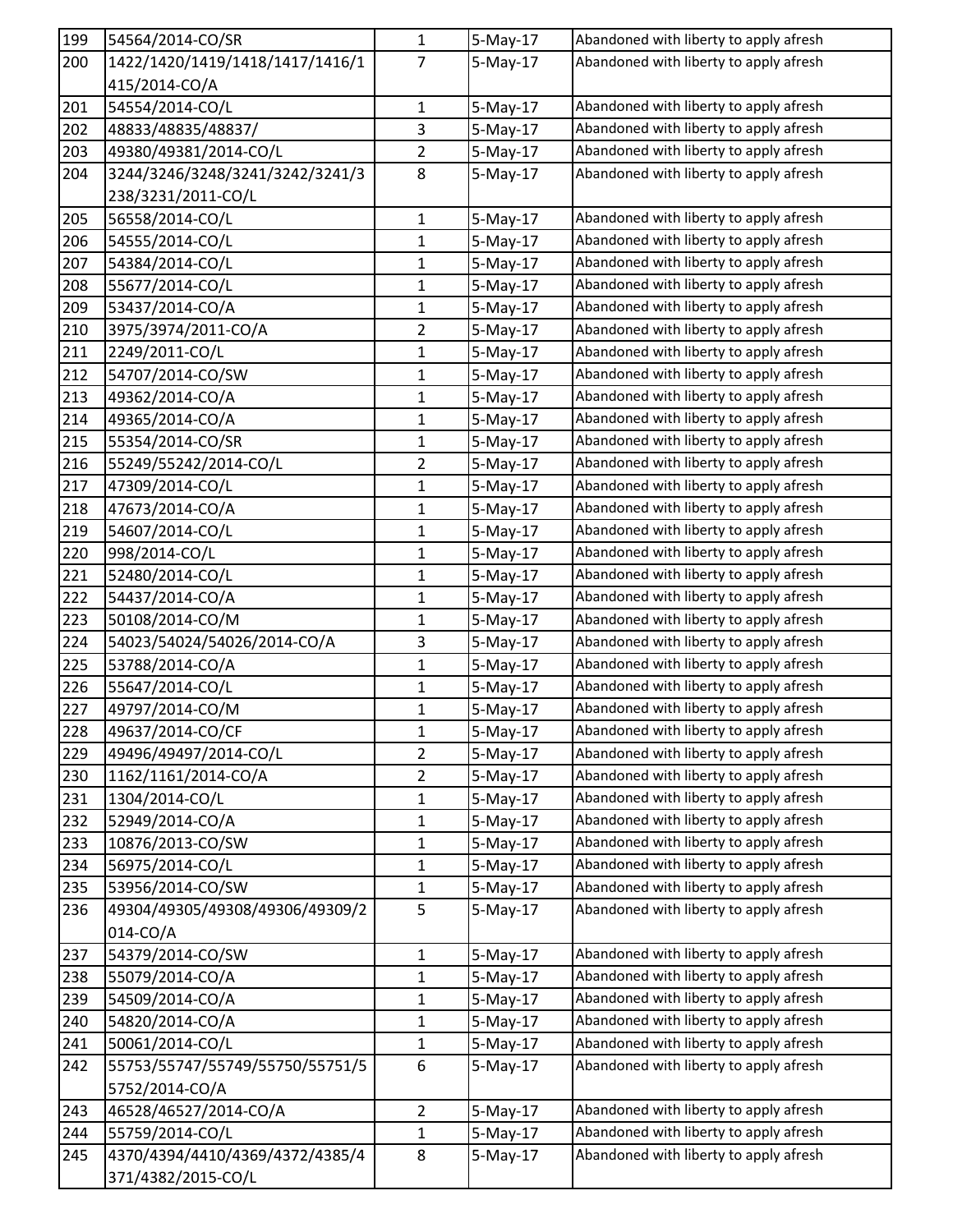| 199 | 54564/2014-CO/SR | 1 | 5-May-17 | Abandoned with liberty to apply afresh |
|---|---|---|---|---|
| 200 | 1422/1420/1419/1418/1417/1416/1415/2014-CO/A | 7 | 5-May-17 | Abandoned with liberty to apply afresh |
| 201 | 54554/2014-CO/L | 1 | 5-May-17 | Abandoned with liberty to apply afresh |
| 202 | 48833/48835/48837/ | 3 | 5-May-17 | Abandoned with liberty to apply afresh |
| 203 | 49380/49381/2014-CO/L | 2 | 5-May-17 | Abandoned with liberty to apply afresh |
| 204 | 3244/3246/3248/3241/3242/3241/3238/3231/2011-CO/L | 8 | 5-May-17 | Abandoned with liberty to apply afresh |
| 205 | 56558/2014-CO/L | 1 | 5-May-17 | Abandoned with liberty to apply afresh |
| 206 | 54555/2014-CO/L | 1 | 5-May-17 | Abandoned with liberty to apply afresh |
| 207 | 54384/2014-CO/L | 1 | 5-May-17 | Abandoned with liberty to apply afresh |
| 208 | 55677/2014-CO/L | 1 | 5-May-17 | Abandoned with liberty to apply afresh |
| 209 | 53437/2014-CO/A | 1 | 5-May-17 | Abandoned with liberty to apply afresh |
| 210 | 3975/3974/2011-CO/A | 2 | 5-May-17 | Abandoned with liberty to apply afresh |
| 211 | 2249/2011-CO/L | 1 | 5-May-17 | Abandoned with liberty to apply afresh |
| 212 | 54707/2014-CO/SW | 1 | 5-May-17 | Abandoned with liberty to apply afresh |
| 213 | 49362/2014-CO/A | 1 | 5-May-17 | Abandoned with liberty to apply afresh |
| 214 | 49365/2014-CO/A | 1 | 5-May-17 | Abandoned with liberty to apply afresh |
| 215 | 55354/2014-CO/SR | 1 | 5-May-17 | Abandoned with liberty to apply afresh |
| 216 | 55249/55242/2014-CO/L | 2 | 5-May-17 | Abandoned with liberty to apply afresh |
| 217 | 47309/2014-CO/L | 1 | 5-May-17 | Abandoned with liberty to apply afresh |
| 218 | 47673/2014-CO/A | 1 | 5-May-17 | Abandoned with liberty to apply afresh |
| 219 | 54607/2014-CO/L | 1 | 5-May-17 | Abandoned with liberty to apply afresh |
| 220 | 998/2014-CO/L | 1 | 5-May-17 | Abandoned with liberty to apply afresh |
| 221 | 52480/2014-CO/L | 1 | 5-May-17 | Abandoned with liberty to apply afresh |
| 222 | 54437/2014-CO/A | 1 | 5-May-17 | Abandoned with liberty to apply afresh |
| 223 | 50108/2014-CO/M | 1 | 5-May-17 | Abandoned with liberty to apply afresh |
| 224 | 54023/54024/54026/2014-CO/A | 3 | 5-May-17 | Abandoned with liberty to apply afresh |
| 225 | 53788/2014-CO/A | 1 | 5-May-17 | Abandoned with liberty to apply afresh |
| 226 | 55647/2014-CO/L | 1 | 5-May-17 | Abandoned with liberty to apply afresh |
| 227 | 49797/2014-CO/M | 1 | 5-May-17 | Abandoned with liberty to apply afresh |
| 228 | 49637/2014-CO/CF | 1 | 5-May-17 | Abandoned with liberty to apply afresh |
| 229 | 49496/49497/2014-CO/L | 2 | 5-May-17 | Abandoned with liberty to apply afresh |
| 230 | 1162/1161/2014-CO/A | 2 | 5-May-17 | Abandoned with liberty to apply afresh |
| 231 | 1304/2014-CO/L | 1 | 5-May-17 | Abandoned with liberty to apply afresh |
| 232 | 52949/2014-CO/A | 1 | 5-May-17 | Abandoned with liberty to apply afresh |
| 233 | 10876/2013-CO/SW | 1 | 5-May-17 | Abandoned with liberty to apply afresh |
| 234 | 56975/2014-CO/L | 1 | 5-May-17 | Abandoned with liberty to apply afresh |
| 235 | 53956/2014-CO/SW | 1 | 5-May-17 | Abandoned with liberty to apply afresh |
| 236 | 49304/49305/49308/49306/49309/2014-CO/A | 5 | 5-May-17 | Abandoned with liberty to apply afresh |
| 237 | 54379/2014-CO/SW | 1 | 5-May-17 | Abandoned with liberty to apply afresh |
| 238 | 55079/2014-CO/A | 1 | 5-May-17 | Abandoned with liberty to apply afresh |
| 239 | 54509/2014-CO/A | 1 | 5-May-17 | Abandoned with liberty to apply afresh |
| 240 | 54820/2014-CO/A | 1 | 5-May-17 | Abandoned with liberty to apply afresh |
| 241 | 50061/2014-CO/L | 1 | 5-May-17 | Abandoned with liberty to apply afresh |
| 242 | 55753/55747/55749/55750/55751/55752/2014-CO/A | 6 | 5-May-17 | Abandoned with liberty to apply afresh |
| 243 | 46528/46527/2014-CO/A | 2 | 5-May-17 | Abandoned with liberty to apply afresh |
| 244 | 55759/2014-CO/L | 1 | 5-May-17 | Abandoned with liberty to apply afresh |
| 245 | 4370/4394/4410/4369/4372/4385/4371/4382/2015-CO/L | 8 | 5-May-17 | Abandoned with liberty to apply afresh |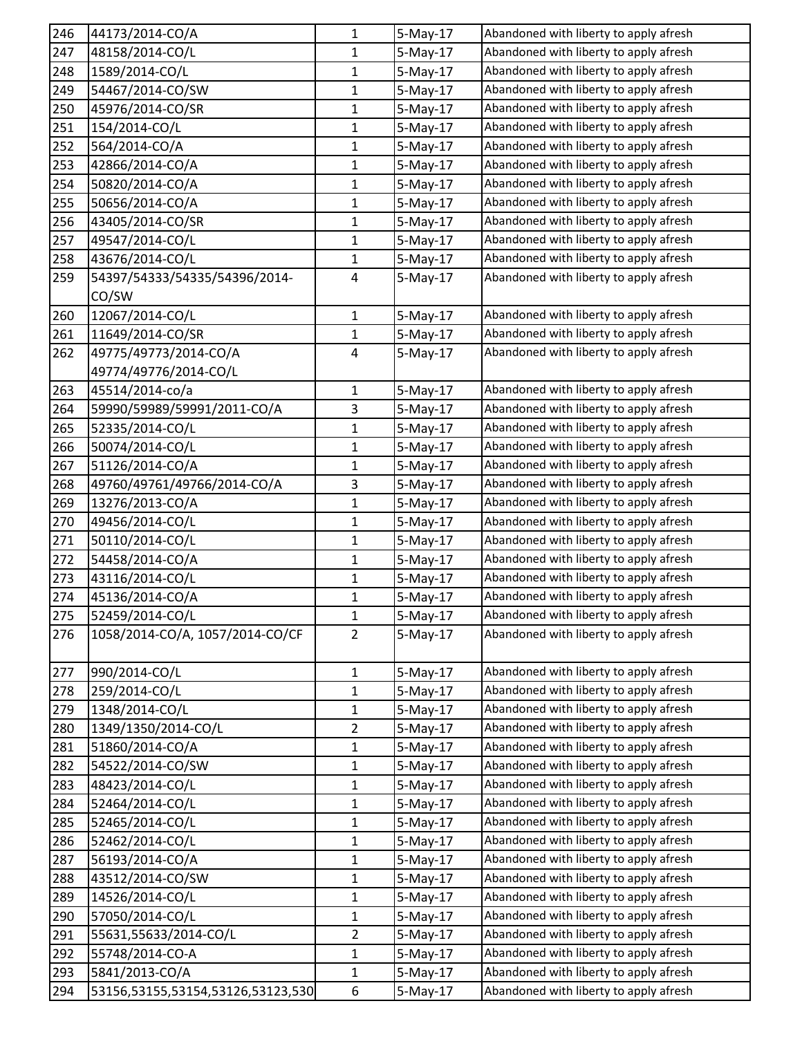| 246 | 44173/2014-CO/A | 1 | 5-May-17 | Abandoned with liberty to apply afresh |
|---|---|---|---|---|
| 247 | 48158/2014-CO/L | 1 | 5-May-17 | Abandoned with liberty to apply afresh |
| 248 | 1589/2014-CO/L | 1 | 5-May-17 | Abandoned with liberty to apply afresh |
| 249 | 54467/2014-CO/SW | 1 | 5-May-17 | Abandoned with liberty to apply afresh |
| 250 | 45976/2014-CO/SR | 1 | 5-May-17 | Abandoned with liberty to apply afresh |
| 251 | 154/2014-CO/L | 1 | 5-May-17 | Abandoned with liberty to apply afresh |
| 252 | 564/2014-CO/A | 1 | 5-May-17 | Abandoned with liberty to apply afresh |
| 253 | 42866/2014-CO/A | 1 | 5-May-17 | Abandoned with liberty to apply afresh |
| 254 | 50820/2014-CO/A | 1 | 5-May-17 | Abandoned with liberty to apply afresh |
| 255 | 50656/2014-CO/A | 1 | 5-May-17 | Abandoned with liberty to apply afresh |
| 256 | 43405/2014-CO/SR | 1 | 5-May-17 | Abandoned with liberty to apply afresh |
| 257 | 49547/2014-CO/L | 1 | 5-May-17 | Abandoned with liberty to apply afresh |
| 258 | 43676/2014-CO/L | 1 | 5-May-17 | Abandoned with liberty to apply afresh |
| 259 | 54397/54333/54335/54396/2014-CO/SW | 4 | 5-May-17 | Abandoned with liberty to apply afresh |
| 260 | 12067/2014-CO/L | 1 | 5-May-17 | Abandoned with liberty to apply afresh |
| 261 | 11649/2014-CO/SR | 1 | 5-May-17 | Abandoned with liberty to apply afresh |
| 262 | 49775/49773/2014-CO/A 49774/49776/2014-CO/L | 4 | 5-May-17 | Abandoned with liberty to apply afresh |
| 263 | 45514/2014-co/a | 1 | 5-May-17 | Abandoned with liberty to apply afresh |
| 264 | 59990/59989/59991/2011-CO/A | 3 | 5-May-17 | Abandoned with liberty to apply afresh |
| 265 | 52335/2014-CO/L | 1 | 5-May-17 | Abandoned with liberty to apply afresh |
| 266 | 50074/2014-CO/L | 1 | 5-May-17 | Abandoned with liberty to apply afresh |
| 267 | 51126/2014-CO/A | 1 | 5-May-17 | Abandoned with liberty to apply afresh |
| 268 | 49760/49761/49766/2014-CO/A | 3 | 5-May-17 | Abandoned with liberty to apply afresh |
| 269 | 13276/2013-CO/A | 1 | 5-May-17 | Abandoned with liberty to apply afresh |
| 270 | 49456/2014-CO/L | 1 | 5-May-17 | Abandoned with liberty to apply afresh |
| 271 | 50110/2014-CO/L | 1 | 5-May-17 | Abandoned with liberty to apply afresh |
| 272 | 54458/2014-CO/A | 1 | 5-May-17 | Abandoned with liberty to apply afresh |
| 273 | 43116/2014-CO/L | 1 | 5-May-17 | Abandoned with liberty to apply afresh |
| 274 | 45136/2014-CO/A | 1 | 5-May-17 | Abandoned with liberty to apply afresh |
| 275 | 52459/2014-CO/L | 1 | 5-May-17 | Abandoned with liberty to apply afresh |
| 276 | 1058/2014-CO/A, 1057/2014-CO/CF | 2 | 5-May-17 | Abandoned with liberty to apply afresh |
| 277 | 990/2014-CO/L | 1 | 5-May-17 | Abandoned with liberty to apply afresh |
| 278 | 259/2014-CO/L | 1 | 5-May-17 | Abandoned with liberty to apply afresh |
| 279 | 1348/2014-CO/L | 1 | 5-May-17 | Abandoned with liberty to apply afresh |
| 280 | 1349/1350/2014-CO/L | 2 | 5-May-17 | Abandoned with liberty to apply afresh |
| 281 | 51860/2014-CO/A | 1 | 5-May-17 | Abandoned with liberty to apply afresh |
| 282 | 54522/2014-CO/SW | 1 | 5-May-17 | Abandoned with liberty to apply afresh |
| 283 | 48423/2014-CO/L | 1 | 5-May-17 | Abandoned with liberty to apply afresh |
| 284 | 52464/2014-CO/L | 1 | 5-May-17 | Abandoned with liberty to apply afresh |
| 285 | 52465/2014-CO/L | 1 | 5-May-17 | Abandoned with liberty to apply afresh |
| 286 | 52462/2014-CO/L | 1 | 5-May-17 | Abandoned with liberty to apply afresh |
| 287 | 56193/2014-CO/A | 1 | 5-May-17 | Abandoned with liberty to apply afresh |
| 288 | 43512/2014-CO/SW | 1 | 5-May-17 | Abandoned with liberty to apply afresh |
| 289 | 14526/2014-CO/L | 1 | 5-May-17 | Abandoned with liberty to apply afresh |
| 290 | 57050/2014-CO/L | 1 | 5-May-17 | Abandoned with liberty to apply afresh |
| 291 | 55631,55633/2014-CO/L | 2 | 5-May-17 | Abandoned with liberty to apply afresh |
| 292 | 55748/2014-CO-A | 1 | 5-May-17 | Abandoned with liberty to apply afresh |
| 293 | 5841/2013-CO/A | 1 | 5-May-17 | Abandoned with liberty to apply afresh |
| 294 | 53156,53155,53154,53126,53123,530 | 6 | 5-May-17 | Abandoned with liberty to apply afresh |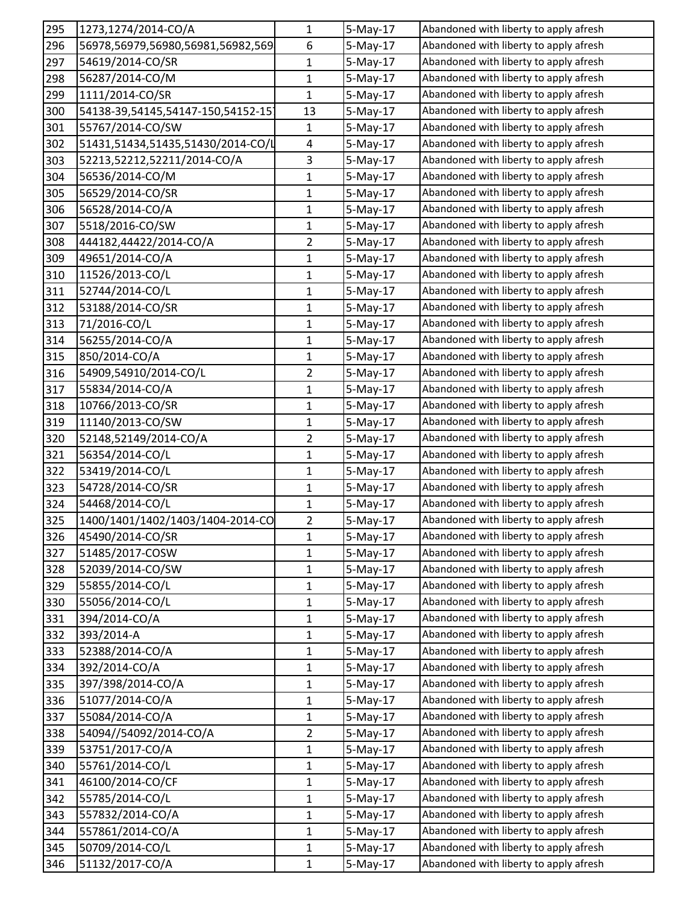| | | | | |
|---|---|---|---|---|
| 295 | 1273,1274/2014-CO/A | 1 | 5-May-17 | Abandoned with liberty to apply afresh |
| 296 | 56978,56979,56980,56981,56982,569 | 6 | 5-May-17 | Abandoned with liberty to apply afresh |
| 297 | 54619/2014-CO/SR | 1 | 5-May-17 | Abandoned with liberty to apply afresh |
| 298 | 56287/2014-CO/M | 1 | 5-May-17 | Abandoned with liberty to apply afresh |
| 299 | 1111/2014-CO/SR | 1 | 5-May-17 | Abandoned with liberty to apply afresh |
| 300 | 54138-39,54145,54147-150,54152-15 | 13 | 5-May-17 | Abandoned with liberty to apply afresh |
| 301 | 55767/2014-CO/SW | 1 | 5-May-17 | Abandoned with liberty to apply afresh |
| 302 | 51431,51434,51435,51430/2014-CO/L | 4 | 5-May-17 | Abandoned with liberty to apply afresh |
| 303 | 52213,52212,52211/2014-CO/A | 3 | 5-May-17 | Abandoned with liberty to apply afresh |
| 304 | 56536/2014-CO/M | 1 | 5-May-17 | Abandoned with liberty to apply afresh |
| 305 | 56529/2014-CO/SR | 1 | 5-May-17 | Abandoned with liberty to apply afresh |
| 306 | 56528/2014-CO/A | 1 | 5-May-17 | Abandoned with liberty to apply afresh |
| 307 | 5518/2016-CO/SW | 1 | 5-May-17 | Abandoned with liberty to apply afresh |
| 308 | 444182,44422/2014-CO/A | 2 | 5-May-17 | Abandoned with liberty to apply afresh |
| 309 | 49651/2014-CO/A | 1 | 5-May-17 | Abandoned with liberty to apply afresh |
| 310 | 11526/2013-CO/L | 1 | 5-May-17 | Abandoned with liberty to apply afresh |
| 311 | 52744/2014-CO/L | 1 | 5-May-17 | Abandoned with liberty to apply afresh |
| 312 | 53188/2014-CO/SR | 1 | 5-May-17 | Abandoned with liberty to apply afresh |
| 313 | 71/2016-CO/L | 1 | 5-May-17 | Abandoned with liberty to apply afresh |
| 314 | 56255/2014-CO/A | 1 | 5-May-17 | Abandoned with liberty to apply afresh |
| 315 | 850/2014-CO/A | 1 | 5-May-17 | Abandoned with liberty to apply afresh |
| 316 | 54909,54910/2014-CO/L | 2 | 5-May-17 | Abandoned with liberty to apply afresh |
| 317 | 55834/2014-CO/A | 1 | 5-May-17 | Abandoned with liberty to apply afresh |
| 318 | 10766/2013-CO/SR | 1 | 5-May-17 | Abandoned with liberty to apply afresh |
| 319 | 11140/2013-CO/SW | 1 | 5-May-17 | Abandoned with liberty to apply afresh |
| 320 | 52148,52149/2014-CO/A | 2 | 5-May-17 | Abandoned with liberty to apply afresh |
| 321 | 56354/2014-CO/L | 1 | 5-May-17 | Abandoned with liberty to apply afresh |
| 322 | 53419/2014-CO/L | 1 | 5-May-17 | Abandoned with liberty to apply afresh |
| 323 | 54728/2014-CO/SR | 1 | 5-May-17 | Abandoned with liberty to apply afresh |
| 324 | 54468/2014-CO/L | 1 | 5-May-17 | Abandoned with liberty to apply afresh |
| 325 | 1400/1401/1402/1403/1404-2014-CO | 2 | 5-May-17 | Abandoned with liberty to apply afresh |
| 326 | 45490/2014-CO/SR | 1 | 5-May-17 | Abandoned with liberty to apply afresh |
| 327 | 51485/2017-COSW | 1 | 5-May-17 | Abandoned with liberty to apply afresh |
| 328 | 52039/2014-CO/SW | 1 | 5-May-17 | Abandoned with liberty to apply afresh |
| 329 | 55855/2014-CO/L | 1 | 5-May-17 | Abandoned with liberty to apply afresh |
| 330 | 55056/2014-CO/L | 1 | 5-May-17 | Abandoned with liberty to apply afresh |
| 331 | 394/2014-CO/A | 1 | 5-May-17 | Abandoned with liberty to apply afresh |
| 332 | 393/2014-A | 1 | 5-May-17 | Abandoned with liberty to apply afresh |
| 333 | 52388/2014-CO/A | 1 | 5-May-17 | Abandoned with liberty to apply afresh |
| 334 | 392/2014-CO/A | 1 | 5-May-17 | Abandoned with liberty to apply afresh |
| 335 | 397/398/2014-CO/A | 1 | 5-May-17 | Abandoned with liberty to apply afresh |
| 336 | 51077/2014-CO/A | 1 | 5-May-17 | Abandoned with liberty to apply afresh |
| 337 | 55084/2014-CO/A | 1 | 5-May-17 | Abandoned with liberty to apply afresh |
| 338 | 54094//54092/2014-CO/A | 2 | 5-May-17 | Abandoned with liberty to apply afresh |
| 339 | 53751/2017-CO/A | 1 | 5-May-17 | Abandoned with liberty to apply afresh |
| 340 | 55761/2014-CO/L | 1 | 5-May-17 | Abandoned with liberty to apply afresh |
| 341 | 46100/2014-CO/CF | 1 | 5-May-17 | Abandoned with liberty to apply afresh |
| 342 | 55785/2014-CO/L | 1 | 5-May-17 | Abandoned with liberty to apply afresh |
| 343 | 557832/2014-CO/A | 1 | 5-May-17 | Abandoned with liberty to apply afresh |
| 344 | 557861/2014-CO/A | 1 | 5-May-17 | Abandoned with liberty to apply afresh |
| 345 | 50709/2014-CO/L | 1 | 5-May-17 | Abandoned with liberty to apply afresh |
| 346 | 51132/2017-CO/A | 1 | 5-May-17 | Abandoned with liberty to apply afresh |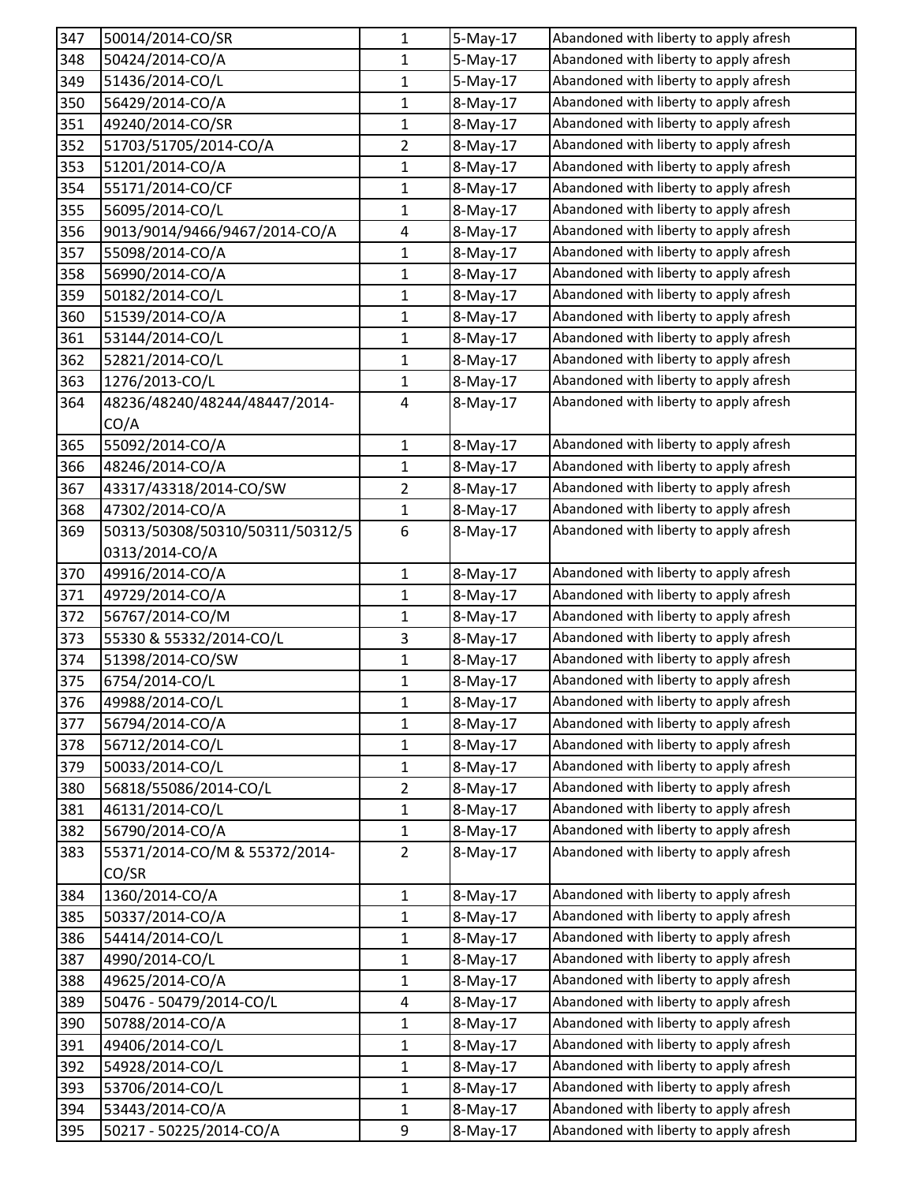| 347 | 50014/2014-CO/SR | 1 | 5-May-17 | Abandoned with liberty to apply afresh |
|---|---|---|---|---|
| 348 | 50424/2014-CO/A | 1 | 5-May-17 | Abandoned with liberty to apply afresh |
| 349 | 51436/2014-CO/L | 1 | 5-May-17 | Abandoned with liberty to apply afresh |
| 350 | 56429/2014-CO/A | 1 | 8-May-17 | Abandoned with liberty to apply afresh |
| 351 | 49240/2014-CO/SR | 1 | 8-May-17 | Abandoned with liberty to apply afresh |
| 352 | 51703/51705/2014-CO/A | 2 | 8-May-17 | Abandoned with liberty to apply afresh |
| 353 | 51201/2014-CO/A | 1 | 8-May-17 | Abandoned with liberty to apply afresh |
| 354 | 55171/2014-CO/CF | 1 | 8-May-17 | Abandoned with liberty to apply afresh |
| 355 | 56095/2014-CO/L | 1 | 8-May-17 | Abandoned with liberty to apply afresh |
| 356 | 9013/9014/9466/9467/2014-CO/A | 4 | 8-May-17 | Abandoned with liberty to apply afresh |
| 357 | 55098/2014-CO/A | 1 | 8-May-17 | Abandoned with liberty to apply afresh |
| 358 | 56990/2014-CO/A | 1 | 8-May-17 | Abandoned with liberty to apply afresh |
| 359 | 50182/2014-CO/L | 1 | 8-May-17 | Abandoned with liberty to apply afresh |
| 360 | 51539/2014-CO/A | 1 | 8-May-17 | Abandoned with liberty to apply afresh |
| 361 | 53144/2014-CO/L | 1 | 8-May-17 | Abandoned with liberty to apply afresh |
| 362 | 52821/2014-CO/L | 1 | 8-May-17 | Abandoned with liberty to apply afresh |
| 363 | 1276/2013-CO/L | 1 | 8-May-17 | Abandoned with liberty to apply afresh |
| 364 | 48236/48240/48244/48447/2014-CO/A | 4 | 8-May-17 | Abandoned with liberty to apply afresh |
| 365 | 55092/2014-CO/A | 1 | 8-May-17 | Abandoned with liberty to apply afresh |
| 366 | 48246/2014-CO/A | 1 | 8-May-17 | Abandoned with liberty to apply afresh |
| 367 | 43317/43318/2014-CO/SW | 2 | 8-May-17 | Abandoned with liberty to apply afresh |
| 368 | 47302/2014-CO/A | 1 | 8-May-17 | Abandoned with liberty to apply afresh |
| 369 | 50313/50308/50310/50311/50312/50313/2014-CO/A | 6 | 8-May-17 | Abandoned with liberty to apply afresh |
| 370 | 49916/2014-CO/A | 1 | 8-May-17 | Abandoned with liberty to apply afresh |
| 371 | 49729/2014-CO/A | 1 | 8-May-17 | Abandoned with liberty to apply afresh |
| 372 | 56767/2014-CO/M | 1 | 8-May-17 | Abandoned with liberty to apply afresh |
| 373 | 55330 & 55332/2014-CO/L | 3 | 8-May-17 | Abandoned with liberty to apply afresh |
| 374 | 51398/2014-CO/SW | 1 | 8-May-17 | Abandoned with liberty to apply afresh |
| 375 | 6754/2014-CO/L | 1 | 8-May-17 | Abandoned with liberty to apply afresh |
| 376 | 49988/2014-CO/L | 1 | 8-May-17 | Abandoned with liberty to apply afresh |
| 377 | 56794/2014-CO/A | 1 | 8-May-17 | Abandoned with liberty to apply afresh |
| 378 | 56712/2014-CO/L | 1 | 8-May-17 | Abandoned with liberty to apply afresh |
| 379 | 50033/2014-CO/L | 1 | 8-May-17 | Abandoned with liberty to apply afresh |
| 380 | 56818/55086/2014-CO/L | 2 | 8-May-17 | Abandoned with liberty to apply afresh |
| 381 | 46131/2014-CO/L | 1 | 8-May-17 | Abandoned with liberty to apply afresh |
| 382 | 56790/2014-CO/A | 1 | 8-May-17 | Abandoned with liberty to apply afresh |
| 383 | 55371/2014-CO/M & 55372/2014-CO/SR | 2 | 8-May-17 | Abandoned with liberty to apply afresh |
| 384 | 1360/2014-CO/A | 1 | 8-May-17 | Abandoned with liberty to apply afresh |
| 385 | 50337/2014-CO/A | 1 | 8-May-17 | Abandoned with liberty to apply afresh |
| 386 | 54414/2014-CO/L | 1 | 8-May-17 | Abandoned with liberty to apply afresh |
| 387 | 4990/2014-CO/L | 1 | 8-May-17 | Abandoned with liberty to apply afresh |
| 388 | 49625/2014-CO/A | 1 | 8-May-17 | Abandoned with liberty to apply afresh |
| 389 | 50476 - 50479/2014-CO/L | 4 | 8-May-17 | Abandoned with liberty to apply afresh |
| 390 | 50788/2014-CO/A | 1 | 8-May-17 | Abandoned with liberty to apply afresh |
| 391 | 49406/2014-CO/L | 1 | 8-May-17 | Abandoned with liberty to apply afresh |
| 392 | 54928/2014-CO/L | 1 | 8-May-17 | Abandoned with liberty to apply afresh |
| 393 | 53706/2014-CO/L | 1 | 8-May-17 | Abandoned with liberty to apply afresh |
| 394 | 53443/2014-CO/A | 1 | 8-May-17 | Abandoned with liberty to apply afresh |
| 395 | 50217 - 50225/2014-CO/A | 9 | 8-May-17 | Abandoned with liberty to apply afresh |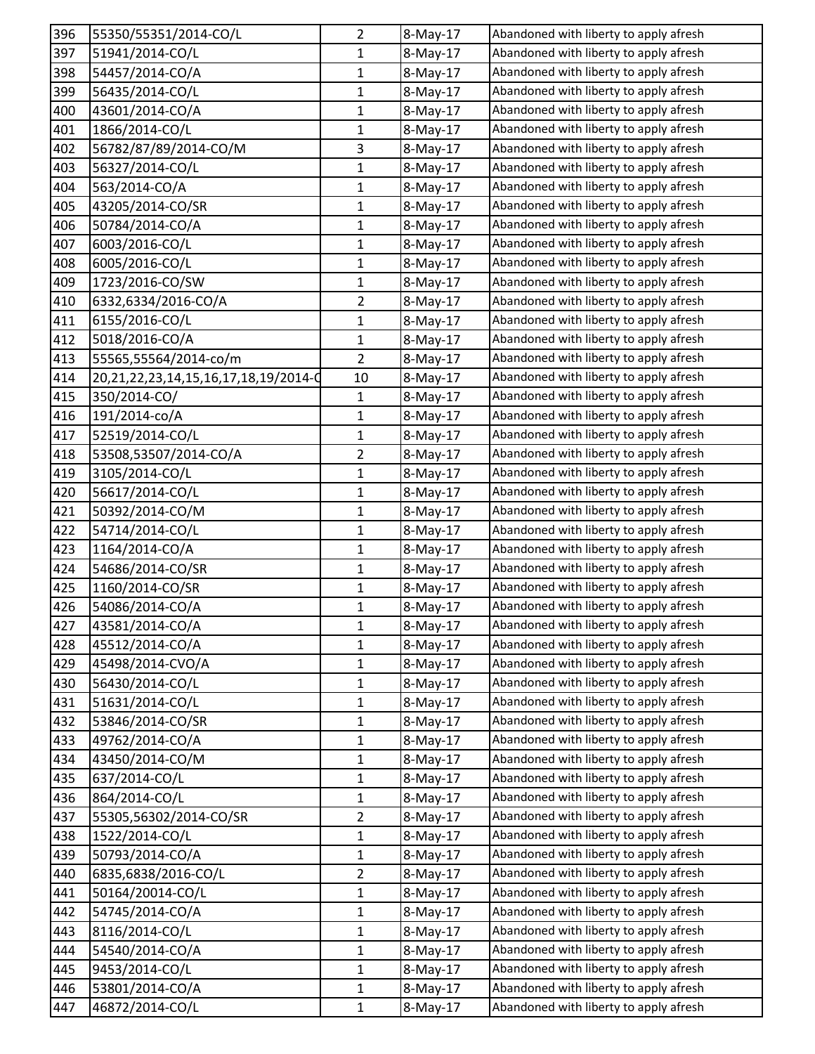| 396 | 55350/55351/2014-CO/L | 2 | 8-May-17 | Abandoned with liberty to apply afresh |
|---|---|---|---|---|
| 397 | 51941/2014-CO/L | 1 | 8-May-17 | Abandoned with liberty to apply afresh |
| 398 | 54457/2014-CO/A | 1 | 8-May-17 | Abandoned with liberty to apply afresh |
| 399 | 56435/2014-CO/L | 1 | 8-May-17 | Abandoned with liberty to apply afresh |
| 400 | 43601/2014-CO/A | 1 | 8-May-17 | Abandoned with liberty to apply afresh |
| 401 | 1866/2014-CO/L | 1 | 8-May-17 | Abandoned with liberty to apply afresh |
| 402 | 56782/87/89/2014-CO/M | 3 | 8-May-17 | Abandoned with liberty to apply afresh |
| 403 | 56327/2014-CO/L | 1 | 8-May-17 | Abandoned with liberty to apply afresh |
| 404 | 563/2014-CO/A | 1 | 8-May-17 | Abandoned with liberty to apply afresh |
| 405 | 43205/2014-CO/SR | 1 | 8-May-17 | Abandoned with liberty to apply afresh |
| 406 | 50784/2014-CO/A | 1 | 8-May-17 | Abandoned with liberty to apply afresh |
| 407 | 6003/2016-CO/L | 1 | 8-May-17 | Abandoned with liberty to apply afresh |
| 408 | 6005/2016-CO/L | 1 | 8-May-17 | Abandoned with liberty to apply afresh |
| 409 | 1723/2016-CO/SW | 1 | 8-May-17 | Abandoned with liberty to apply afresh |
| 410 | 6332,6334/2016-CO/A | 2 | 8-May-17 | Abandoned with liberty to apply afresh |
| 411 | 6155/2016-CO/L | 1 | 8-May-17 | Abandoned with liberty to apply afresh |
| 412 | 5018/2016-CO/A | 1 | 8-May-17 | Abandoned with liberty to apply afresh |
| 413 | 55565,55564/2014-co/m | 2 | 8-May-17 | Abandoned with liberty to apply afresh |
| 414 | 20,21,22,23,14,15,16,17,18,19/2014-C | 10 | 8-May-17 | Abandoned with liberty to apply afresh |
| 415 | 350/2014-CO/ | 1 | 8-May-17 | Abandoned with liberty to apply afresh |
| 416 | 191/2014-co/A | 1 | 8-May-17 | Abandoned with liberty to apply afresh |
| 417 | 52519/2014-CO/L | 1 | 8-May-17 | Abandoned with liberty to apply afresh |
| 418 | 53508,53507/2014-CO/A | 2 | 8-May-17 | Abandoned with liberty to apply afresh |
| 419 | 3105/2014-CO/L | 1 | 8-May-17 | Abandoned with liberty to apply afresh |
| 420 | 56617/2014-CO/L | 1 | 8-May-17 | Abandoned with liberty to apply afresh |
| 421 | 50392/2014-CO/M | 1 | 8-May-17 | Abandoned with liberty to apply afresh |
| 422 | 54714/2014-CO/L | 1 | 8-May-17 | Abandoned with liberty to apply afresh |
| 423 | 1164/2014-CO/A | 1 | 8-May-17 | Abandoned with liberty to apply afresh |
| 424 | 54686/2014-CO/SR | 1 | 8-May-17 | Abandoned with liberty to apply afresh |
| 425 | 1160/2014-CO/SR | 1 | 8-May-17 | Abandoned with liberty to apply afresh |
| 426 | 54086/2014-CO/A | 1 | 8-May-17 | Abandoned with liberty to apply afresh |
| 427 | 43581/2014-CO/A | 1 | 8-May-17 | Abandoned with liberty to apply afresh |
| 428 | 45512/2014-CO/A | 1 | 8-May-17 | Abandoned with liberty to apply afresh |
| 429 | 45498/2014-CVO/A | 1 | 8-May-17 | Abandoned with liberty to apply afresh |
| 430 | 56430/2014-CO/L | 1 | 8-May-17 | Abandoned with liberty to apply afresh |
| 431 | 51631/2014-CO/L | 1 | 8-May-17 | Abandoned with liberty to apply afresh |
| 432 | 53846/2014-CO/SR | 1 | 8-May-17 | Abandoned with liberty to apply afresh |
| 433 | 49762/2014-CO/A | 1 | 8-May-17 | Abandoned with liberty to apply afresh |
| 434 | 43450/2014-CO/M | 1 | 8-May-17 | Abandoned with liberty to apply afresh |
| 435 | 637/2014-CO/L | 1 | 8-May-17 | Abandoned with liberty to apply afresh |
| 436 | 864/2014-CO/L | 1 | 8-May-17 | Abandoned with liberty to apply afresh |
| 437 | 55305,56302/2014-CO/SR | 2 | 8-May-17 | Abandoned with liberty to apply afresh |
| 438 | 1522/2014-CO/L | 1 | 8-May-17 | Abandoned with liberty to apply afresh |
| 439 | 50793/2014-CO/A | 1 | 8-May-17 | Abandoned with liberty to apply afresh |
| 440 | 6835,6838/2016-CO/L | 2 | 8-May-17 | Abandoned with liberty to apply afresh |
| 441 | 50164/20014-CO/L | 1 | 8-May-17 | Abandoned with liberty to apply afresh |
| 442 | 54745/2014-CO/A | 1 | 8-May-17 | Abandoned with liberty to apply afresh |
| 443 | 8116/2014-CO/L | 1 | 8-May-17 | Abandoned with liberty to apply afresh |
| 444 | 54540/2014-CO/A | 1 | 8-May-17 | Abandoned with liberty to apply afresh |
| 445 | 9453/2014-CO/L | 1 | 8-May-17 | Abandoned with liberty to apply afresh |
| 446 | 53801/2014-CO/A | 1 | 8-May-17 | Abandoned with liberty to apply afresh |
| 447 | 46872/2014-CO/L | 1 | 8-May-17 | Abandoned with liberty to apply afresh |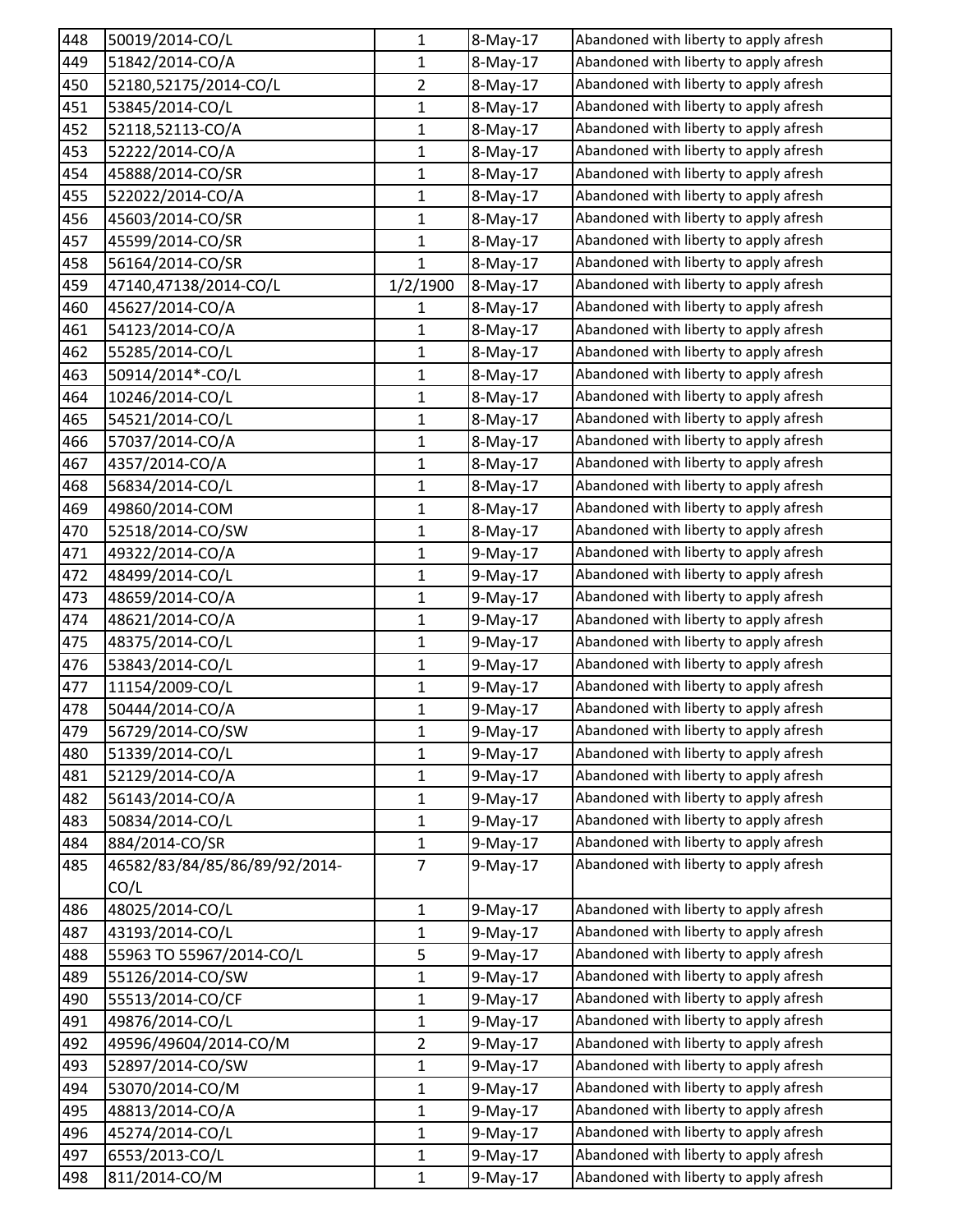| 448 | 50019/2014-CO/L | 1 | 8-May-17 | Abandoned with liberty to apply afresh |
|---|---|---|---|---|
| 449 | 51842/2014-CO/A | 1 | 8-May-17 | Abandoned with liberty to apply afresh |
| 450 | 52180,52175/2014-CO/L | 2 | 8-May-17 | Abandoned with liberty to apply afresh |
| 451 | 53845/2014-CO/L | 1 | 8-May-17 | Abandoned with liberty to apply afresh |
| 452 | 52118,52113-CO/A | 1 | 8-May-17 | Abandoned with liberty to apply afresh |
| 453 | 52222/2014-CO/A | 1 | 8-May-17 | Abandoned with liberty to apply afresh |
| 454 | 45888/2014-CO/SR | 1 | 8-May-17 | Abandoned with liberty to apply afresh |
| 455 | 522022/2014-CO/A | 1 | 8-May-17 | Abandoned with liberty to apply afresh |
| 456 | 45603/2014-CO/SR | 1 | 8-May-17 | Abandoned with liberty to apply afresh |
| 457 | 45599/2014-CO/SR | 1 | 8-May-17 | Abandoned with liberty to apply afresh |
| 458 | 56164/2014-CO/SR | 1 | 8-May-17 | Abandoned with liberty to apply afresh |
| 459 | 47140,47138/2014-CO/L | 1/2/1900 | 8-May-17 | Abandoned with liberty to apply afresh |
| 460 | 45627/2014-CO/A | 1 | 8-May-17 | Abandoned with liberty to apply afresh |
| 461 | 54123/2014-CO/A | 1 | 8-May-17 | Abandoned with liberty to apply afresh |
| 462 | 55285/2014-CO/L | 1 | 8-May-17 | Abandoned with liberty to apply afresh |
| 463 | 50914/2014*-CO/L | 1 | 8-May-17 | Abandoned with liberty to apply afresh |
| 464 | 10246/2014-CO/L | 1 | 8-May-17 | Abandoned with liberty to apply afresh |
| 465 | 54521/2014-CO/L | 1 | 8-May-17 | Abandoned with liberty to apply afresh |
| 466 | 57037/2014-CO/A | 1 | 8-May-17 | Abandoned with liberty to apply afresh |
| 467 | 4357/2014-CO/A | 1 | 8-May-17 | Abandoned with liberty to apply afresh |
| 468 | 56834/2014-CO/L | 1 | 8-May-17 | Abandoned with liberty to apply afresh |
| 469 | 49860/2014-COM | 1 | 8-May-17 | Abandoned with liberty to apply afresh |
| 470 | 52518/2014-CO/SW | 1 | 8-May-17 | Abandoned with liberty to apply afresh |
| 471 | 49322/2014-CO/A | 1 | 9-May-17 | Abandoned with liberty to apply afresh |
| 472 | 48499/2014-CO/L | 1 | 9-May-17 | Abandoned with liberty to apply afresh |
| 473 | 48659/2014-CO/A | 1 | 9-May-17 | Abandoned with liberty to apply afresh |
| 474 | 48621/2014-CO/A | 1 | 9-May-17 | Abandoned with liberty to apply afresh |
| 475 | 48375/2014-CO/L | 1 | 9-May-17 | Abandoned with liberty to apply afresh |
| 476 | 53843/2014-CO/L | 1 | 9-May-17 | Abandoned with liberty to apply afresh |
| 477 | 11154/2009-CO/L | 1 | 9-May-17 | Abandoned with liberty to apply afresh |
| 478 | 50444/2014-CO/A | 1 | 9-May-17 | Abandoned with liberty to apply afresh |
| 479 | 56729/2014-CO/SW | 1 | 9-May-17 | Abandoned with liberty to apply afresh |
| 480 | 51339/2014-CO/L | 1 | 9-May-17 | Abandoned with liberty to apply afresh |
| 481 | 52129/2014-CO/A | 1 | 9-May-17 | Abandoned with liberty to apply afresh |
| 482 | 56143/2014-CO/A | 1 | 9-May-17 | Abandoned with liberty to apply afresh |
| 483 | 50834/2014-CO/L | 1 | 9-May-17 | Abandoned with liberty to apply afresh |
| 484 | 884/2014-CO/SR | 1 | 9-May-17 | Abandoned with liberty to apply afresh |
| 485 | 46582/83/84/85/86/89/92/2014-CO/L | 7 | 9-May-17 | Abandoned with liberty to apply afresh |
| 486 | 48025/2014-CO/L | 1 | 9-May-17 | Abandoned with liberty to apply afresh |
| 487 | 43193/2014-CO/L | 1 | 9-May-17 | Abandoned with liberty to apply afresh |
| 488 | 55963 TO 55967/2014-CO/L | 5 | 9-May-17 | Abandoned with liberty to apply afresh |
| 489 | 55126/2014-CO/SW | 1 | 9-May-17 | Abandoned with liberty to apply afresh |
| 490 | 55513/2014-CO/CF | 1 | 9-May-17 | Abandoned with liberty to apply afresh |
| 491 | 49876/2014-CO/L | 1 | 9-May-17 | Abandoned with liberty to apply afresh |
| 492 | 49596/49604/2014-CO/M | 2 | 9-May-17 | Abandoned with liberty to apply afresh |
| 493 | 52897/2014-CO/SW | 1 | 9-May-17 | Abandoned with liberty to apply afresh |
| 494 | 53070/2014-CO/M | 1 | 9-May-17 | Abandoned with liberty to apply afresh |
| 495 | 48813/2014-CO/A | 1 | 9-May-17 | Abandoned with liberty to apply afresh |
| 496 | 45274/2014-CO/L | 1 | 9-May-17 | Abandoned with liberty to apply afresh |
| 497 | 6553/2013-CO/L | 1 | 9-May-17 | Abandoned with liberty to apply afresh |
| 498 | 811/2014-CO/M | 1 | 9-May-17 | Abandoned with liberty to apply afresh |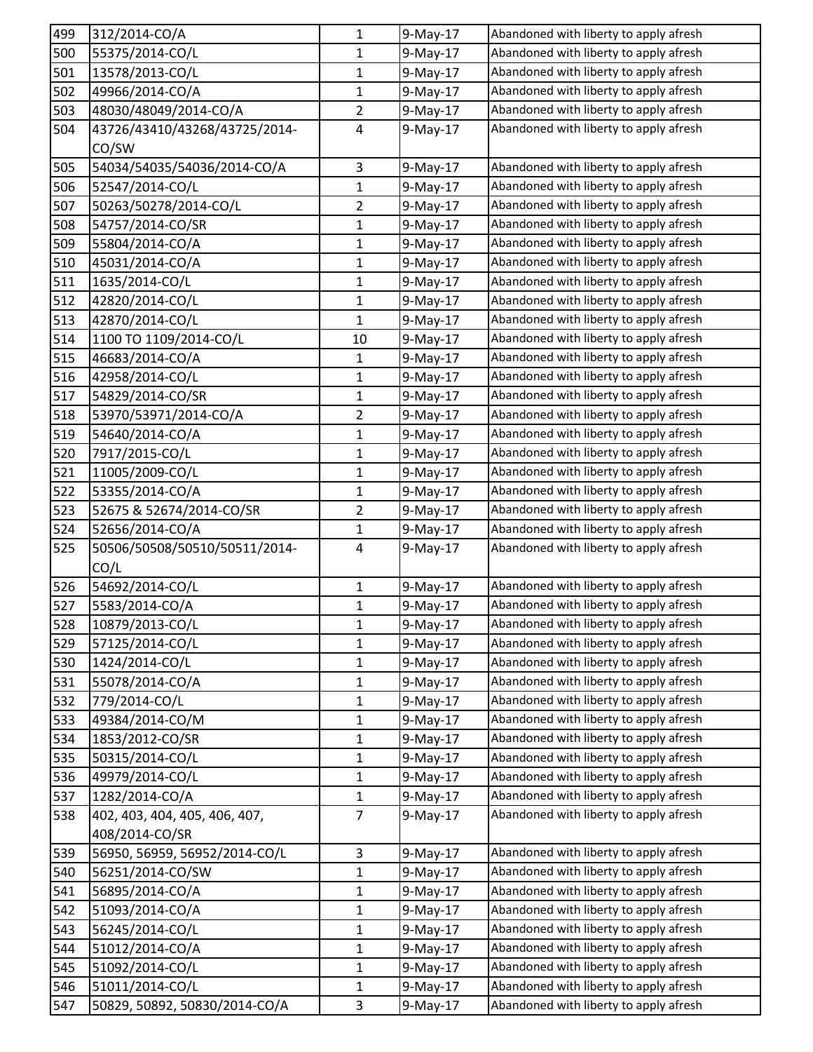| | | | | |
|---|---|---|---|---|
| 499 | 312/2014-CO/A | 1 | 9-May-17 | Abandoned with liberty to apply afresh |
| 500 | 55375/2014-CO/L | 1 | 9-May-17 | Abandoned with liberty to apply afresh |
| 501 | 13578/2013-CO/L | 1 | 9-May-17 | Abandoned with liberty to apply afresh |
| 502 | 49966/2014-CO/A | 1 | 9-May-17 | Abandoned with liberty to apply afresh |
| 503 | 48030/48049/2014-CO/A | 2 | 9-May-17 | Abandoned with liberty to apply afresh |
| 504 | 43726/43410/43268/43725/2014-CO/SW | 4 | 9-May-17 | Abandoned with liberty to apply afresh |
| 505 | 54034/54035/54036/2014-CO/A | 3 | 9-May-17 | Abandoned with liberty to apply afresh |
| 506 | 52547/2014-CO/L | 1 | 9-May-17 | Abandoned with liberty to apply afresh |
| 507 | 50263/50278/2014-CO/L | 2 | 9-May-17 | Abandoned with liberty to apply afresh |
| 508 | 54757/2014-CO/SR | 1 | 9-May-17 | Abandoned with liberty to apply afresh |
| 509 | 55804/2014-CO/A | 1 | 9-May-17 | Abandoned with liberty to apply afresh |
| 510 | 45031/2014-CO/A | 1 | 9-May-17 | Abandoned with liberty to apply afresh |
| 511 | 1635/2014-CO/L | 1 | 9-May-17 | Abandoned with liberty to apply afresh |
| 512 | 42820/2014-CO/L | 1 | 9-May-17 | Abandoned with liberty to apply afresh |
| 513 | 42870/2014-CO/L | 1 | 9-May-17 | Abandoned with liberty to apply afresh |
| 514 | 1100 TO 1109/2014-CO/L | 10 | 9-May-17 | Abandoned with liberty to apply afresh |
| 515 | 46683/2014-CO/A | 1 | 9-May-17 | Abandoned with liberty to apply afresh |
| 516 | 42958/2014-CO/L | 1 | 9-May-17 | Abandoned with liberty to apply afresh |
| 517 | 54829/2014-CO/SR | 1 | 9-May-17 | Abandoned with liberty to apply afresh |
| 518 | 53970/53971/2014-CO/A | 2 | 9-May-17 | Abandoned with liberty to apply afresh |
| 519 | 54640/2014-CO/A | 1 | 9-May-17 | Abandoned with liberty to apply afresh |
| 520 | 7917/2015-CO/L | 1 | 9-May-17 | Abandoned with liberty to apply afresh |
| 521 | 11005/2009-CO/L | 1 | 9-May-17 | Abandoned with liberty to apply afresh |
| 522 | 53355/2014-CO/A | 1 | 9-May-17 | Abandoned with liberty to apply afresh |
| 523 | 52675 & 52674/2014-CO/SR | 2 | 9-May-17 | Abandoned with liberty to apply afresh |
| 524 | 52656/2014-CO/A | 1 | 9-May-17 | Abandoned with liberty to apply afresh |
| 525 | 50506/50508/50510/50511/2014-CO/L | 4 | 9-May-17 | Abandoned with liberty to apply afresh |
| 526 | 54692/2014-CO/L | 1 | 9-May-17 | Abandoned with liberty to apply afresh |
| 527 | 5583/2014-CO/A | 1 | 9-May-17 | Abandoned with liberty to apply afresh |
| 528 | 10879/2013-CO/L | 1 | 9-May-17 | Abandoned with liberty to apply afresh |
| 529 | 57125/2014-CO/L | 1 | 9-May-17 | Abandoned with liberty to apply afresh |
| 530 | 1424/2014-CO/L | 1 | 9-May-17 | Abandoned with liberty to apply afresh |
| 531 | 55078/2014-CO/A | 1 | 9-May-17 | Abandoned with liberty to apply afresh |
| 532 | 779/2014-CO/L | 1 | 9-May-17 | Abandoned with liberty to apply afresh |
| 533 | 49384/2014-CO/M | 1 | 9-May-17 | Abandoned with liberty to apply afresh |
| 534 | 1853/2012-CO/SR | 1 | 9-May-17 | Abandoned with liberty to apply afresh |
| 535 | 50315/2014-CO/L | 1 | 9-May-17 | Abandoned with liberty to apply afresh |
| 536 | 49979/2014-CO/L | 1 | 9-May-17 | Abandoned with liberty to apply afresh |
| 537 | 1282/2014-CO/A | 1 | 9-May-17 | Abandoned with liberty to apply afresh |
| 538 | 402, 403, 404, 405, 406, 407, 408/2014-CO/SR | 7 | 9-May-17 | Abandoned with liberty to apply afresh |
| 539 | 56950, 56959, 56952/2014-CO/L | 3 | 9-May-17 | Abandoned with liberty to apply afresh |
| 540 | 56251/2014-CO/SW | 1 | 9-May-17 | Abandoned with liberty to apply afresh |
| 541 | 56895/2014-CO/A | 1 | 9-May-17 | Abandoned with liberty to apply afresh |
| 542 | 51093/2014-CO/A | 1 | 9-May-17 | Abandoned with liberty to apply afresh |
| 543 | 56245/2014-CO/L | 1 | 9-May-17 | Abandoned with liberty to apply afresh |
| 544 | 51012/2014-CO/A | 1 | 9-May-17 | Abandoned with liberty to apply afresh |
| 545 | 51092/2014-CO/L | 1 | 9-May-17 | Abandoned with liberty to apply afresh |
| 546 | 51011/2014-CO/L | 1 | 9-May-17 | Abandoned with liberty to apply afresh |
| 547 | 50829, 50892, 50830/2014-CO/A | 3 | 9-May-17 | Abandoned with liberty to apply afresh |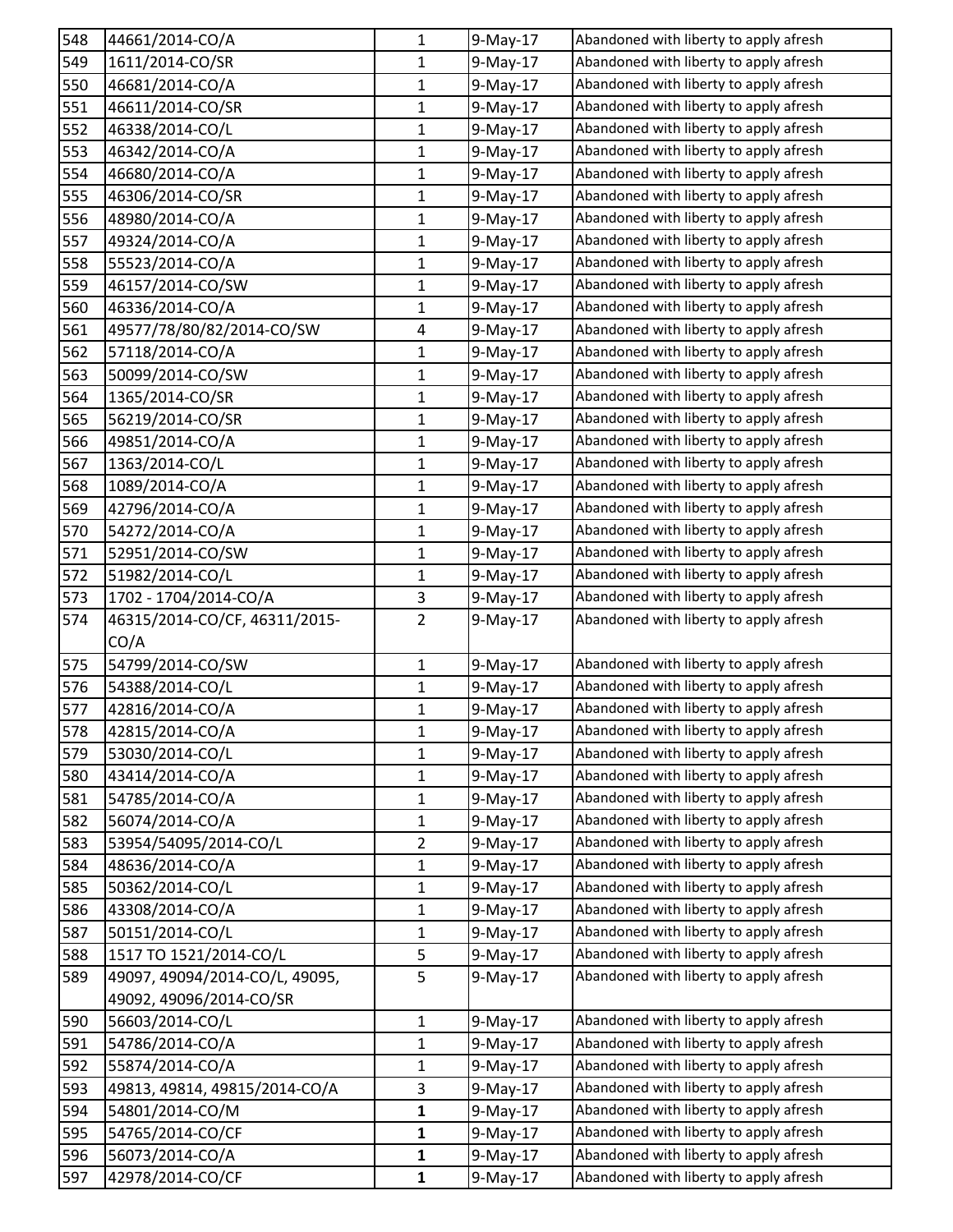| 548 | 44661/2014-CO/A | 1 | 9-May-17 | Abandoned with liberty to apply afresh |
|---|---|---|---|---|
| 549 | 1611/2014-CO/SR | 1 | 9-May-17 | Abandoned with liberty to apply afresh |
| 550 | 46681/2014-CO/A | 1 | 9-May-17 | Abandoned with liberty to apply afresh |
| 551 | 46611/2014-CO/SR | 1 | 9-May-17 | Abandoned with liberty to apply afresh |
| 552 | 46338/2014-CO/L | 1 | 9-May-17 | Abandoned with liberty to apply afresh |
| 553 | 46342/2014-CO/A | 1 | 9-May-17 | Abandoned with liberty to apply afresh |
| 554 | 46680/2014-CO/A | 1 | 9-May-17 | Abandoned with liberty to apply afresh |
| 555 | 46306/2014-CO/SR | 1 | 9-May-17 | Abandoned with liberty to apply afresh |
| 556 | 48980/2014-CO/A | 1 | 9-May-17 | Abandoned with liberty to apply afresh |
| 557 | 49324/2014-CO/A | 1 | 9-May-17 | Abandoned with liberty to apply afresh |
| 558 | 55523/2014-CO/A | 1 | 9-May-17 | Abandoned with liberty to apply afresh |
| 559 | 46157/2014-CO/SW | 1 | 9-May-17 | Abandoned with liberty to apply afresh |
| 560 | 46336/2014-CO/A | 1 | 9-May-17 | Abandoned with liberty to apply afresh |
| 561 | 49577/78/80/82/2014-CO/SW | 4 | 9-May-17 | Abandoned with liberty to apply afresh |
| 562 | 57118/2014-CO/A | 1 | 9-May-17 | Abandoned with liberty to apply afresh |
| 563 | 50099/2014-CO/SW | 1 | 9-May-17 | Abandoned with liberty to apply afresh |
| 564 | 1365/2014-CO/SR | 1 | 9-May-17 | Abandoned with liberty to apply afresh |
| 565 | 56219/2014-CO/SR | 1 | 9-May-17 | Abandoned with liberty to apply afresh |
| 566 | 49851/2014-CO/A | 1 | 9-May-17 | Abandoned with liberty to apply afresh |
| 567 | 1363/2014-CO/L | 1 | 9-May-17 | Abandoned with liberty to apply afresh |
| 568 | 1089/2014-CO/A | 1 | 9-May-17 | Abandoned with liberty to apply afresh |
| 569 | 42796/2014-CO/A | 1 | 9-May-17 | Abandoned with liberty to apply afresh |
| 570 | 54272/2014-CO/A | 1 | 9-May-17 | Abandoned with liberty to apply afresh |
| 571 | 52951/2014-CO/SW | 1 | 9-May-17 | Abandoned with liberty to apply afresh |
| 572 | 51982/2014-CO/L | 1 | 9-May-17 | Abandoned with liberty to apply afresh |
| 573 | 1702 - 1704/2014-CO/A | 3 | 9-May-17 | Abandoned with liberty to apply afresh |
| 574 | 46315/2014-CO/CF, 46311/2015-CO/A | 2 | 9-May-17 | Abandoned with liberty to apply afresh |
| 575 | 54799/2014-CO/SW | 1 | 9-May-17 | Abandoned with liberty to apply afresh |
| 576 | 54388/2014-CO/L | 1 | 9-May-17 | Abandoned with liberty to apply afresh |
| 577 | 42816/2014-CO/A | 1 | 9-May-17 | Abandoned with liberty to apply afresh |
| 578 | 42815/2014-CO/A | 1 | 9-May-17 | Abandoned with liberty to apply afresh |
| 579 | 53030/2014-CO/L | 1 | 9-May-17 | Abandoned with liberty to apply afresh |
| 580 | 43414/2014-CO/A | 1 | 9-May-17 | Abandoned with liberty to apply afresh |
| 581 | 54785/2014-CO/A | 1 | 9-May-17 | Abandoned with liberty to apply afresh |
| 582 | 56074/2014-CO/A | 1 | 9-May-17 | Abandoned with liberty to apply afresh |
| 583 | 53954/54095/2014-CO/L | 2 | 9-May-17 | Abandoned with liberty to apply afresh |
| 584 | 48636/2014-CO/A | 1 | 9-May-17 | Abandoned with liberty to apply afresh |
| 585 | 50362/2014-CO/L | 1 | 9-May-17 | Abandoned with liberty to apply afresh |
| 586 | 43308/2014-CO/A | 1 | 9-May-17 | Abandoned with liberty to apply afresh |
| 587 | 50151/2014-CO/L | 1 | 9-May-17 | Abandoned with liberty to apply afresh |
| 588 | 1517 TO 1521/2014-CO/L | 5 | 9-May-17 | Abandoned with liberty to apply afresh |
| 589 | 49097, 49094/2014-CO/L, 49095, 49092, 49096/2014-CO/SR | 5 | 9-May-17 | Abandoned with liberty to apply afresh |
| 590 | 56603/2014-CO/L | 1 | 9-May-17 | Abandoned with liberty to apply afresh |
| 591 | 54786/2014-CO/A | 1 | 9-May-17 | Abandoned with liberty to apply afresh |
| 592 | 55874/2014-CO/A | 1 | 9-May-17 | Abandoned with liberty to apply afresh |
| 593 | 49813, 49814, 49815/2014-CO/A | 3 | 9-May-17 | Abandoned with liberty to apply afresh |
| 594 | 54801/2014-CO/M | **1** | 9-May-17 | Abandoned with liberty to apply afresh |
| 595 | 54765/2014-CO/CF | **1** | 9-May-17 | Abandoned with liberty to apply afresh |
| 596 | 56073/2014-CO/A | **1** | 9-May-17 | Abandoned with liberty to apply afresh |
| 597 | 42978/2014-CO/CF | **1** | 9-May-17 | Abandoned with liberty to apply afresh |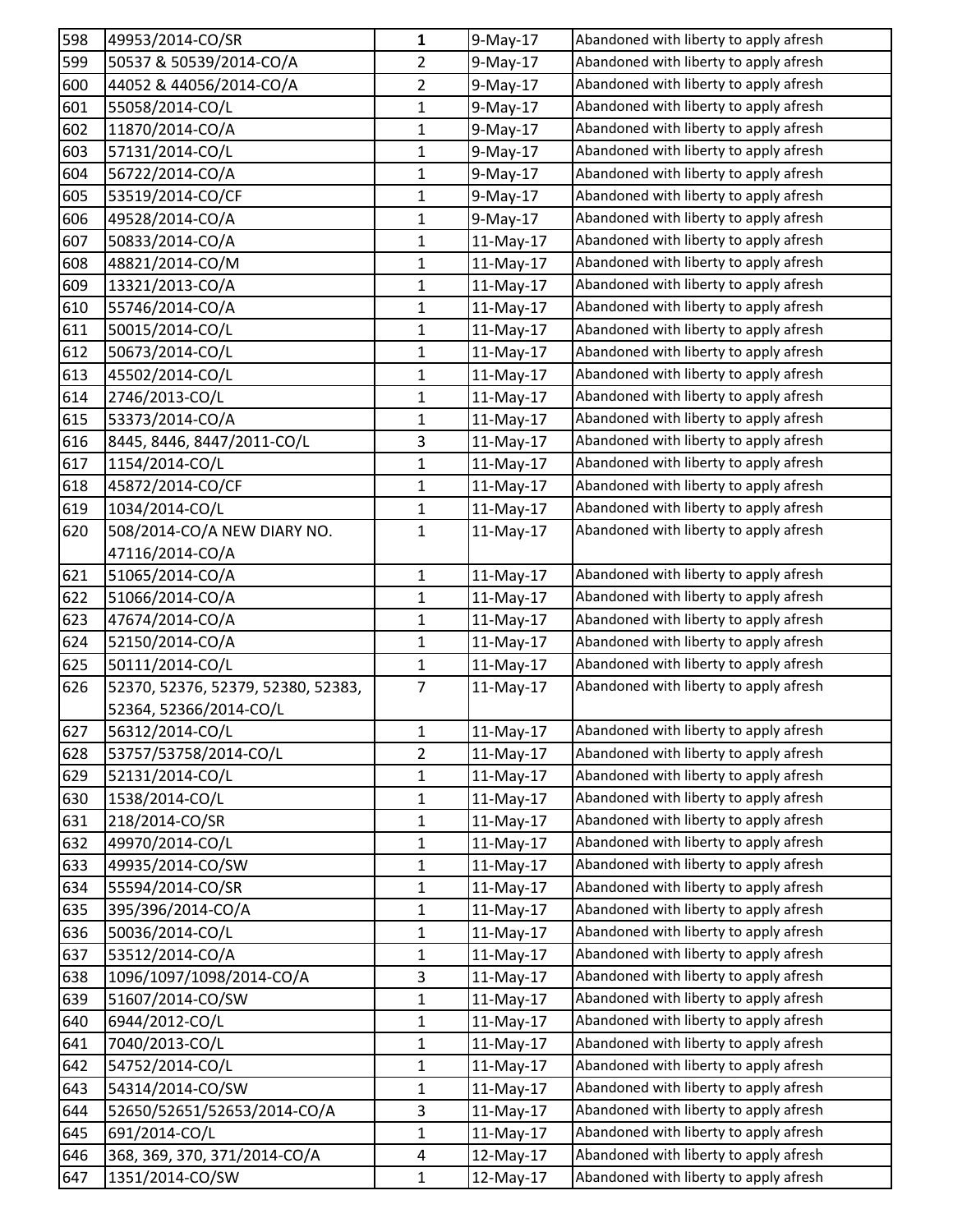| 598 | 49953/2014-CO/SR | **1** | 9-May-17 | Abandoned with liberty to apply afresh |
|---|---|---|---|---|
| 599 | 50537 & 50539/2014-CO/A | 2 | 9-May-17 | Abandoned with liberty to apply afresh |
| 600 | 44052 & 44056/2014-CO/A | 2 | 9-May-17 | Abandoned with liberty to apply afresh |
| 601 | 55058/2014-CO/L | 1 | 9-May-17 | Abandoned with liberty to apply afresh |
| 602 | 11870/2014-CO/A | 1 | 9-May-17 | Abandoned with liberty to apply afresh |
| 603 | 57131/2014-CO/L | 1 | 9-May-17 | Abandoned with liberty to apply afresh |
| 604 | 56722/2014-CO/A | 1 | 9-May-17 | Abandoned with liberty to apply afresh |
| 605 | 53519/2014-CO/CF | 1 | 9-May-17 | Abandoned with liberty to apply afresh |
| 606 | 49528/2014-CO/A | 1 | 9-May-17 | Abandoned with liberty to apply afresh |
| 607 | 50833/2014-CO/A | 1 | 11-May-17 | Abandoned with liberty to apply afresh |
| 608 | 48821/2014-CO/M | 1 | 11-May-17 | Abandoned with liberty to apply afresh |
| 609 | 13321/2013-CO/A | 1 | 11-May-17 | Abandoned with liberty to apply afresh |
| 610 | 55746/2014-CO/A | 1 | 11-May-17 | Abandoned with liberty to apply afresh |
| 611 | 50015/2014-CO/L | 1 | 11-May-17 | Abandoned with liberty to apply afresh |
| 612 | 50673/2014-CO/L | 1 | 11-May-17 | Abandoned with liberty to apply afresh |
| 613 | 45502/2014-CO/L | 1 | 11-May-17 | Abandoned with liberty to apply afresh |
| 614 | 2746/2013-CO/L | 1 | 11-May-17 | Abandoned with liberty to apply afresh |
| 615 | 53373/2014-CO/A | 1 | 11-May-17 | Abandoned with liberty to apply afresh |
| 616 | 8445, 8446, 8447/2011-CO/L | 3 | 11-May-17 | Abandoned with liberty to apply afresh |
| 617 | 1154/2014-CO/L | 1 | 11-May-17 | Abandoned with liberty to apply afresh |
| 618 | 45872/2014-CO/CF | 1 | 11-May-17 | Abandoned with liberty to apply afresh |
| 619 | 1034/2014-CO/L | 1 | 11-May-17 | Abandoned with liberty to apply afresh |
| 620 | 508/2014-CO/A NEW DIARY NO. 47116/2014-CO/A | 1 | 11-May-17 | Abandoned with liberty to apply afresh |
| 621 | 51065/2014-CO/A | 1 | 11-May-17 | Abandoned with liberty to apply afresh |
| 622 | 51066/2014-CO/A | 1 | 11-May-17 | Abandoned with liberty to apply afresh |
| 623 | 47674/2014-CO/A | 1 | 11-May-17 | Abandoned with liberty to apply afresh |
| 624 | 52150/2014-CO/A | 1 | 11-May-17 | Abandoned with liberty to apply afresh |
| 625 | 50111/2014-CO/L | 1 | 11-May-17 | Abandoned with liberty to apply afresh |
| 626 | 52370, 52376, 52379, 52380, 52383, 52364, 52366/2014-CO/L | 7 | 11-May-17 | Abandoned with liberty to apply afresh |
| 627 | 56312/2014-CO/L | 1 | 11-May-17 | Abandoned with liberty to apply afresh |
| 628 | 53757/53758/2014-CO/L | 2 | 11-May-17 | Abandoned with liberty to apply afresh |
| 629 | 52131/2014-CO/L | 1 | 11-May-17 | Abandoned with liberty to apply afresh |
| 630 | 1538/2014-CO/L | 1 | 11-May-17 | Abandoned with liberty to apply afresh |
| 631 | 218/2014-CO/SR | 1 | 11-May-17 | Abandoned with liberty to apply afresh |
| 632 | 49970/2014-CO/L | 1 | 11-May-17 | Abandoned with liberty to apply afresh |
| 633 | 49935/2014-CO/SW | 1 | 11-May-17 | Abandoned with liberty to apply afresh |
| 634 | 55594/2014-CO/SR | 1 | 11-May-17 | Abandoned with liberty to apply afresh |
| 635 | 395/396/2014-CO/A | 1 | 11-May-17 | Abandoned with liberty to apply afresh |
| 636 | 50036/2014-CO/L | 1 | 11-May-17 | Abandoned with liberty to apply afresh |
| 637 | 53512/2014-CO/A | 1 | 11-May-17 | Abandoned with liberty to apply afresh |
| 638 | 1096/1097/1098/2014-CO/A | 3 | 11-May-17 | Abandoned with liberty to apply afresh |
| 639 | 51607/2014-CO/SW | 1 | 11-May-17 | Abandoned with liberty to apply afresh |
| 640 | 6944/2012-CO/L | 1 | 11-May-17 | Abandoned with liberty to apply afresh |
| 641 | 7040/2013-CO/L | 1 | 11-May-17 | Abandoned with liberty to apply afresh |
| 642 | 54752/2014-CO/L | 1 | 11-May-17 | Abandoned with liberty to apply afresh |
| 643 | 54314/2014-CO/SW | 1 | 11-May-17 | Abandoned with liberty to apply afresh |
| 644 | 52650/52651/52653/2014-CO/A | 3 | 11-May-17 | Abandoned with liberty to apply afresh |
| 645 | 691/2014-CO/L | 1 | 11-May-17 | Abandoned with liberty to apply afresh |
| 646 | 368, 369, 370, 371/2014-CO/A | 4 | 12-May-17 | Abandoned with liberty to apply afresh |
| 647 | 1351/2014-CO/SW | 1 | 12-May-17 | Abandoned with liberty to apply afresh |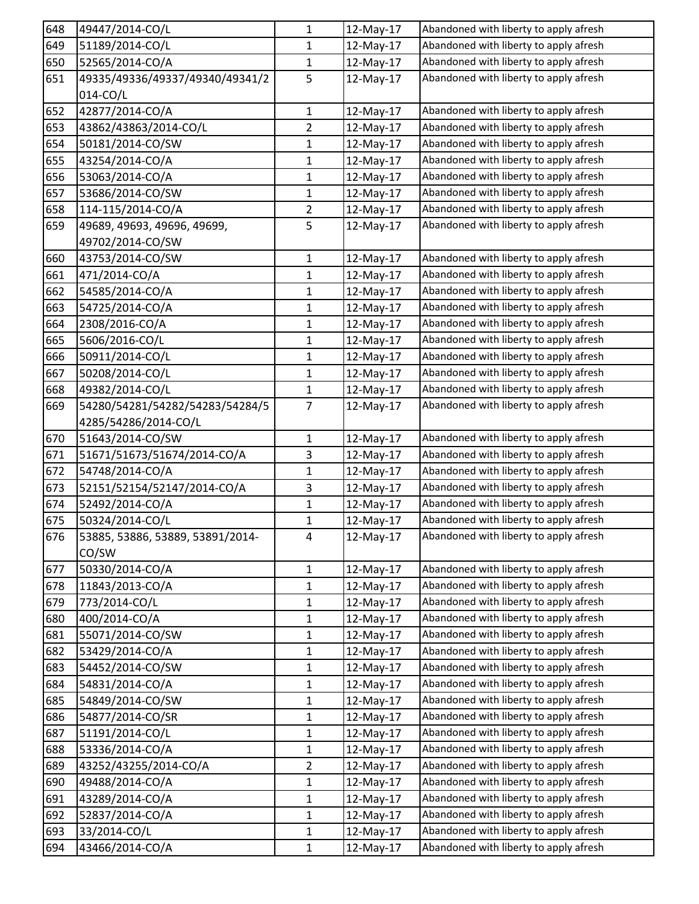| | | | | |
|---|---|---|---|---|
| 648 | 49447/2014-CO/L | 1 | 12-May-17 | Abandoned with liberty to apply afresh |
| 649 | 51189/2014-CO/L | 1 | 12-May-17 | Abandoned with liberty to apply afresh |
| 650 | 52565/2014-CO/A | 1 | 12-May-17 | Abandoned with liberty to apply afresh |
| 651 | 49335/49336/49337/49340/49341/2014-CO/L | 5 | 12-May-17 | Abandoned with liberty to apply afresh |
| 652 | 42877/2014-CO/A | 1 | 12-May-17 | Abandoned with liberty to apply afresh |
| 653 | 43862/43863/2014-CO/L | 2 | 12-May-17 | Abandoned with liberty to apply afresh |
| 654 | 50181/2014-CO/SW | 1 | 12-May-17 | Abandoned with liberty to apply afresh |
| 655 | 43254/2014-CO/A | 1 | 12-May-17 | Abandoned with liberty to apply afresh |
| 656 | 53063/2014-CO/A | 1 | 12-May-17 | Abandoned with liberty to apply afresh |
| 657 | 53686/2014-CO/SW | 1 | 12-May-17 | Abandoned with liberty to apply afresh |
| 658 | 114-115/2014-CO/A | 2 | 12-May-17 | Abandoned with liberty to apply afresh |
| 659 | 49689, 49693, 49696, 49699, 49702/2014-CO/SW | 5 | 12-May-17 | Abandoned with liberty to apply afresh |
| 660 | 43753/2014-CO/SW | 1 | 12-May-17 | Abandoned with liberty to apply afresh |
| 661 | 471/2014-CO/A | 1 | 12-May-17 | Abandoned with liberty to apply afresh |
| 662 | 54585/2014-CO/A | 1 | 12-May-17 | Abandoned with liberty to apply afresh |
| 663 | 54725/2014-CO/A | 1 | 12-May-17 | Abandoned with liberty to apply afresh |
| 664 | 2308/2016-CO/A | 1 | 12-May-17 | Abandoned with liberty to apply afresh |
| 665 | 5606/2016-CO/L | 1 | 12-May-17 | Abandoned with liberty to apply afresh |
| 666 | 50911/2014-CO/L | 1 | 12-May-17 | Abandoned with liberty to apply afresh |
| 667 | 50208/2014-CO/L | 1 | 12-May-17 | Abandoned with liberty to apply afresh |
| 668 | 49382/2014-CO/L | 1 | 12-May-17 | Abandoned with liberty to apply afresh |
| 669 | 54280/54281/54282/54283/54284/54285/54286/2014-CO/L | 7 | 12-May-17 | Abandoned with liberty to apply afresh |
| 670 | 51643/2014-CO/SW | 1 | 12-May-17 | Abandoned with liberty to apply afresh |
| 671 | 51671/51673/51674/2014-CO/A | 3 | 12-May-17 | Abandoned with liberty to apply afresh |
| 672 | 54748/2014-CO/A | 1 | 12-May-17 | Abandoned with liberty to apply afresh |
| 673 | 52151/52154/52147/2014-CO/A | 3 | 12-May-17 | Abandoned with liberty to apply afresh |
| 674 | 52492/2014-CO/A | 1 | 12-May-17 | Abandoned with liberty to apply afresh |
| 675 | 50324/2014-CO/L | 1 | 12-May-17 | Abandoned with liberty to apply afresh |
| 676 | 53885, 53886, 53889, 53891/2014-CO/SW | 4 | 12-May-17 | Abandoned with liberty to apply afresh |
| 677 | 50330/2014-CO/A | 1 | 12-May-17 | Abandoned with liberty to apply afresh |
| 678 | 11843/2013-CO/A | 1 | 12-May-17 | Abandoned with liberty to apply afresh |
| 679 | 773/2014-CO/L | 1 | 12-May-17 | Abandoned with liberty to apply afresh |
| 680 | 400/2014-CO/A | 1 | 12-May-17 | Abandoned with liberty to apply afresh |
| 681 | 55071/2014-CO/SW | 1 | 12-May-17 | Abandoned with liberty to apply afresh |
| 682 | 53429/2014-CO/A | 1 | 12-May-17 | Abandoned with liberty to apply afresh |
| 683 | 54452/2014-CO/SW | 1 | 12-May-17 | Abandoned with liberty to apply afresh |
| 684 | 54831/2014-CO/A | 1 | 12-May-17 | Abandoned with liberty to apply afresh |
| 685 | 54849/2014-CO/SW | 1 | 12-May-17 | Abandoned with liberty to apply afresh |
| 686 | 54877/2014-CO/SR | 1 | 12-May-17 | Abandoned with liberty to apply afresh |
| 687 | 51191/2014-CO/L | 1 | 12-May-17 | Abandoned with liberty to apply afresh |
| 688 | 53336/2014-CO/A | 1 | 12-May-17 | Abandoned with liberty to apply afresh |
| 689 | 43252/43255/2014-CO/A | 2 | 12-May-17 | Abandoned with liberty to apply afresh |
| 690 | 49488/2014-CO/A | 1 | 12-May-17 | Abandoned with liberty to apply afresh |
| 691 | 43289/2014-CO/A | 1 | 12-May-17 | Abandoned with liberty to apply afresh |
| 692 | 52837/2014-CO/A | 1 | 12-May-17 | Abandoned with liberty to apply afresh |
| 693 | 33/2014-CO/L | 1 | 12-May-17 | Abandoned with liberty to apply afresh |
| 694 | 43466/2014-CO/A | 1 | 12-May-17 | Abandoned with liberty to apply afresh |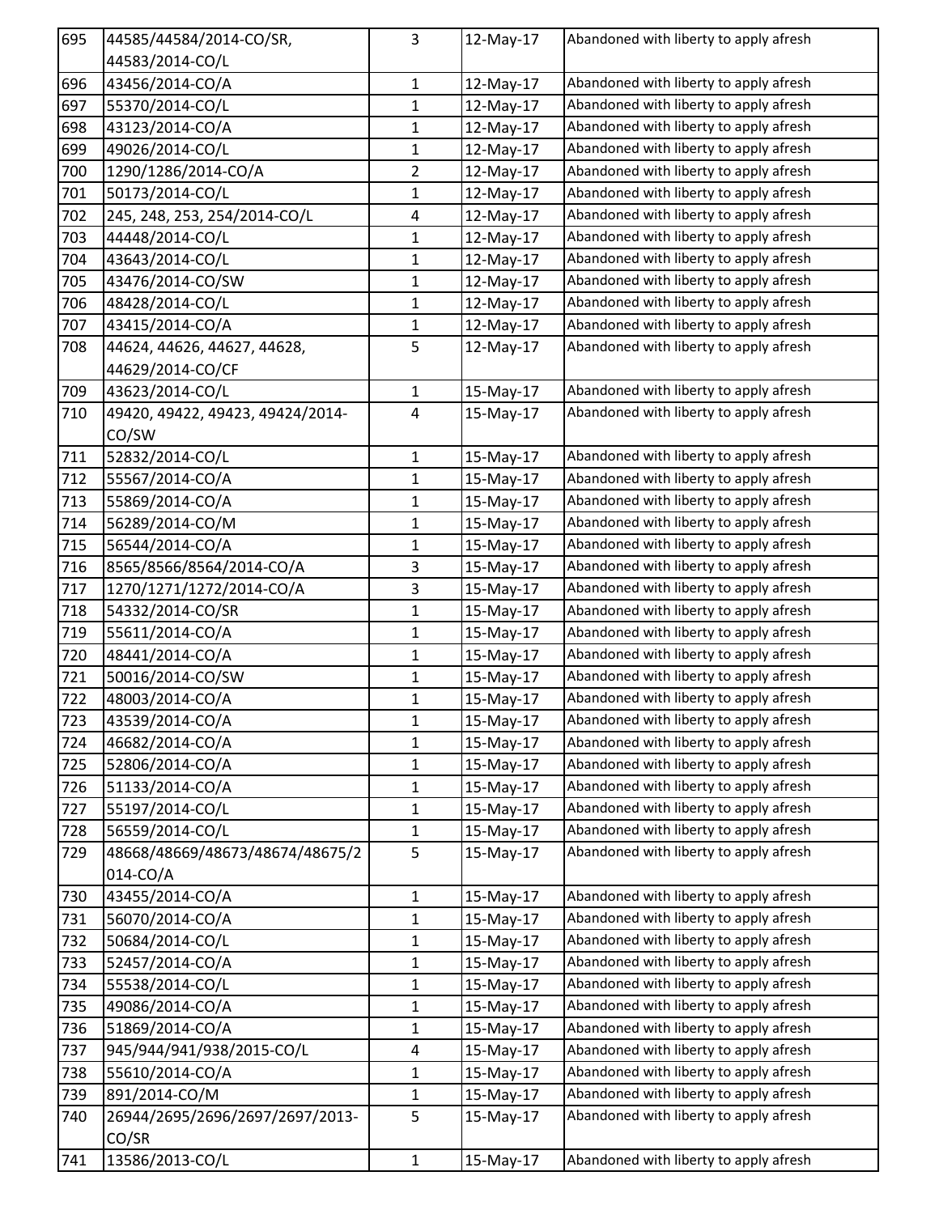| | | | | |
|---|---|---|---|---|
| 695 | 44585/44584/2014-CO/SR, 44583/2014-CO/L | 3 | 12-May-17 | Abandoned with liberty to apply afresh |
| 696 | 43456/2014-CO/A | 1 | 12-May-17 | Abandoned with liberty to apply afresh |
| 697 | 55370/2014-CO/L | 1 | 12-May-17 | Abandoned with liberty to apply afresh |
| 698 | 43123/2014-CO/A | 1 | 12-May-17 | Abandoned with liberty to apply afresh |
| 699 | 49026/2014-CO/L | 1 | 12-May-17 | Abandoned with liberty to apply afresh |
| 700 | 1290/1286/2014-CO/A | 2 | 12-May-17 | Abandoned with liberty to apply afresh |
| 701 | 50173/2014-CO/L | 1 | 12-May-17 | Abandoned with liberty to apply afresh |
| 702 | 245, 248, 253, 254/2014-CO/L | 4 | 12-May-17 | Abandoned with liberty to apply afresh |
| 703 | 44448/2014-CO/L | 1 | 12-May-17 | Abandoned with liberty to apply afresh |
| 704 | 43643/2014-CO/L | 1 | 12-May-17 | Abandoned with liberty to apply afresh |
| 705 | 43476/2014-CO/SW | 1 | 12-May-17 | Abandoned with liberty to apply afresh |
| 706 | 48428/2014-CO/L | 1 | 12-May-17 | Abandoned with liberty to apply afresh |
| 707 | 43415/2014-CO/A | 1 | 12-May-17 | Abandoned with liberty to apply afresh |
| 708 | 44624, 44626, 44627, 44628, 44629/2014-CO/CF | 5 | 12-May-17 | Abandoned with liberty to apply afresh |
| 709 | 43623/2014-CO/L | 1 | 15-May-17 | Abandoned with liberty to apply afresh |
| 710 | 49420, 49422, 49423, 49424/2014-CO/SW | 4 | 15-May-17 | Abandoned with liberty to apply afresh |
| 711 | 52832/2014-CO/L | 1 | 15-May-17 | Abandoned with liberty to apply afresh |
| 712 | 55567/2014-CO/A | 1 | 15-May-17 | Abandoned with liberty to apply afresh |
| 713 | 55869/2014-CO/A | 1 | 15-May-17 | Abandoned with liberty to apply afresh |
| 714 | 56289/2014-CO/M | 1 | 15-May-17 | Abandoned with liberty to apply afresh |
| 715 | 56544/2014-CO/A | 1 | 15-May-17 | Abandoned with liberty to apply afresh |
| 716 | 8565/8566/8564/2014-CO/A | 3 | 15-May-17 | Abandoned with liberty to apply afresh |
| 717 | 1270/1271/1272/2014-CO/A | 3 | 15-May-17 | Abandoned with liberty to apply afresh |
| 718 | 54332/2014-CO/SR | 1 | 15-May-17 | Abandoned with liberty to apply afresh |
| 719 | 55611/2014-CO/A | 1 | 15-May-17 | Abandoned with liberty to apply afresh |
| 720 | 48441/2014-CO/A | 1 | 15-May-17 | Abandoned with liberty to apply afresh |
| 721 | 50016/2014-CO/SW | 1 | 15-May-17 | Abandoned with liberty to apply afresh |
| 722 | 48003/2014-CO/A | 1 | 15-May-17 | Abandoned with liberty to apply afresh |
| 723 | 43539/2014-CO/A | 1 | 15-May-17 | Abandoned with liberty to apply afresh |
| 724 | 46682/2014-CO/A | 1 | 15-May-17 | Abandoned with liberty to apply afresh |
| 725 | 52806/2014-CO/A | 1 | 15-May-17 | Abandoned with liberty to apply afresh |
| 726 | 51133/2014-CO/A | 1 | 15-May-17 | Abandoned with liberty to apply afresh |
| 727 | 55197/2014-CO/L | 1 | 15-May-17 | Abandoned with liberty to apply afresh |
| 728 | 56559/2014-CO/L | 1 | 15-May-17 | Abandoned with liberty to apply afresh |
| 729 | 48668/48669/48673/48674/48675/2014-CO/A | 5 | 15-May-17 | Abandoned with liberty to apply afresh |
| 730 | 43455/2014-CO/A | 1 | 15-May-17 | Abandoned with liberty to apply afresh |
| 731 | 56070/2014-CO/A | 1 | 15-May-17 | Abandoned with liberty to apply afresh |
| 732 | 50684/2014-CO/L | 1 | 15-May-17 | Abandoned with liberty to apply afresh |
| 733 | 52457/2014-CO/A | 1 | 15-May-17 | Abandoned with liberty to apply afresh |
| 734 | 55538/2014-CO/L | 1 | 15-May-17 | Abandoned with liberty to apply afresh |
| 735 | 49086/2014-CO/A | 1 | 15-May-17 | Abandoned with liberty to apply afresh |
| 736 | 51869/2014-CO/A | 1 | 15-May-17 | Abandoned with liberty to apply afresh |
| 737 | 945/944/941/938/2015-CO/L | 4 | 15-May-17 | Abandoned with liberty to apply afresh |
| 738 | 55610/2014-CO/A | 1 | 15-May-17 | Abandoned with liberty to apply afresh |
| 739 | 891/2014-CO/M | 1 | 15-May-17 | Abandoned with liberty to apply afresh |
| 740 | 26944/2695/2696/2697/2697/2013-CO/SR | 5 | 15-May-17 | Abandoned with liberty to apply afresh |
| 741 | 13586/2013-CO/L | 1 | 15-May-17 | Abandoned with liberty to apply afresh |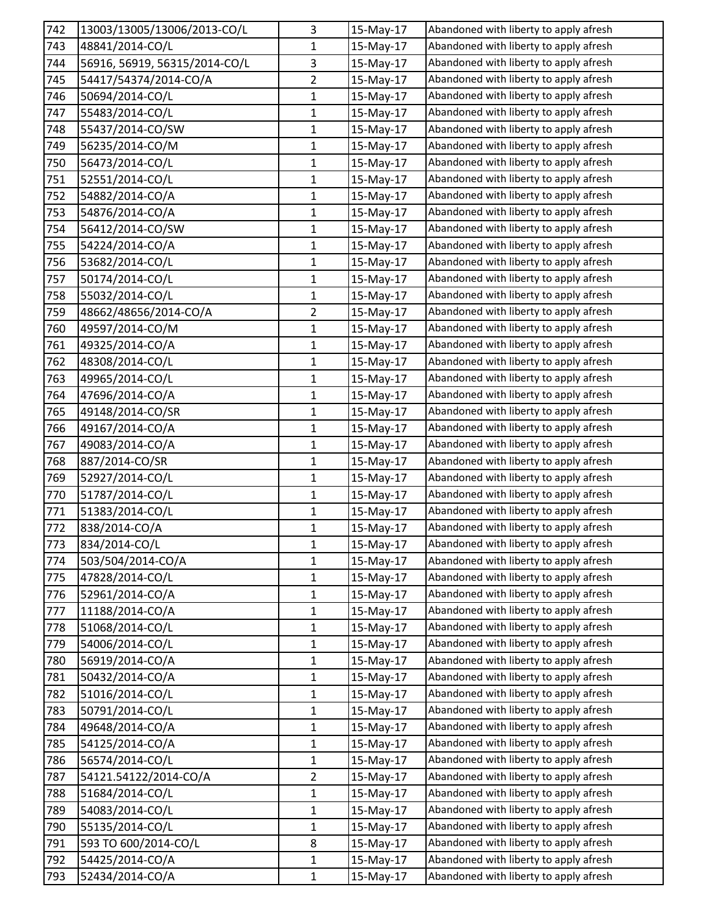| | | | | |
|---|---|---|---|---|
| 742 | 13003/13005/13006/2013-CO/L | 3 | 15-May-17 | Abandoned with liberty to apply afresh |
| 743 | 48841/2014-CO/L | 1 | 15-May-17 | Abandoned with liberty to apply afresh |
| 744 | 56916, 56919, 56315/2014-CO/L | 3 | 15-May-17 | Abandoned with liberty to apply afresh |
| 745 | 54417/54374/2014-CO/A | 2 | 15-May-17 | Abandoned with liberty to apply afresh |
| 746 | 50694/2014-CO/L | 1 | 15-May-17 | Abandoned with liberty to apply afresh |
| 747 | 55483/2014-CO/L | 1 | 15-May-17 | Abandoned with liberty to apply afresh |
| 748 | 55437/2014-CO/SW | 1 | 15-May-17 | Abandoned with liberty to apply afresh |
| 749 | 56235/2014-CO/M | 1 | 15-May-17 | Abandoned with liberty to apply afresh |
| 750 | 56473/2014-CO/L | 1 | 15-May-17 | Abandoned with liberty to apply afresh |
| 751 | 52551/2014-CO/L | 1 | 15-May-17 | Abandoned with liberty to apply afresh |
| 752 | 54882/2014-CO/A | 1 | 15-May-17 | Abandoned with liberty to apply afresh |
| 753 | 54876/2014-CO/A | 1 | 15-May-17 | Abandoned with liberty to apply afresh |
| 754 | 56412/2014-CO/SW | 1 | 15-May-17 | Abandoned with liberty to apply afresh |
| 755 | 54224/2014-CO/A | 1 | 15-May-17 | Abandoned with liberty to apply afresh |
| 756 | 53682/2014-CO/L | 1 | 15-May-17 | Abandoned with liberty to apply afresh |
| 757 | 50174/2014-CO/L | 1 | 15-May-17 | Abandoned with liberty to apply afresh |
| 758 | 55032/2014-CO/L | 1 | 15-May-17 | Abandoned with liberty to apply afresh |
| 759 | 48662/48656/2014-CO/A | 2 | 15-May-17 | Abandoned with liberty to apply afresh |
| 760 | 49597/2014-CO/M | 1 | 15-May-17 | Abandoned with liberty to apply afresh |
| 761 | 49325/2014-CO/A | 1 | 15-May-17 | Abandoned with liberty to apply afresh |
| 762 | 48308/2014-CO/L | 1 | 15-May-17 | Abandoned with liberty to apply afresh |
| 763 | 49965/2014-CO/L | 1 | 15-May-17 | Abandoned with liberty to apply afresh |
| 764 | 47696/2014-CO/A | 1 | 15-May-17 | Abandoned with liberty to apply afresh |
| 765 | 49148/2014-CO/SR | 1 | 15-May-17 | Abandoned with liberty to apply afresh |
| 766 | 49167/2014-CO/A | 1 | 15-May-17 | Abandoned with liberty to apply afresh |
| 767 | 49083/2014-CO/A | 1 | 15-May-17 | Abandoned with liberty to apply afresh |
| 768 | 887/2014-CO/SR | 1 | 15-May-17 | Abandoned with liberty to apply afresh |
| 769 | 52927/2014-CO/L | 1 | 15-May-17 | Abandoned with liberty to apply afresh |
| 770 | 51787/2014-CO/L | 1 | 15-May-17 | Abandoned with liberty to apply afresh |
| 771 | 51383/2014-CO/L | 1 | 15-May-17 | Abandoned with liberty to apply afresh |
| 772 | 838/2014-CO/A | 1 | 15-May-17 | Abandoned with liberty to apply afresh |
| 773 | 834/2014-CO/L | 1 | 15-May-17 | Abandoned with liberty to apply afresh |
| 774 | 503/504/2014-CO/A | 1 | 15-May-17 | Abandoned with liberty to apply afresh |
| 775 | 47828/2014-CO/L | 1 | 15-May-17 | Abandoned with liberty to apply afresh |
| 776 | 52961/2014-CO/A | 1 | 15-May-17 | Abandoned with liberty to apply afresh |
| 777 | 11188/2014-CO/A | 1 | 15-May-17 | Abandoned with liberty to apply afresh |
| 778 | 51068/2014-CO/L | 1 | 15-May-17 | Abandoned with liberty to apply afresh |
| 779 | 54006/2014-CO/L | 1 | 15-May-17 | Abandoned with liberty to apply afresh |
| 780 | 56919/2014-CO/A | 1 | 15-May-17 | Abandoned with liberty to apply afresh |
| 781 | 50432/2014-CO/A | 1 | 15-May-17 | Abandoned with liberty to apply afresh |
| 782 | 51016/2014-CO/L | 1 | 15-May-17 | Abandoned with liberty to apply afresh |
| 783 | 50791/2014-CO/L | 1 | 15-May-17 | Abandoned with liberty to apply afresh |
| 784 | 49648/2014-CO/A | 1 | 15-May-17 | Abandoned with liberty to apply afresh |
| 785 | 54125/2014-CO/A | 1 | 15-May-17 | Abandoned with liberty to apply afresh |
| 786 | 56574/2014-CO/L | 1 | 15-May-17 | Abandoned with liberty to apply afresh |
| 787 | 54121.54122/2014-CO/A | 2 | 15-May-17 | Abandoned with liberty to apply afresh |
| 788 | 51684/2014-CO/L | 1 | 15-May-17 | Abandoned with liberty to apply afresh |
| 789 | 54083/2014-CO/L | 1 | 15-May-17 | Abandoned with liberty to apply afresh |
| 790 | 55135/2014-CO/L | 1 | 15-May-17 | Abandoned with liberty to apply afresh |
| 791 | 593 TO 600/2014-CO/L | 8 | 15-May-17 | Abandoned with liberty to apply afresh |
| 792 | 54425/2014-CO/A | 1 | 15-May-17 | Abandoned with liberty to apply afresh |
| 793 | 52434/2014-CO/A | 1 | 15-May-17 | Abandoned with liberty to apply afresh |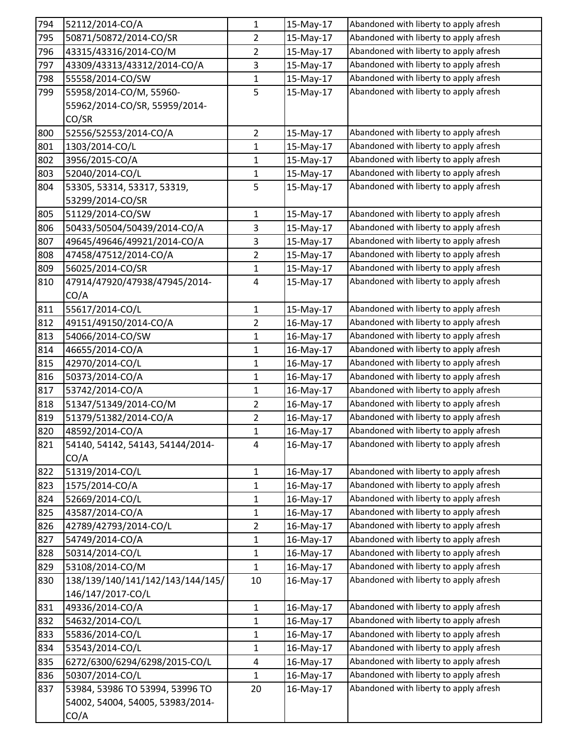| | | | | |
|---|---|---|---|---|
| 794 | 52112/2014-CO/A | 1 | 15-May-17 | Abandoned with liberty to apply afresh |
| 795 | 50871/50872/2014-CO/SR | 2 | 15-May-17 | Abandoned with liberty to apply afresh |
| 796 | 43315/43316/2014-CO/M | 2 | 15-May-17 | Abandoned with liberty to apply afresh |
| 797 | 43309/43313/43312/2014-CO/A | 3 | 15-May-17 | Abandoned with liberty to apply afresh |
| 798 | 55558/2014-CO/SW | 1 | 15-May-17 | Abandoned with liberty to apply afresh |
| 799 | 55958/2014-CO/M, 55960-55962/2014-CO/SR, 55959/2014-CO/SR | 5 | 15-May-17 | Abandoned with liberty to apply afresh |
| 800 | 52556/52553/2014-CO/A | 2 | 15-May-17 | Abandoned with liberty to apply afresh |
| 801 | 1303/2014-CO/L | 1 | 15-May-17 | Abandoned with liberty to apply afresh |
| 802 | 3956/2015-CO/A | 1 | 15-May-17 | Abandoned with liberty to apply afresh |
| 803 | 52040/2014-CO/L | 1 | 15-May-17 | Abandoned with liberty to apply afresh |
| 804 | 53305, 53314, 53317, 53319, 53299/2014-CO/SR | 5 | 15-May-17 | Abandoned with liberty to apply afresh |
| 805 | 51129/2014-CO/SW | 1 | 15-May-17 | Abandoned with liberty to apply afresh |
| 806 | 50433/50504/50439/2014-CO/A | 3 | 15-May-17 | Abandoned with liberty to apply afresh |
| 807 | 49645/49646/49921/2014-CO/A | 3 | 15-May-17 | Abandoned with liberty to apply afresh |
| 808 | 47458/47512/2014-CO/A | 2 | 15-May-17 | Abandoned with liberty to apply afresh |
| 809 | 56025/2014-CO/SR | 1 | 15-May-17 | Abandoned with liberty to apply afresh |
| 810 | 47914/47920/47938/47945/2014-CO/A | 4 | 15-May-17 | Abandoned with liberty to apply afresh |
| 811 | 55617/2014-CO/L | 1 | 15-May-17 | Abandoned with liberty to apply afresh |
| 812 | 49151/49150/2014-CO/A | 2 | 16-May-17 | Abandoned with liberty to apply afresh |
| 813 | 54066/2014-CO/SW | 1 | 16-May-17 | Abandoned with liberty to apply afresh |
| 814 | 46655/2014-CO/A | 1 | 16-May-17 | Abandoned with liberty to apply afresh |
| 815 | 42970/2014-CO/L | 1 | 16-May-17 | Abandoned with liberty to apply afresh |
| 816 | 50373/2014-CO/A | 1 | 16-May-17 | Abandoned with liberty to apply afresh |
| 817 | 53742/2014-CO/A | 1 | 16-May-17 | Abandoned with liberty to apply afresh |
| 818 | 51347/51349/2014-CO/M | 2 | 16-May-17 | Abandoned with liberty to apply afresh |
| 819 | 51379/51382/2014-CO/A | 2 | 16-May-17 | Abandoned with liberty to apply afresh |
| 820 | 48592/2014-CO/A | 1 | 16-May-17 | Abandoned with liberty to apply afresh |
| 821 | 54140, 54142, 54143, 54144/2014-CO/A | 4 | 16-May-17 | Abandoned with liberty to apply afresh |
| 822 | 51319/2014-CO/L | 1 | 16-May-17 | Abandoned with liberty to apply afresh |
| 823 | 1575/2014-CO/A | 1 | 16-May-17 | Abandoned with liberty to apply afresh |
| 824 | 52669/2014-CO/L | 1 | 16-May-17 | Abandoned with liberty to apply afresh |
| 825 | 43587/2014-CO/A | 1 | 16-May-17 | Abandoned with liberty to apply afresh |
| 826 | 42789/42793/2014-CO/L | 2 | 16-May-17 | Abandoned with liberty to apply afresh |
| 827 | 54749/2014-CO/A | 1 | 16-May-17 | Abandoned with liberty to apply afresh |
| 828 | 50314/2014-CO/L | 1 | 16-May-17 | Abandoned with liberty to apply afresh |
| 829 | 53108/2014-CO/M | 1 | 16-May-17 | Abandoned with liberty to apply afresh |
| 830 | 138/139/140/141/142/143/144/145/146/147/2017-CO/L | 10 | 16-May-17 | Abandoned with liberty to apply afresh |
| 831 | 49336/2014-CO/A | 1 | 16-May-17 | Abandoned with liberty to apply afresh |
| 832 | 54632/2014-CO/L | 1 | 16-May-17 | Abandoned with liberty to apply afresh |
| 833 | 55836/2014-CO/L | 1 | 16-May-17 | Abandoned with liberty to apply afresh |
| 834 | 53543/2014-CO/L | 1 | 16-May-17 | Abandoned with liberty to apply afresh |
| 835 | 6272/6300/6294/6298/2015-CO/L | 4 | 16-May-17 | Abandoned with liberty to apply afresh |
| 836 | 50307/2014-CO/L | 1 | 16-May-17 | Abandoned with liberty to apply afresh |
| 837 | 53984, 53986 TO 53994, 53996 TO 54002, 54004, 54005, 53983/2014-CO/A | 20 | 16-May-17 | Abandoned with liberty to apply afresh |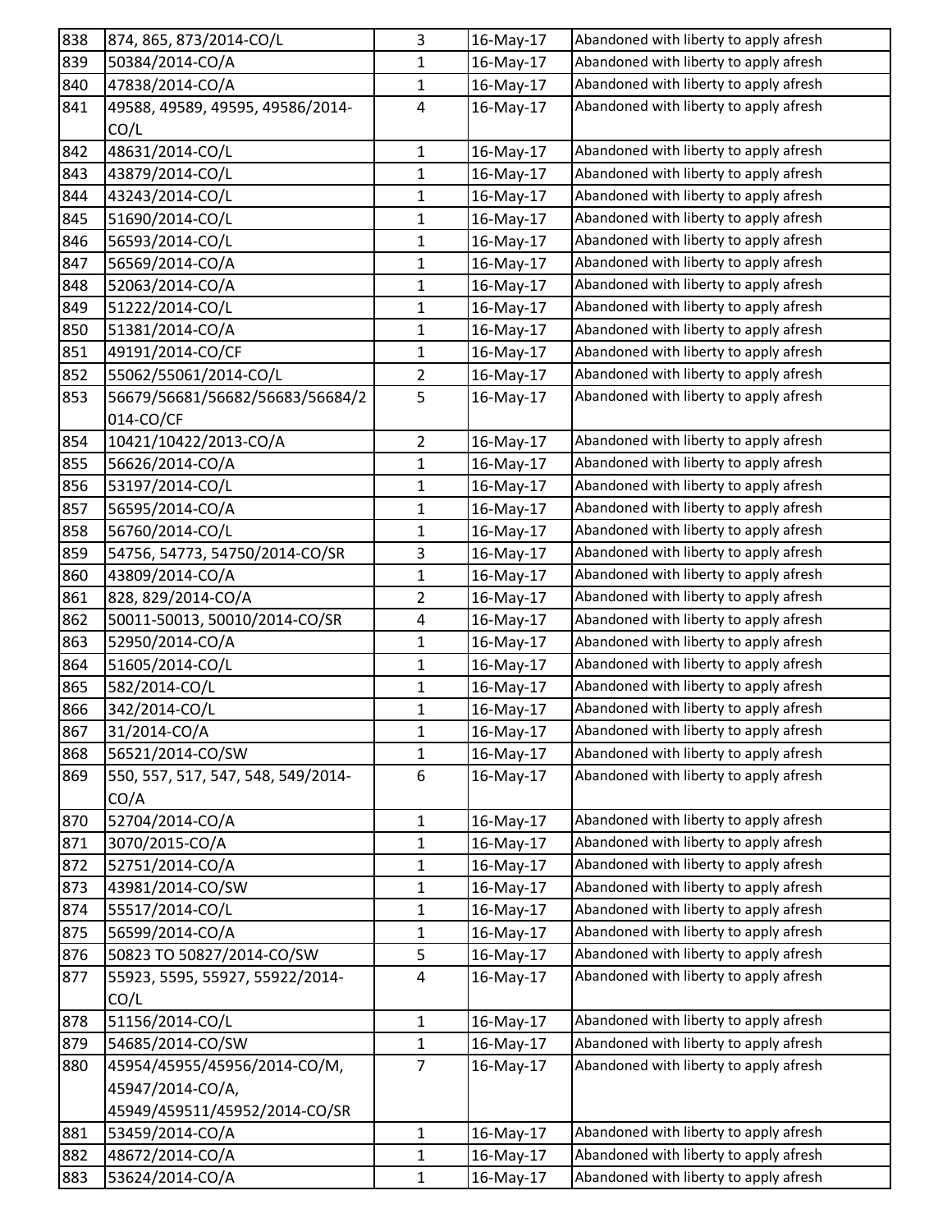| | | | | |
|---|---|---|---|---|
| 838 | 874, 865, 873/2014-CO/L | 3 | 16-May-17 | Abandoned with liberty to apply afresh |
| 839 | 50384/2014-CO/A | 1 | 16-May-17 | Abandoned with liberty to apply afresh |
| 840 | 47838/2014-CO/A | 1 | 16-May-17 | Abandoned with liberty to apply afresh |
| 841 | 49588, 49589, 49595, 49586/2014-CO/L | 4 | 16-May-17 | Abandoned with liberty to apply afresh |
| 842 | 48631/2014-CO/L | 1 | 16-May-17 | Abandoned with liberty to apply afresh |
| 843 | 43879/2014-CO/L | 1 | 16-May-17 | Abandoned with liberty to apply afresh |
| 844 | 43243/2014-CO/L | 1 | 16-May-17 | Abandoned with liberty to apply afresh |
| 845 | 51690/2014-CO/L | 1 | 16-May-17 | Abandoned with liberty to apply afresh |
| 846 | 56593/2014-CO/L | 1 | 16-May-17 | Abandoned with liberty to apply afresh |
| 847 | 56569/2014-CO/A | 1 | 16-May-17 | Abandoned with liberty to apply afresh |
| 848 | 52063/2014-CO/A | 1 | 16-May-17 | Abandoned with liberty to apply afresh |
| 849 | 51222/2014-CO/L | 1 | 16-May-17 | Abandoned with liberty to apply afresh |
| 850 | 51381/2014-CO/A | 1 | 16-May-17 | Abandoned with liberty to apply afresh |
| 851 | 49191/2014-CO/CF | 1 | 16-May-17 | Abandoned with liberty to apply afresh |
| 852 | 55062/55061/2014-CO/L | 2 | 16-May-17 | Abandoned with liberty to apply afresh |
| 853 | 56679/56681/56682/56683/56684/2014-CO/CF | 5 | 16-May-17 | Abandoned with liberty to apply afresh |
| 854 | 10421/10422/2013-CO/A | 2 | 16-May-17 | Abandoned with liberty to apply afresh |
| 855 | 56626/2014-CO/A | 1 | 16-May-17 | Abandoned with liberty to apply afresh |
| 856 | 53197/2014-CO/L | 1 | 16-May-17 | Abandoned with liberty to apply afresh |
| 857 | 56595/2014-CO/A | 1 | 16-May-17 | Abandoned with liberty to apply afresh |
| 858 | 56760/2014-CO/L | 1 | 16-May-17 | Abandoned with liberty to apply afresh |
| 859 | 54756, 54773, 54750/2014-CO/SR | 3 | 16-May-17 | Abandoned with liberty to apply afresh |
| 860 | 43809/2014-CO/A | 1 | 16-May-17 | Abandoned with liberty to apply afresh |
| 861 | 828, 829/2014-CO/A | 2 | 16-May-17 | Abandoned with liberty to apply afresh |
| 862 | 50011-50013, 50010/2014-CO/SR | 4 | 16-May-17 | Abandoned with liberty to apply afresh |
| 863 | 52950/2014-CO/A | 1 | 16-May-17 | Abandoned with liberty to apply afresh |
| 864 | 51605/2014-CO/L | 1 | 16-May-17 | Abandoned with liberty to apply afresh |
| 865 | 582/2014-CO/L | 1 | 16-May-17 | Abandoned with liberty to apply afresh |
| 866 | 342/2014-CO/L | 1 | 16-May-17 | Abandoned with liberty to apply afresh |
| 867 | 31/2014-CO/A | 1 | 16-May-17 | Abandoned with liberty to apply afresh |
| 868 | 56521/2014-CO/SW | 1 | 16-May-17 | Abandoned with liberty to apply afresh |
| 869 | 550, 557, 517, 547, 548, 549/2014-CO/A | 6 | 16-May-17 | Abandoned with liberty to apply afresh |
| 870 | 52704/2014-CO/A | 1 | 16-May-17 | Abandoned with liberty to apply afresh |
| 871 | 3070/2015-CO/A | 1 | 16-May-17 | Abandoned with liberty to apply afresh |
| 872 | 52751/2014-CO/A | 1 | 16-May-17 | Abandoned with liberty to apply afresh |
| 873 | 43981/2014-CO/SW | 1 | 16-May-17 | Abandoned with liberty to apply afresh |
| 874 | 55517/2014-CO/L | 1 | 16-May-17 | Abandoned with liberty to apply afresh |
| 875 | 56599/2014-CO/A | 1 | 16-May-17 | Abandoned with liberty to apply afresh |
| 876 | 50823 TO 50827/2014-CO/SW | 5 | 16-May-17 | Abandoned with liberty to apply afresh |
| 877 | 55923, 5595, 55927, 55922/2014-CO/L | 4 | 16-May-17 | Abandoned with liberty to apply afresh |
| 878 | 51156/2014-CO/L | 1 | 16-May-17 | Abandoned with liberty to apply afresh |
| 879 | 54685/2014-CO/SW | 1 | 16-May-17 | Abandoned with liberty to apply afresh |
| 880 | 45954/45955/45956/2014-CO/M, 45947/2014-CO/A, 45949/459511/45952/2014-CO/SR | 7 | 16-May-17 | Abandoned with liberty to apply afresh |
| 881 | 53459/2014-CO/A | 1 | 16-May-17 | Abandoned with liberty to apply afresh |
| 882 | 48672/2014-CO/A | 1 | 16-May-17 | Abandoned with liberty to apply afresh |
| 883 | 53624/2014-CO/A | 1 | 16-May-17 | Abandoned with liberty to apply afresh |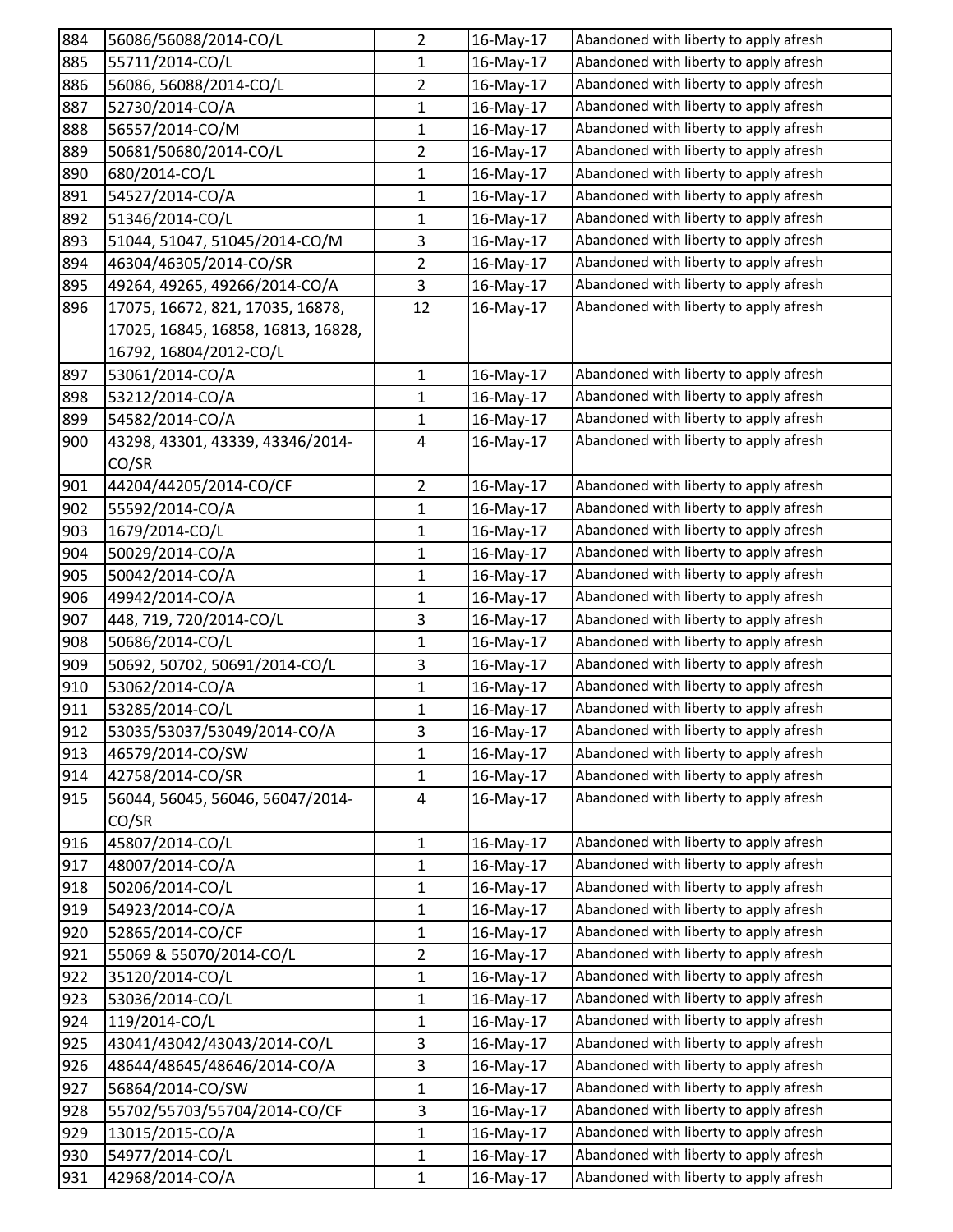| | | | | |
|---|---|---|---|---|
| 884 | 56086/56088/2014-CO/L | 2 | 16-May-17 | Abandoned with liberty to apply afresh |
| 885 | 55711/2014-CO/L | 1 | 16-May-17 | Abandoned with liberty to apply afresh |
| 886 | 56086, 56088/2014-CO/L | 2 | 16-May-17 | Abandoned with liberty to apply afresh |
| 887 | 52730/2014-CO/A | 1 | 16-May-17 | Abandoned with liberty to apply afresh |
| 888 | 56557/2014-CO/M | 1 | 16-May-17 | Abandoned with liberty to apply afresh |
| 889 | 50681/50680/2014-CO/L | 2 | 16-May-17 | Abandoned with liberty to apply afresh |
| 890 | 680/2014-CO/L | 1 | 16-May-17 | Abandoned with liberty to apply afresh |
| 891 | 54527/2014-CO/A | 1 | 16-May-17 | Abandoned with liberty to apply afresh |
| 892 | 51346/2014-CO/L | 1 | 16-May-17 | Abandoned with liberty to apply afresh |
| 893 | 51044, 51047, 51045/2014-CO/M | 3 | 16-May-17 | Abandoned with liberty to apply afresh |
| 894 | 46304/46305/2014-CO/SR | 2 | 16-May-17 | Abandoned with liberty to apply afresh |
| 895 | 49264, 49265, 49266/2014-CO/A | 3 | 16-May-17 | Abandoned with liberty to apply afresh |
| 896 | 17075, 16672, 821, 17035, 16878, 17025, 16845, 16858, 16813, 16828, 16792, 16804/2012-CO/L | 12 | 16-May-17 | Abandoned with liberty to apply afresh |
| 897 | 53061/2014-CO/A | 1 | 16-May-17 | Abandoned with liberty to apply afresh |
| 898 | 53212/2014-CO/A | 1 | 16-May-17 | Abandoned with liberty to apply afresh |
| 899 | 54582/2014-CO/A | 1 | 16-May-17 | Abandoned with liberty to apply afresh |
| 900 | 43298, 43301, 43339, 43346/2014-CO/SR | 4 | 16-May-17 | Abandoned with liberty to apply afresh |
| 901 | 44204/44205/2014-CO/CF | 2 | 16-May-17 | Abandoned with liberty to apply afresh |
| 902 | 55592/2014-CO/A | 1 | 16-May-17 | Abandoned with liberty to apply afresh |
| 903 | 1679/2014-CO/L | 1 | 16-May-17 | Abandoned with liberty to apply afresh |
| 904 | 50029/2014-CO/A | 1 | 16-May-17 | Abandoned with liberty to apply afresh |
| 905 | 50042/2014-CO/A | 1 | 16-May-17 | Abandoned with liberty to apply afresh |
| 906 | 49942/2014-CO/A | 1 | 16-May-17 | Abandoned with liberty to apply afresh |
| 907 | 448, 719, 720/2014-CO/L | 3 | 16-May-17 | Abandoned with liberty to apply afresh |
| 908 | 50686/2014-CO/L | 1 | 16-May-17 | Abandoned with liberty to apply afresh |
| 909 | 50692, 50702, 50691/2014-CO/L | 3 | 16-May-17 | Abandoned with liberty to apply afresh |
| 910 | 53062/2014-CO/A | 1 | 16-May-17 | Abandoned with liberty to apply afresh |
| 911 | 53285/2014-CO/L | 1 | 16-May-17 | Abandoned with liberty to apply afresh |
| 912 | 53035/53037/53049/2014-CO/A | 3 | 16-May-17 | Abandoned with liberty to apply afresh |
| 913 | 46579/2014-CO/SW | 1 | 16-May-17 | Abandoned with liberty to apply afresh |
| 914 | 42758/2014-CO/SR | 1 | 16-May-17 | Abandoned with liberty to apply afresh |
| 915 | 56044, 56045, 56046, 56047/2014-CO/SR | 4 | 16-May-17 | Abandoned with liberty to apply afresh |
| 916 | 45807/2014-CO/L | 1 | 16-May-17 | Abandoned with liberty to apply afresh |
| 917 | 48007/2014-CO/A | 1 | 16-May-17 | Abandoned with liberty to apply afresh |
| 918 | 50206/2014-CO/L | 1 | 16-May-17 | Abandoned with liberty to apply afresh |
| 919 | 54923/2014-CO/A | 1 | 16-May-17 | Abandoned with liberty to apply afresh |
| 920 | 52865/2014-CO/CF | 1 | 16-May-17 | Abandoned with liberty to apply afresh |
| 921 | 55069 & 55070/2014-CO/L | 2 | 16-May-17 | Abandoned with liberty to apply afresh |
| 922 | 35120/2014-CO/L | 1 | 16-May-17 | Abandoned with liberty to apply afresh |
| 923 | 53036/2014-CO/L | 1 | 16-May-17 | Abandoned with liberty to apply afresh |
| 924 | 119/2014-CO/L | 1 | 16-May-17 | Abandoned with liberty to apply afresh |
| 925 | 43041/43042/43043/2014-CO/L | 3 | 16-May-17 | Abandoned with liberty to apply afresh |
| 926 | 48644/48645/48646/2014-CO/A | 3 | 16-May-17 | Abandoned with liberty to apply afresh |
| 927 | 56864/2014-CO/SW | 1 | 16-May-17 | Abandoned with liberty to apply afresh |
| 928 | 55702/55703/55704/2014-CO/CF | 3 | 16-May-17 | Abandoned with liberty to apply afresh |
| 929 | 13015/2015-CO/A | 1 | 16-May-17 | Abandoned with liberty to apply afresh |
| 930 | 54977/2014-CO/L | 1 | 16-May-17 | Abandoned with liberty to apply afresh |
| 931 | 42968/2014-CO/A | 1 | 16-May-17 | Abandoned with liberty to apply afresh |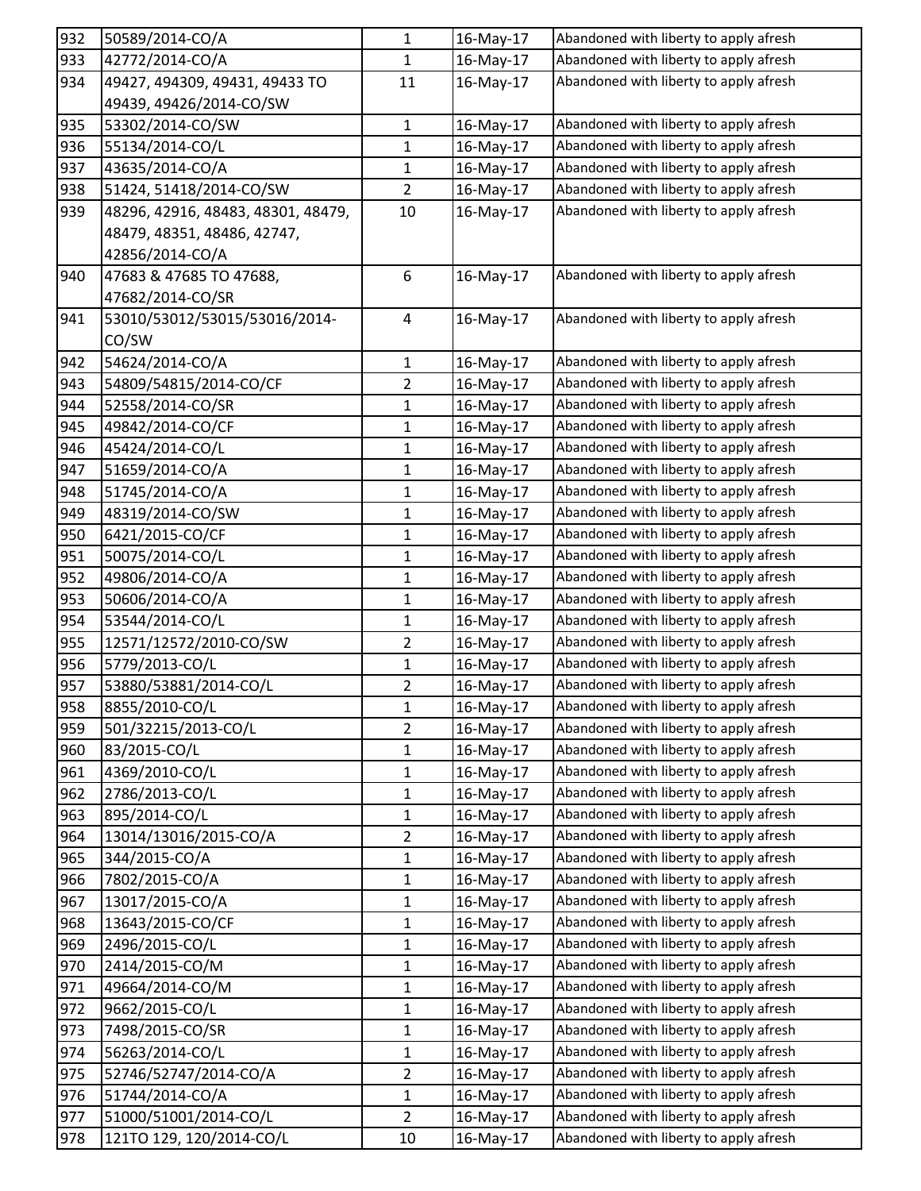| 932 | 50589/2014-CO/A | 1 | 16-May-17 | Abandoned with liberty to apply afresh |
|---|---|---|---|---|
| 933 | 42772/2014-CO/A | 1 | 16-May-17 | Abandoned with liberty to apply afresh |
| 934 | 49427, 494309, 49431, 49433 TO 49439, 49426/2014-CO/SW | 11 | 16-May-17 | Abandoned with liberty to apply afresh |
| 935 | 53302/2014-CO/SW | 1 | 16-May-17 | Abandoned with liberty to apply afresh |
| 936 | 55134/2014-CO/L | 1 | 16-May-17 | Abandoned with liberty to apply afresh |
| 937 | 43635/2014-CO/A | 1 | 16-May-17 | Abandoned with liberty to apply afresh |
| 938 | 51424, 51418/2014-CO/SW | 2 | 16-May-17 | Abandoned with liberty to apply afresh |
| 939 | 48296, 42916, 48483, 48301, 48479, 48479, 48351, 48486, 42747, 42856/2014-CO/A | 10 | 16-May-17 | Abandoned with liberty to apply afresh |
| 940 | 47683 & 47685 TO 47688, 47682/2014-CO/SR | 6 | 16-May-17 | Abandoned with liberty to apply afresh |
| 941 | 53010/53012/53015/53016/2014-CO/SW | 4 | 16-May-17 | Abandoned with liberty to apply afresh |
| 942 | 54624/2014-CO/A | 1 | 16-May-17 | Abandoned with liberty to apply afresh |
| 943 | 54809/54815/2014-CO/CF | 2 | 16-May-17 | Abandoned with liberty to apply afresh |
| 944 | 52558/2014-CO/SR | 1 | 16-May-17 | Abandoned with liberty to apply afresh |
| 945 | 49842/2014-CO/CF | 1 | 16-May-17 | Abandoned with liberty to apply afresh |
| 946 | 45424/2014-CO/L | 1 | 16-May-17 | Abandoned with liberty to apply afresh |
| 947 | 51659/2014-CO/A | 1 | 16-May-17 | Abandoned with liberty to apply afresh |
| 948 | 51745/2014-CO/A | 1 | 16-May-17 | Abandoned with liberty to apply afresh |
| 949 | 48319/2014-CO/SW | 1 | 16-May-17 | Abandoned with liberty to apply afresh |
| 950 | 6421/2015-CO/CF | 1 | 16-May-17 | Abandoned with liberty to apply afresh |
| 951 | 50075/2014-CO/L | 1 | 16-May-17 | Abandoned with liberty to apply afresh |
| 952 | 49806/2014-CO/A | 1 | 16-May-17 | Abandoned with liberty to apply afresh |
| 953 | 50606/2014-CO/A | 1 | 16-May-17 | Abandoned with liberty to apply afresh |
| 954 | 53544/2014-CO/L | 1 | 16-May-17 | Abandoned with liberty to apply afresh |
| 955 | 12571/12572/2010-CO/SW | 2 | 16-May-17 | Abandoned with liberty to apply afresh |
| 956 | 5779/2013-CO/L | 1 | 16-May-17 | Abandoned with liberty to apply afresh |
| 957 | 53880/53881/2014-CO/L | 2 | 16-May-17 | Abandoned with liberty to apply afresh |
| 958 | 8855/2010-CO/L | 1 | 16-May-17 | Abandoned with liberty to apply afresh |
| 959 | 501/32215/2013-CO/L | 2 | 16-May-17 | Abandoned with liberty to apply afresh |
| 960 | 83/2015-CO/L | 1 | 16-May-17 | Abandoned with liberty to apply afresh |
| 961 | 4369/2010-CO/L | 1 | 16-May-17 | Abandoned with liberty to apply afresh |
| 962 | 2786/2013-CO/L | 1 | 16-May-17 | Abandoned with liberty to apply afresh |
| 963 | 895/2014-CO/L | 1 | 16-May-17 | Abandoned with liberty to apply afresh |
| 964 | 13014/13016/2015-CO/A | 2 | 16-May-17 | Abandoned with liberty to apply afresh |
| 965 | 344/2015-CO/A | 1 | 16-May-17 | Abandoned with liberty to apply afresh |
| 966 | 7802/2015-CO/A | 1 | 16-May-17 | Abandoned with liberty to apply afresh |
| 967 | 13017/2015-CO/A | 1 | 16-May-17 | Abandoned with liberty to apply afresh |
| 968 | 13643/2015-CO/CF | 1 | 16-May-17 | Abandoned with liberty to apply afresh |
| 969 | 2496/2015-CO/L | 1 | 16-May-17 | Abandoned with liberty to apply afresh |
| 970 | 2414/2015-CO/M | 1 | 16-May-17 | Abandoned with liberty to apply afresh |
| 971 | 49664/2014-CO/M | 1 | 16-May-17 | Abandoned with liberty to apply afresh |
| 972 | 9662/2015-CO/L | 1 | 16-May-17 | Abandoned with liberty to apply afresh |
| 973 | 7498/2015-CO/SR | 1 | 16-May-17 | Abandoned with liberty to apply afresh |
| 974 | 56263/2014-CO/L | 1 | 16-May-17 | Abandoned with liberty to apply afresh |
| 975 | 52746/52747/2014-CO/A | 2 | 16-May-17 | Abandoned with liberty to apply afresh |
| 976 | 51744/2014-CO/A | 1 | 16-May-17 | Abandoned with liberty to apply afresh |
| 977 | 51000/51001/2014-CO/L | 2 | 16-May-17 | Abandoned with liberty to apply afresh |
| 978 | 121TO 129, 120/2014-CO/L | 10 | 16-May-17 | Abandoned with liberty to apply afresh |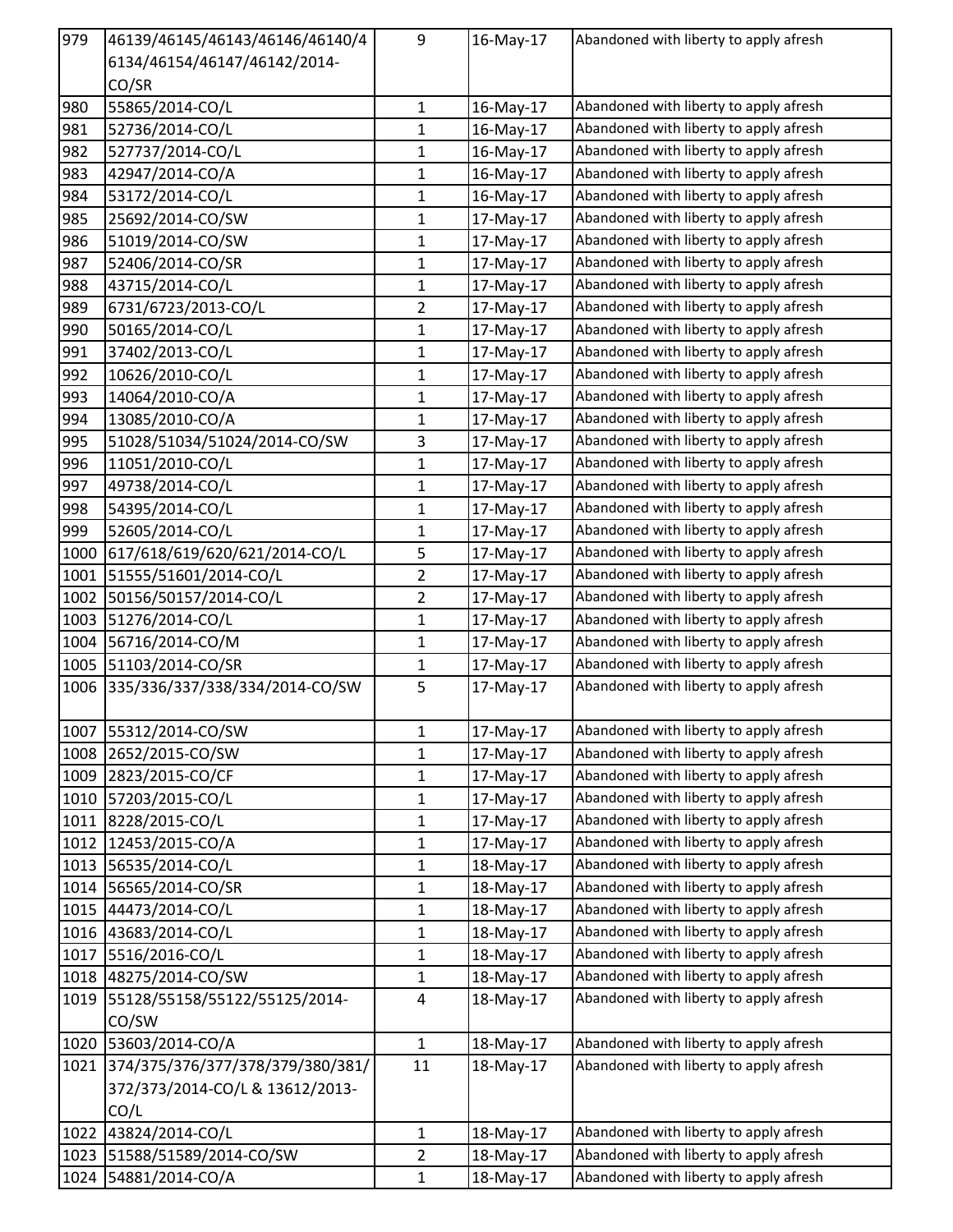| 979 | 46139/46145/46143/46146/46140/46134/46154/46147/46142/2014-CO/SR | 9 | 16-May-17 | Abandoned with liberty to apply afresh |
|---|---|---|---|---|
| 980 | 55865/2014-CO/L | 1 | 16-May-17 | Abandoned with liberty to apply afresh |
| 981 | 52736/2014-CO/L | 1 | 16-May-17 | Abandoned with liberty to apply afresh |
| 982 | 527737/2014-CO/L | 1 | 16-May-17 | Abandoned with liberty to apply afresh |
| 983 | 42947/2014-CO/A | 1 | 16-May-17 | Abandoned with liberty to apply afresh |
| 984 | 53172/2014-CO/L | 1 | 16-May-17 | Abandoned with liberty to apply afresh |
| 985 | 25692/2014-CO/SW | 1 | 17-May-17 | Abandoned with liberty to apply afresh |
| 986 | 51019/2014-CO/SW | 1 | 17-May-17 | Abandoned with liberty to apply afresh |
| 987 | 52406/2014-CO/SR | 1 | 17-May-17 | Abandoned with liberty to apply afresh |
| 988 | 43715/2014-CO/L | 1 | 17-May-17 | Abandoned with liberty to apply afresh |
| 989 | 6731/6723/2013-CO/L | 2 | 17-May-17 | Abandoned with liberty to apply afresh |
| 990 | 50165/2014-CO/L | 1 | 17-May-17 | Abandoned with liberty to apply afresh |
| 991 | 37402/2013-CO/L | 1 | 17-May-17 | Abandoned with liberty to apply afresh |
| 992 | 10626/2010-CO/L | 1 | 17-May-17 | Abandoned with liberty to apply afresh |
| 993 | 14064/2010-CO/A | 1 | 17-May-17 | Abandoned with liberty to apply afresh |
| 994 | 13085/2010-CO/A | 1 | 17-May-17 | Abandoned with liberty to apply afresh |
| 995 | 51028/51034/51024/2014-CO/SW | 3 | 17-May-17 | Abandoned with liberty to apply afresh |
| 996 | 11051/2010-CO/L | 1 | 17-May-17 | Abandoned with liberty to apply afresh |
| 997 | 49738/2014-CO/L | 1 | 17-May-17 | Abandoned with liberty to apply afresh |
| 998 | 54395/2014-CO/L | 1 | 17-May-17 | Abandoned with liberty to apply afresh |
| 999 | 52605/2014-CO/L | 1 | 17-May-17 | Abandoned with liberty to apply afresh |
| 1000 | 617/618/619/620/621/2014-CO/L | 5 | 17-May-17 | Abandoned with liberty to apply afresh |
| 1001 | 51555/51601/2014-CO/L | 2 | 17-May-17 | Abandoned with liberty to apply afresh |
| 1002 | 50156/50157/2014-CO/L | 2 | 17-May-17 | Abandoned with liberty to apply afresh |
| 1003 | 51276/2014-CO/L | 1 | 17-May-17 | Abandoned with liberty to apply afresh |
| 1004 | 56716/2014-CO/M | 1 | 17-May-17 | Abandoned with liberty to apply afresh |
| 1005 | 51103/2014-CO/SR | 1 | 17-May-17 | Abandoned with liberty to apply afresh |
| 1006 | 335/336/337/338/334/2014-CO/SW | 5 | 17-May-17 | Abandoned with liberty to apply afresh |
| 1007 | 55312/2014-CO/SW | 1 | 17-May-17 | Abandoned with liberty to apply afresh |
| 1008 | 2652/2015-CO/SW | 1 | 17-May-17 | Abandoned with liberty to apply afresh |
| 1009 | 2823/2015-CO/CF | 1 | 17-May-17 | Abandoned with liberty to apply afresh |
| 1010 | 57203/2015-CO/L | 1 | 17-May-17 | Abandoned with liberty to apply afresh |
| 1011 | 8228/2015-CO/L | 1 | 17-May-17 | Abandoned with liberty to apply afresh |
| 1012 | 12453/2015-CO/A | 1 | 17-May-17 | Abandoned with liberty to apply afresh |
| 1013 | 56535/2014-CO/L | 1 | 18-May-17 | Abandoned with liberty to apply afresh |
| 1014 | 56565/2014-CO/SR | 1 | 18-May-17 | Abandoned with liberty to apply afresh |
| 1015 | 44473/2014-CO/L | 1 | 18-May-17 | Abandoned with liberty to apply afresh |
| 1016 | 43683/2014-CO/L | 1 | 18-May-17 | Abandoned with liberty to apply afresh |
| 1017 | 5516/2016-CO/L | 1 | 18-May-17 | Abandoned with liberty to apply afresh |
| 1018 | 48275/2014-CO/SW | 1 | 18-May-17 | Abandoned with liberty to apply afresh |
| 1019 | 55128/55158/55122/55125/2014-CO/SW | 4 | 18-May-17 | Abandoned with liberty to apply afresh |
| 1020 | 53603/2014-CO/A | 1 | 18-May-17 | Abandoned with liberty to apply afresh |
| 1021 | 374/375/376/377/378/379/380/381/372/373/2014-CO/L & 13612/2013-CO/L | 11 | 18-May-17 | Abandoned with liberty to apply afresh |
| 1022 | 43824/2014-CO/L | 1 | 18-May-17 | Abandoned with liberty to apply afresh |
| 1023 | 51588/51589/2014-CO/SW | 2 | 18-May-17 | Abandoned with liberty to apply afresh |
| 1024 | 54881/2014-CO/A | 1 | 18-May-17 | Abandoned with liberty to apply afresh |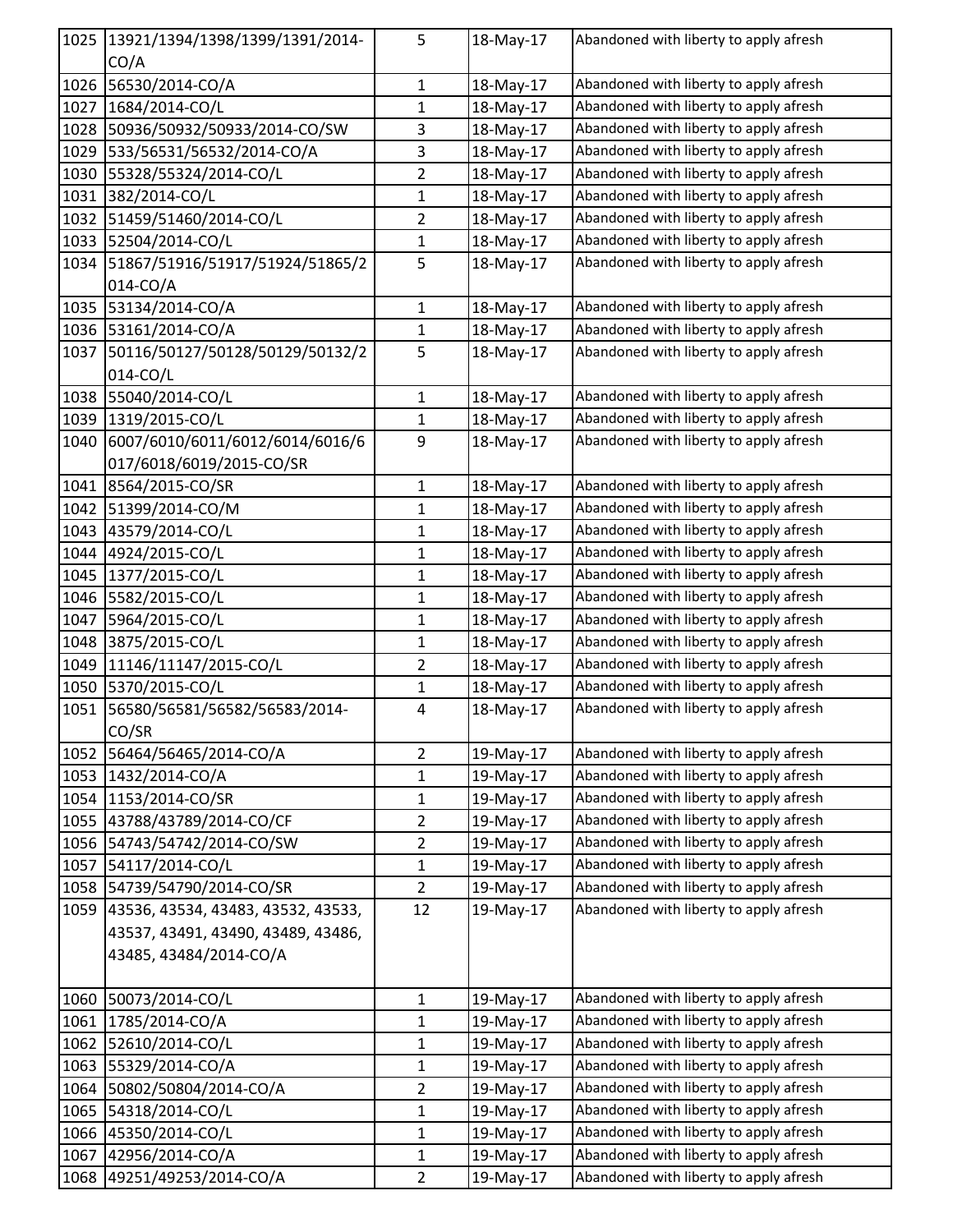| 1025 | 13921/1394/1398/1399/1391/2014-CO/A | 5 | 18-May-17 | Abandoned with liberty to apply afresh |
|---|---|---|---|---|
| 1026 | 56530/2014-CO/A | 1 | 18-May-17 | Abandoned with liberty to apply afresh |
| 1027 | 1684/2014-CO/L | 1 | 18-May-17 | Abandoned with liberty to apply afresh |
| 1028 | 50936/50932/50933/2014-CO/SW | 3 | 18-May-17 | Abandoned with liberty to apply afresh |
| 1029 | 533/56531/56532/2014-CO/A | 3 | 18-May-17 | Abandoned with liberty to apply afresh |
| 1030 | 55328/55324/2014-CO/L | 2 | 18-May-17 | Abandoned with liberty to apply afresh |
| 1031 | 382/2014-CO/L | 1 | 18-May-17 | Abandoned with liberty to apply afresh |
| 1032 | 51459/51460/2014-CO/L | 2 | 18-May-17 | Abandoned with liberty to apply afresh |
| 1033 | 52504/2014-CO/L | 1 | 18-May-17 | Abandoned with liberty to apply afresh |
| 1034 | 51867/51916/51917/51924/51865/2014-CO/A | 5 | 18-May-17 | Abandoned with liberty to apply afresh |
| 1035 | 53134/2014-CO/A | 1 | 18-May-17 | Abandoned with liberty to apply afresh |
| 1036 | 53161/2014-CO/A | 1 | 18-May-17 | Abandoned with liberty to apply afresh |
| 1037 | 50116/50127/50128/50129/50132/2014-CO/L | 5 | 18-May-17 | Abandoned with liberty to apply afresh |
| 1038 | 55040/2014-CO/L | 1 | 18-May-17 | Abandoned with liberty to apply afresh |
| 1039 | 1319/2015-CO/L | 1 | 18-May-17 | Abandoned with liberty to apply afresh |
| 1040 | 6007/6010/6011/6012/6014/6016/6017/6018/6019/2015-CO/SR | 9 | 18-May-17 | Abandoned with liberty to apply afresh |
| 1041 | 8564/2015-CO/SR | 1 | 18-May-17 | Abandoned with liberty to apply afresh |
| 1042 | 51399/2014-CO/M | 1 | 18-May-17 | Abandoned with liberty to apply afresh |
| 1043 | 43579/2014-CO/L | 1 | 18-May-17 | Abandoned with liberty to apply afresh |
| 1044 | 4924/2015-CO/L | 1 | 18-May-17 | Abandoned with liberty to apply afresh |
| 1045 | 1377/2015-CO/L | 1 | 18-May-17 | Abandoned with liberty to apply afresh |
| 1046 | 5582/2015-CO/L | 1 | 18-May-17 | Abandoned with liberty to apply afresh |
| 1047 | 5964/2015-CO/L | 1 | 18-May-17 | Abandoned with liberty to apply afresh |
| 1048 | 3875/2015-CO/L | 1 | 18-May-17 | Abandoned with liberty to apply afresh |
| 1049 | 11146/11147/2015-CO/L | 2 | 18-May-17 | Abandoned with liberty to apply afresh |
| 1050 | 5370/2015-CO/L | 1 | 18-May-17 | Abandoned with liberty to apply afresh |
| 1051 | 56580/56581/56582/56583/2014-CO/SR | 4 | 18-May-17 | Abandoned with liberty to apply afresh |
| 1052 | 56464/56465/2014-CO/A | 2 | 19-May-17 | Abandoned with liberty to apply afresh |
| 1053 | 1432/2014-CO/A | 1 | 19-May-17 | Abandoned with liberty to apply afresh |
| 1054 | 1153/2014-CO/SR | 1 | 19-May-17 | Abandoned with liberty to apply afresh |
| 1055 | 43788/43789/2014-CO/CF | 2 | 19-May-17 | Abandoned with liberty to apply afresh |
| 1056 | 54743/54742/2014-CO/SW | 2 | 19-May-17 | Abandoned with liberty to apply afresh |
| 1057 | 54117/2014-CO/L | 1 | 19-May-17 | Abandoned with liberty to apply afresh |
| 1058 | 54739/54790/2014-CO/SR | 2 | 19-May-17 | Abandoned with liberty to apply afresh |
| 1059 | 43536, 43534, 43483, 43532, 43533, 43537, 43491, 43490, 43489, 43486, 43485, 43484/2014-CO/A | 12 | 19-May-17 | Abandoned with liberty to apply afresh |
| 1060 | 50073/2014-CO/L | 1 | 19-May-17 | Abandoned with liberty to apply afresh |
| 1061 | 1785/2014-CO/A | 1 | 19-May-17 | Abandoned with liberty to apply afresh |
| 1062 | 52610/2014-CO/L | 1 | 19-May-17 | Abandoned with liberty to apply afresh |
| 1063 | 55329/2014-CO/A | 1 | 19-May-17 | Abandoned with liberty to apply afresh |
| 1064 | 50802/50804/2014-CO/A | 2 | 19-May-17 | Abandoned with liberty to apply afresh |
| 1065 | 54318/2014-CO/L | 1 | 19-May-17 | Abandoned with liberty to apply afresh |
| 1066 | 45350/2014-CO/L | 1 | 19-May-17 | Abandoned with liberty to apply afresh |
| 1067 | 42956/2014-CO/A | 1 | 19-May-17 | Abandoned with liberty to apply afresh |
| 1068 | 49251/49253/2014-CO/A | 2 | 19-May-17 | Abandoned with liberty to apply afresh |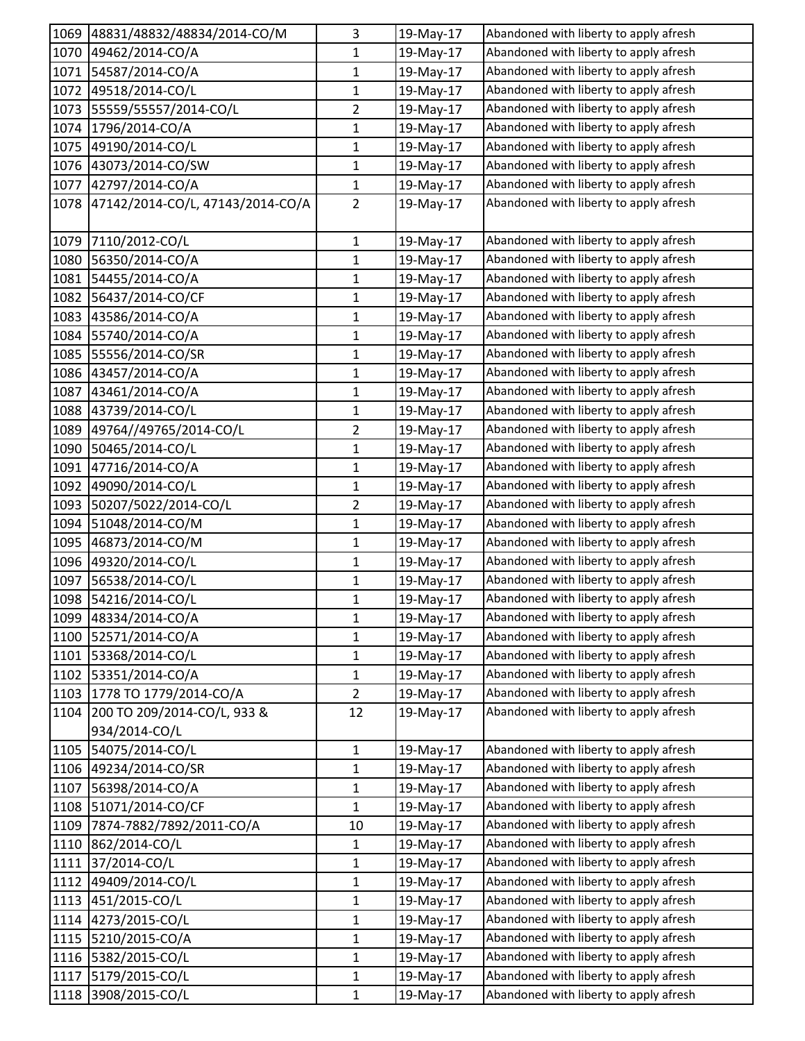| | | | | |
|---|---|---|---|---|
| 1069 | 48831/48832/48834/2014-CO/M | 3 | 19-May-17 | Abandoned with liberty to apply afresh |
| 1070 | 49462/2014-CO/A | 1 | 19-May-17 | Abandoned with liberty to apply afresh |
| 1071 | 54587/2014-CO/A | 1 | 19-May-17 | Abandoned with liberty to apply afresh |
| 1072 | 49518/2014-CO/L | 1 | 19-May-17 | Abandoned with liberty to apply afresh |
| 1073 | 55559/55557/2014-CO/L | 2 | 19-May-17 | Abandoned with liberty to apply afresh |
| 1074 | 1796/2014-CO/A | 1 | 19-May-17 | Abandoned with liberty to apply afresh |
| 1075 | 49190/2014-CO/L | 1 | 19-May-17 | Abandoned with liberty to apply afresh |
| 1076 | 43073/2014-CO/SW | 1 | 19-May-17 | Abandoned with liberty to apply afresh |
| 1077 | 42797/2014-CO/A | 1 | 19-May-17 | Abandoned with liberty to apply afresh |
| 1078 | 47142/2014-CO/L, 47143/2014-CO/A | 2 | 19-May-17 | Abandoned with liberty to apply afresh |
| 1079 | 7110/2012-CO/L | 1 | 19-May-17 | Abandoned with liberty to apply afresh |
| 1080 | 56350/2014-CO/A | 1 | 19-May-17 | Abandoned with liberty to apply afresh |
| 1081 | 54455/2014-CO/A | 1 | 19-May-17 | Abandoned with liberty to apply afresh |
| 1082 | 56437/2014-CO/CF | 1 | 19-May-17 | Abandoned with liberty to apply afresh |
| 1083 | 43586/2014-CO/A | 1 | 19-May-17 | Abandoned with liberty to apply afresh |
| 1084 | 55740/2014-CO/A | 1 | 19-May-17 | Abandoned with liberty to apply afresh |
| 1085 | 55556/2014-CO/SR | 1 | 19-May-17 | Abandoned with liberty to apply afresh |
| 1086 | 43457/2014-CO/A | 1 | 19-May-17 | Abandoned with liberty to apply afresh |
| 1087 | 43461/2014-CO/A | 1 | 19-May-17 | Abandoned with liberty to apply afresh |
| 1088 | 43739/2014-CO/L | 1 | 19-May-17 | Abandoned with liberty to apply afresh |
| 1089 | 49764//49765/2014-CO/L | 2 | 19-May-17 | Abandoned with liberty to apply afresh |
| 1090 | 50465/2014-CO/L | 1 | 19-May-17 | Abandoned with liberty to apply afresh |
| 1091 | 47716/2014-CO/A | 1 | 19-May-17 | Abandoned with liberty to apply afresh |
| 1092 | 49090/2014-CO/L | 1 | 19-May-17 | Abandoned with liberty to apply afresh |
| 1093 | 50207/5022/2014-CO/L | 2 | 19-May-17 | Abandoned with liberty to apply afresh |
| 1094 | 51048/2014-CO/M | 1 | 19-May-17 | Abandoned with liberty to apply afresh |
| 1095 | 46873/2014-CO/M | 1 | 19-May-17 | Abandoned with liberty to apply afresh |
| 1096 | 49320/2014-CO/L | 1 | 19-May-17 | Abandoned with liberty to apply afresh |
| 1097 | 56538/2014-CO/L | 1 | 19-May-17 | Abandoned with liberty to apply afresh |
| 1098 | 54216/2014-CO/L | 1 | 19-May-17 | Abandoned with liberty to apply afresh |
| 1099 | 48334/2014-CO/A | 1 | 19-May-17 | Abandoned with liberty to apply afresh |
| 1100 | 52571/2014-CO/A | 1 | 19-May-17 | Abandoned with liberty to apply afresh |
| 1101 | 53368/2014-CO/L | 1 | 19-May-17 | Abandoned with liberty to apply afresh |
| 1102 | 53351/2014-CO/A | 1 | 19-May-17 | Abandoned with liberty to apply afresh |
| 1103 | 1778 TO 1779/2014-CO/A | 2 | 19-May-17 | Abandoned with liberty to apply afresh |
| 1104 | 200 TO 209/2014-CO/L, 933 & 934/2014-CO/L | 12 | 19-May-17 | Abandoned with liberty to apply afresh |
| 1105 | 54075/2014-CO/L | 1 | 19-May-17 | Abandoned with liberty to apply afresh |
| 1106 | 49234/2014-CO/SR | 1 | 19-May-17 | Abandoned with liberty to apply afresh |
| 1107 | 56398/2014-CO/A | 1 | 19-May-17 | Abandoned with liberty to apply afresh |
| 1108 | 51071/2014-CO/CF | 1 | 19-May-17 | Abandoned with liberty to apply afresh |
| 1109 | 7874-7882/7892/2011-CO/A | 10 | 19-May-17 | Abandoned with liberty to apply afresh |
| 1110 | 862/2014-CO/L | 1 | 19-May-17 | Abandoned with liberty to apply afresh |
| 1111 | 37/2014-CO/L | 1 | 19-May-17 | Abandoned with liberty to apply afresh |
| 1112 | 49409/2014-CO/L | 1 | 19-May-17 | Abandoned with liberty to apply afresh |
| 1113 | 451/2015-CO/L | 1 | 19-May-17 | Abandoned with liberty to apply afresh |
| 1114 | 4273/2015-CO/L | 1 | 19-May-17 | Abandoned with liberty to apply afresh |
| 1115 | 5210/2015-CO/A | 1 | 19-May-17 | Abandoned with liberty to apply afresh |
| 1116 | 5382/2015-CO/L | 1 | 19-May-17 | Abandoned with liberty to apply afresh |
| 1117 | 5179/2015-CO/L | 1 | 19-May-17 | Abandoned with liberty to apply afresh |
| 1118 | 3908/2015-CO/L | 1 | 19-May-17 | Abandoned with liberty to apply afresh |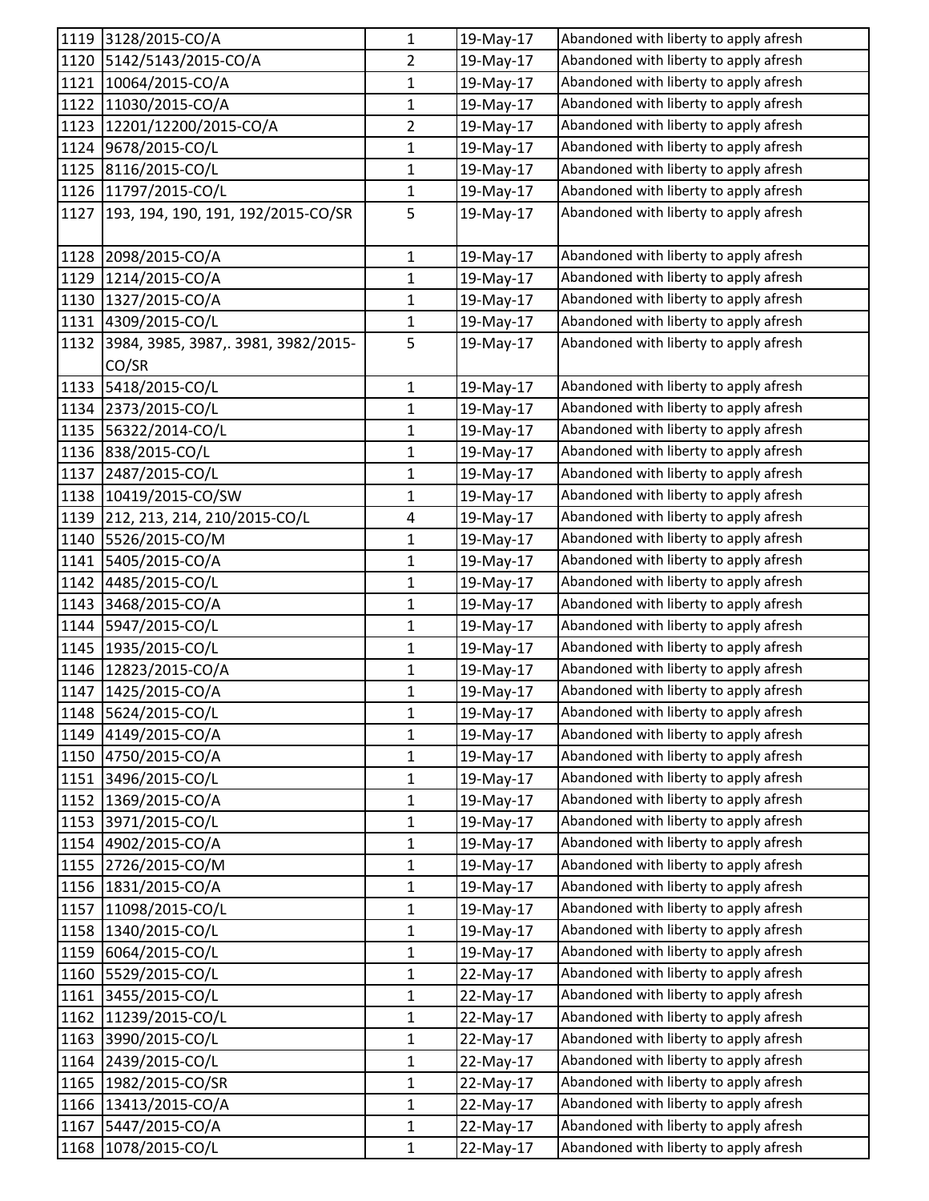| | | | | |
|---|---|---|---|---|
| 1119 | 3128/2015-CO/A | 1 | 19-May-17 | Abandoned with liberty to apply afresh |
| 1120 | 5142/5143/2015-CO/A | 2 | 19-May-17 | Abandoned with liberty to apply afresh |
| 1121 | 10064/2015-CO/A | 1 | 19-May-17 | Abandoned with liberty to apply afresh |
| 1122 | 11030/2015-CO/A | 1 | 19-May-17 | Abandoned with liberty to apply afresh |
| 1123 | 12201/12200/2015-CO/A | 2 | 19-May-17 | Abandoned with liberty to apply afresh |
| 1124 | 9678/2015-CO/L | 1 | 19-May-17 | Abandoned with liberty to apply afresh |
| 1125 | 8116/2015-CO/L | 1 | 19-May-17 | Abandoned with liberty to apply afresh |
| 1126 | 11797/2015-CO/L | 1 | 19-May-17 | Abandoned with liberty to apply afresh |
| 1127 | 193, 194, 190, 191, 192/2015-CO/SR | 5 | 19-May-17 | Abandoned with liberty to apply afresh |
| 1128 | 2098/2015-CO/A | 1 | 19-May-17 | Abandoned with liberty to apply afresh |
| 1129 | 1214/2015-CO/A | 1 | 19-May-17 | Abandoned with liberty to apply afresh |
| 1130 | 1327/2015-CO/A | 1 | 19-May-17 | Abandoned with liberty to apply afresh |
| 1131 | 4309/2015-CO/L | 1 | 19-May-17 | Abandoned with liberty to apply afresh |
| 1132 | 3984, 3985, 3987,. 3981, 3982/2015-CO/SR | 5 | 19-May-17 | Abandoned with liberty to apply afresh |
| 1133 | 5418/2015-CO/L | 1 | 19-May-17 | Abandoned with liberty to apply afresh |
| 1134 | 2373/2015-CO/L | 1 | 19-May-17 | Abandoned with liberty to apply afresh |
| 1135 | 56322/2014-CO/L | 1 | 19-May-17 | Abandoned with liberty to apply afresh |
| 1136 | 838/2015-CO/L | 1 | 19-May-17 | Abandoned with liberty to apply afresh |
| 1137 | 2487/2015-CO/L | 1 | 19-May-17 | Abandoned with liberty to apply afresh |
| 1138 | 10419/2015-CO/SW | 1 | 19-May-17 | Abandoned with liberty to apply afresh |
| 1139 | 212, 213, 214, 210/2015-CO/L | 4 | 19-May-17 | Abandoned with liberty to apply afresh |
| 1140 | 5526/2015-CO/M | 1 | 19-May-17 | Abandoned with liberty to apply afresh |
| 1141 | 5405/2015-CO/A | 1 | 19-May-17 | Abandoned with liberty to apply afresh |
| 1142 | 4485/2015-CO/L | 1 | 19-May-17 | Abandoned with liberty to apply afresh |
| 1143 | 3468/2015-CO/A | 1 | 19-May-17 | Abandoned with liberty to apply afresh |
| 1144 | 5947/2015-CO/L | 1 | 19-May-17 | Abandoned with liberty to apply afresh |
| 1145 | 1935/2015-CO/L | 1 | 19-May-17 | Abandoned with liberty to apply afresh |
| 1146 | 12823/2015-CO/A | 1 | 19-May-17 | Abandoned with liberty to apply afresh |
| 1147 | 1425/2015-CO/A | 1 | 19-May-17 | Abandoned with liberty to apply afresh |
| 1148 | 5624/2015-CO/L | 1 | 19-May-17 | Abandoned with liberty to apply afresh |
| 1149 | 4149/2015-CO/A | 1 | 19-May-17 | Abandoned with liberty to apply afresh |
| 1150 | 4750/2015-CO/A | 1 | 19-May-17 | Abandoned with liberty to apply afresh |
| 1151 | 3496/2015-CO/L | 1 | 19-May-17 | Abandoned with liberty to apply afresh |
| 1152 | 1369/2015-CO/A | 1 | 19-May-17 | Abandoned with liberty to apply afresh |
| 1153 | 3971/2015-CO/L | 1 | 19-May-17 | Abandoned with liberty to apply afresh |
| 1154 | 4902/2015-CO/A | 1 | 19-May-17 | Abandoned with liberty to apply afresh |
| 1155 | 2726/2015-CO/M | 1 | 19-May-17 | Abandoned with liberty to apply afresh |
| 1156 | 1831/2015-CO/A | 1 | 19-May-17 | Abandoned with liberty to apply afresh |
| 1157 | 11098/2015-CO/L | 1 | 19-May-17 | Abandoned with liberty to apply afresh |
| 1158 | 1340/2015-CO/L | 1 | 19-May-17 | Abandoned with liberty to apply afresh |
| 1159 | 6064/2015-CO/L | 1 | 19-May-17 | Abandoned with liberty to apply afresh |
| 1160 | 5529/2015-CO/L | 1 | 22-May-17 | Abandoned with liberty to apply afresh |
| 1161 | 3455/2015-CO/L | 1 | 22-May-17 | Abandoned with liberty to apply afresh |
| 1162 | 11239/2015-CO/L | 1 | 22-May-17 | Abandoned with liberty to apply afresh |
| 1163 | 3990/2015-CO/L | 1 | 22-May-17 | Abandoned with liberty to apply afresh |
| 1164 | 2439/2015-CO/L | 1 | 22-May-17 | Abandoned with liberty to apply afresh |
| 1165 | 1982/2015-CO/SR | 1 | 22-May-17 | Abandoned with liberty to apply afresh |
| 1166 | 13413/2015-CO/A | 1 | 22-May-17 | Abandoned with liberty to apply afresh |
| 1167 | 5447/2015-CO/A | 1 | 22-May-17 | Abandoned with liberty to apply afresh |
| 1168 | 1078/2015-CO/L | 1 | 22-May-17 | Abandoned with liberty to apply afresh |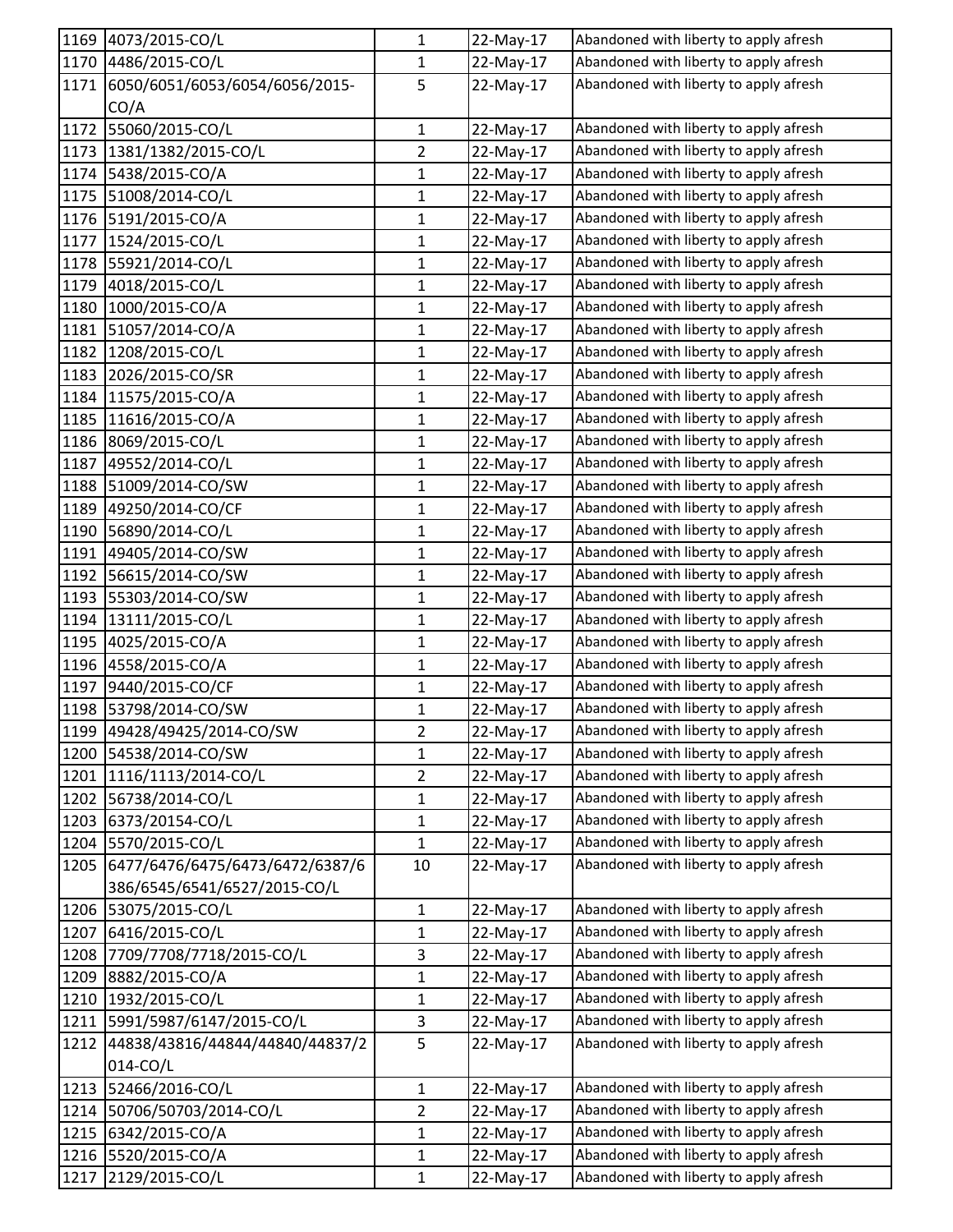| 1169 | 4073/2015-CO/L | 1 | 22-May-17 | Abandoned with liberty to apply afresh |
|---|---|---|---|---|
| 1170 | 4486/2015-CO/L | 1 | 22-May-17 | Abandoned with liberty to apply afresh |
| 1171 | 6050/6051/6053/6054/6056/2015-CO/A | 5 | 22-May-17 | Abandoned with liberty to apply afresh |
| 1172 | 55060/2015-CO/L | 1 | 22-May-17 | Abandoned with liberty to apply afresh |
| 1173 | 1381/1382/2015-CO/L | 2 | 22-May-17 | Abandoned with liberty to apply afresh |
| 1174 | 5438/2015-CO/A | 1 | 22-May-17 | Abandoned with liberty to apply afresh |
| 1175 | 51008/2014-CO/L | 1 | 22-May-17 | Abandoned with liberty to apply afresh |
| 1176 | 5191/2015-CO/A | 1 | 22-May-17 | Abandoned with liberty to apply afresh |
| 1177 | 1524/2015-CO/L | 1 | 22-May-17 | Abandoned with liberty to apply afresh |
| 1178 | 55921/2014-CO/L | 1 | 22-May-17 | Abandoned with liberty to apply afresh |
| 1179 | 4018/2015-CO/L | 1 | 22-May-17 | Abandoned with liberty to apply afresh |
| 1180 | 1000/2015-CO/A | 1 | 22-May-17 | Abandoned with liberty to apply afresh |
| 1181 | 51057/2014-CO/A | 1 | 22-May-17 | Abandoned with liberty to apply afresh |
| 1182 | 1208/2015-CO/L | 1 | 22-May-17 | Abandoned with liberty to apply afresh |
| 1183 | 2026/2015-CO/SR | 1 | 22-May-17 | Abandoned with liberty to apply afresh |
| 1184 | 11575/2015-CO/A | 1 | 22-May-17 | Abandoned with liberty to apply afresh |
| 1185 | 11616/2015-CO/A | 1 | 22-May-17 | Abandoned with liberty to apply afresh |
| 1186 | 8069/2015-CO/L | 1 | 22-May-17 | Abandoned with liberty to apply afresh |
| 1187 | 49552/2014-CO/L | 1 | 22-May-17 | Abandoned with liberty to apply afresh |
| 1188 | 51009/2014-CO/SW | 1 | 22-May-17 | Abandoned with liberty to apply afresh |
| 1189 | 49250/2014-CO/CF | 1 | 22-May-17 | Abandoned with liberty to apply afresh |
| 1190 | 56890/2014-CO/L | 1 | 22-May-17 | Abandoned with liberty to apply afresh |
| 1191 | 49405/2014-CO/SW | 1 | 22-May-17 | Abandoned with liberty to apply afresh |
| 1192 | 56615/2014-CO/SW | 1 | 22-May-17 | Abandoned with liberty to apply afresh |
| 1193 | 55303/2014-CO/SW | 1 | 22-May-17 | Abandoned with liberty to apply afresh |
| 1194 | 13111/2015-CO/L | 1 | 22-May-17 | Abandoned with liberty to apply afresh |
| 1195 | 4025/2015-CO/A | 1 | 22-May-17 | Abandoned with liberty to apply afresh |
| 1196 | 4558/2015-CO/A | 1 | 22-May-17 | Abandoned with liberty to apply afresh |
| 1197 | 9440/2015-CO/CF | 1 | 22-May-17 | Abandoned with liberty to apply afresh |
| 1198 | 53798/2014-CO/SW | 1 | 22-May-17 | Abandoned with liberty to apply afresh |
| 1199 | 49428/49425/2014-CO/SW | 2 | 22-May-17 | Abandoned with liberty to apply afresh |
| 1200 | 54538/2014-CO/SW | 1 | 22-May-17 | Abandoned with liberty to apply afresh |
| 1201 | 1116/1113/2014-CO/L | 2 | 22-May-17 | Abandoned with liberty to apply afresh |
| 1202 | 56738/2014-CO/L | 1 | 22-May-17 | Abandoned with liberty to apply afresh |
| 1203 | 6373/20154-CO/L | 1 | 22-May-17 | Abandoned with liberty to apply afresh |
| 1204 | 5570/2015-CO/L | 1 | 22-May-17 | Abandoned with liberty to apply afresh |
| 1205 | 6477/6476/6475/6473/6472/6387/6386/6545/6541/6527/2015-CO/L | 10 | 22-May-17 | Abandoned with liberty to apply afresh |
| 1206 | 53075/2015-CO/L | 1 | 22-May-17 | Abandoned with liberty to apply afresh |
| 1207 | 6416/2015-CO/L | 1 | 22-May-17 | Abandoned with liberty to apply afresh |
| 1208 | 7709/7708/7718/2015-CO/L | 3 | 22-May-17 | Abandoned with liberty to apply afresh |
| 1209 | 8882/2015-CO/A | 1 | 22-May-17 | Abandoned with liberty to apply afresh |
| 1210 | 1932/2015-CO/L | 1 | 22-May-17 | Abandoned with liberty to apply afresh |
| 1211 | 5991/5987/6147/2015-CO/L | 3 | 22-May-17 | Abandoned with liberty to apply afresh |
| 1212 | 44838/43816/44844/44840/44837/2014-CO/L | 5 | 22-May-17 | Abandoned with liberty to apply afresh |
| 1213 | 52466/2016-CO/L | 1 | 22-May-17 | Abandoned with liberty to apply afresh |
| 1214 | 50706/50703/2014-CO/L | 2 | 22-May-17 | Abandoned with liberty to apply afresh |
| 1215 | 6342/2015-CO/A | 1 | 22-May-17 | Abandoned with liberty to apply afresh |
| 1216 | 5520/2015-CO/A | 1 | 22-May-17 | Abandoned with liberty to apply afresh |
| 1217 | 2129/2015-CO/L | 1 | 22-May-17 | Abandoned with liberty to apply afresh |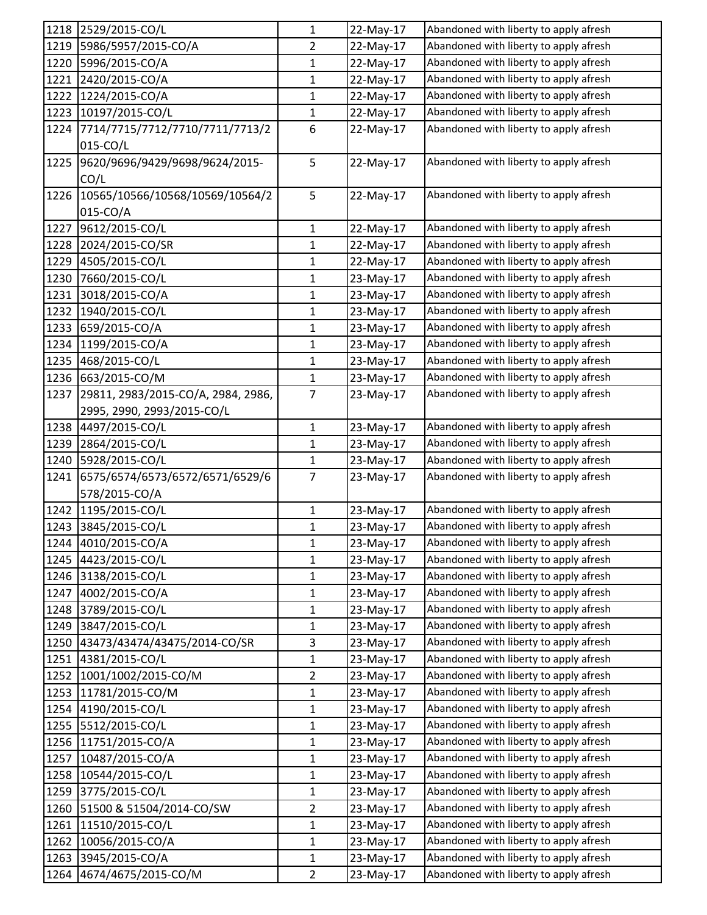| | | | | |
|---|---|---|---|---|
| 1218 | 2529/2015-CO/L | 1 | 22-May-17 | Abandoned with liberty to apply afresh |
| 1219 | 5986/5957/2015-CO/A | 2 | 22-May-17 | Abandoned with liberty to apply afresh |
| 1220 | 5996/2015-CO/A | 1 | 22-May-17 | Abandoned with liberty to apply afresh |
| 1221 | 2420/2015-CO/A | 1 | 22-May-17 | Abandoned with liberty to apply afresh |
| 1222 | 1224/2015-CO/A | 1 | 22-May-17 | Abandoned with liberty to apply afresh |
| 1223 | 10197/2015-CO/L | 1 | 22-May-17 | Abandoned with liberty to apply afresh |
| 1224 | 7714/7715/7712/7710/7711/7713/2015-CO/L | 6 | 22-May-17 | Abandoned with liberty to apply afresh |
| 1225 | 9620/9696/9429/9698/9624/2015-CO/L | 5 | 22-May-17 | Abandoned with liberty to apply afresh |
| 1226 | 10565/10566/10568/10569/10564/2015-CO/A | 5 | 22-May-17 | Abandoned with liberty to apply afresh |
| 1227 | 9612/2015-CO/L | 1 | 22-May-17 | Abandoned with liberty to apply afresh |
| 1228 | 2024/2015-CO/SR | 1 | 22-May-17 | Abandoned with liberty to apply afresh |
| 1229 | 4505/2015-CO/L | 1 | 22-May-17 | Abandoned with liberty to apply afresh |
| 1230 | 7660/2015-CO/L | 1 | 23-May-17 | Abandoned with liberty to apply afresh |
| 1231 | 3018/2015-CO/A | 1 | 23-May-17 | Abandoned with liberty to apply afresh |
| 1232 | 1940/2015-CO/L | 1 | 23-May-17 | Abandoned with liberty to apply afresh |
| 1233 | 659/2015-CO/A | 1 | 23-May-17 | Abandoned with liberty to apply afresh |
| 1234 | 1199/2015-CO/A | 1 | 23-May-17 | Abandoned with liberty to apply afresh |
| 1235 | 468/2015-CO/L | 1 | 23-May-17 | Abandoned with liberty to apply afresh |
| 1236 | 663/2015-CO/M | 1 | 23-May-17 | Abandoned with liberty to apply afresh |
| 1237 | 29811, 2983/2015-CO/A, 2984, 2986, 2995, 2990, 2993/2015-CO/L | 7 | 23-May-17 | Abandoned with liberty to apply afresh |
| 1238 | 4497/2015-CO/L | 1 | 23-May-17 | Abandoned with liberty to apply afresh |
| 1239 | 2864/2015-CO/L | 1 | 23-May-17 | Abandoned with liberty to apply afresh |
| 1240 | 5928/2015-CO/L | 1 | 23-May-17 | Abandoned with liberty to apply afresh |
| 1241 | 6575/6574/6573/6572/6571/6529/6578/2015-CO/A | 7 | 23-May-17 | Abandoned with liberty to apply afresh |
| 1242 | 1195/2015-CO/L | 1 | 23-May-17 | Abandoned with liberty to apply afresh |
| 1243 | 3845/2015-CO/L | 1 | 23-May-17 | Abandoned with liberty to apply afresh |
| 1244 | 4010/2015-CO/A | 1 | 23-May-17 | Abandoned with liberty to apply afresh |
| 1245 | 4423/2015-CO/L | 1 | 23-May-17 | Abandoned with liberty to apply afresh |
| 1246 | 3138/2015-CO/L | 1 | 23-May-17 | Abandoned with liberty to apply afresh |
| 1247 | 4002/2015-CO/A | 1 | 23-May-17 | Abandoned with liberty to apply afresh |
| 1248 | 3789/2015-CO/L | 1 | 23-May-17 | Abandoned with liberty to apply afresh |
| 1249 | 3847/2015-CO/L | 1 | 23-May-17 | Abandoned with liberty to apply afresh |
| 1250 | 43473/43474/43475/2014-CO/SR | 3 | 23-May-17 | Abandoned with liberty to apply afresh |
| 1251 | 4381/2015-CO/L | 1 | 23-May-17 | Abandoned with liberty to apply afresh |
| 1252 | 1001/1002/2015-CO/M | 2 | 23-May-17 | Abandoned with liberty to apply afresh |
| 1253 | 11781/2015-CO/M | 1 | 23-May-17 | Abandoned with liberty to apply afresh |
| 1254 | 4190/2015-CO/L | 1 | 23-May-17 | Abandoned with liberty to apply afresh |
| 1255 | 5512/2015-CO/L | 1 | 23-May-17 | Abandoned with liberty to apply afresh |
| 1256 | 11751/2015-CO/A | 1 | 23-May-17 | Abandoned with liberty to apply afresh |
| 1257 | 10487/2015-CO/A | 1 | 23-May-17 | Abandoned with liberty to apply afresh |
| 1258 | 10544/2015-CO/L | 1 | 23-May-17 | Abandoned with liberty to apply afresh |
| 1259 | 3775/2015-CO/L | 1 | 23-May-17 | Abandoned with liberty to apply afresh |
| 1260 | 51500 & 51504/2014-CO/SW | 2 | 23-May-17 | Abandoned with liberty to apply afresh |
| 1261 | 11510/2015-CO/L | 1 | 23-May-17 | Abandoned with liberty to apply afresh |
| 1262 | 10056/2015-CO/A | 1 | 23-May-17 | Abandoned with liberty to apply afresh |
| 1263 | 3945/2015-CO/A | 1 | 23-May-17 | Abandoned with liberty to apply afresh |
| 1264 | 4674/4675/2015-CO/M | 2 | 23-May-17 | Abandoned with liberty to apply afresh |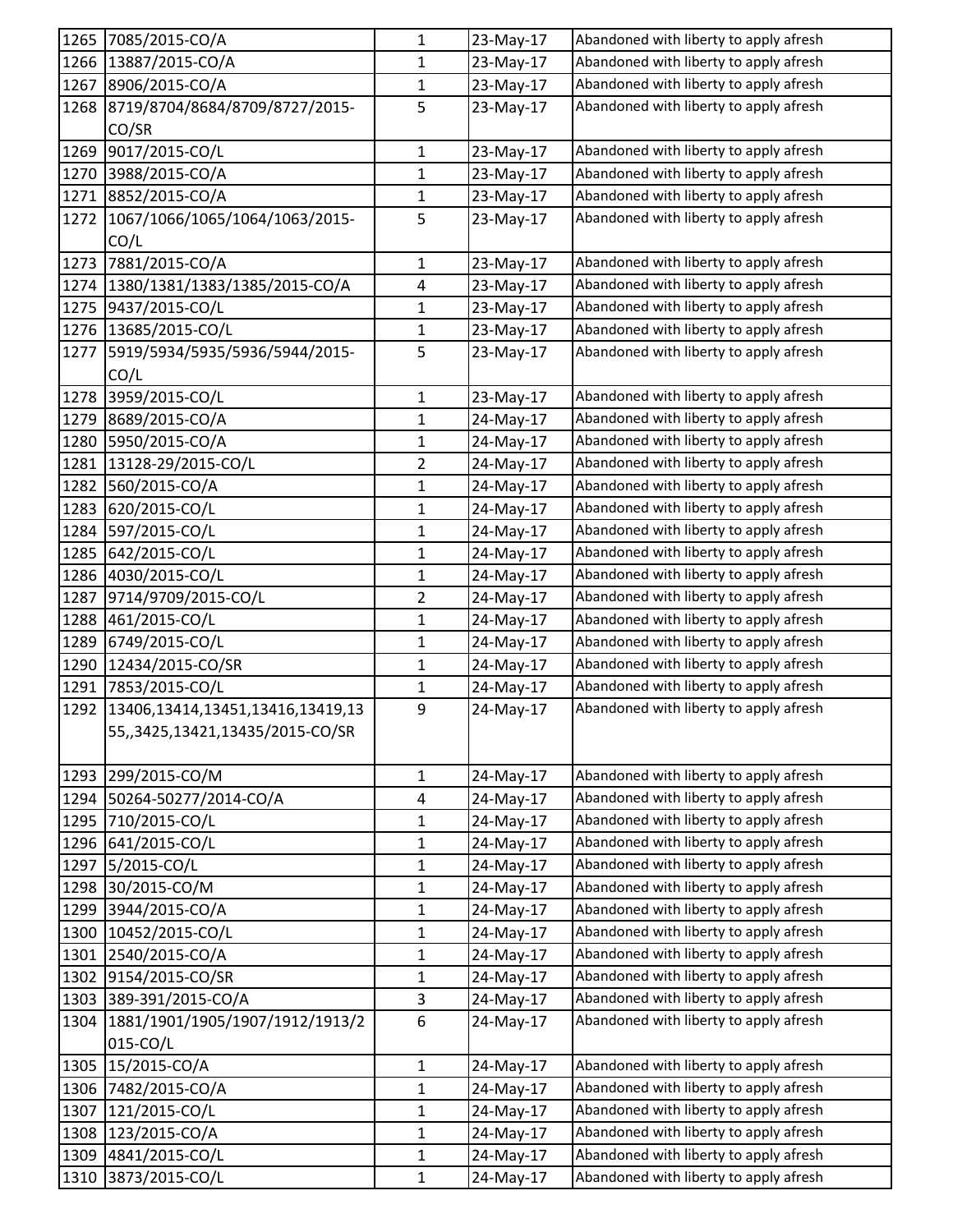| 1265 | 7085/2015-CO/A | 1 | 23-May-17 | Abandoned with liberty to apply afresh |
|---|---|---|---|---|
| 1266 | 13887/2015-CO/A | 1 | 23-May-17 | Abandoned with liberty to apply afresh |
| 1267 | 8906/2015-CO/A | 1 | 23-May-17 | Abandoned with liberty to apply afresh |
| 1268 | 8719/8704/8684/8709/8727/2015-CO/SR | 5 | 23-May-17 | Abandoned with liberty to apply afresh |
| 1269 | 9017/2015-CO/L | 1 | 23-May-17 | Abandoned with liberty to apply afresh |
| 1270 | 3988/2015-CO/A | 1 | 23-May-17 | Abandoned with liberty to apply afresh |
| 1271 | 8852/2015-CO/A | 1 | 23-May-17 | Abandoned with liberty to apply afresh |
| 1272 | 1067/1066/1065/1064/1063/2015-CO/L | 5 | 23-May-17 | Abandoned with liberty to apply afresh |
| 1273 | 7881/2015-CO/A | 1 | 23-May-17 | Abandoned with liberty to apply afresh |
| 1274 | 1380/1381/1383/1385/2015-CO/A | 4 | 23-May-17 | Abandoned with liberty to apply afresh |
| 1275 | 9437/2015-CO/L | 1 | 23-May-17 | Abandoned with liberty to apply afresh |
| 1276 | 13685/2015-CO/L | 1 | 23-May-17 | Abandoned with liberty to apply afresh |
| 1277 | 5919/5934/5935/5936/5944/2015-CO/L | 5 | 23-May-17 | Abandoned with liberty to apply afresh |
| 1278 | 3959/2015-CO/L | 1 | 23-May-17 | Abandoned with liberty to apply afresh |
| 1279 | 8689/2015-CO/A | 1 | 24-May-17 | Abandoned with liberty to apply afresh |
| 1280 | 5950/2015-CO/A | 1 | 24-May-17 | Abandoned with liberty to apply afresh |
| 1281 | 13128-29/2015-CO/L | 2 | 24-May-17 | Abandoned with liberty to apply afresh |
| 1282 | 560/2015-CO/A | 1 | 24-May-17 | Abandoned with liberty to apply afresh |
| 1283 | 620/2015-CO/L | 1 | 24-May-17 | Abandoned with liberty to apply afresh |
| 1284 | 597/2015-CO/L | 1 | 24-May-17 | Abandoned with liberty to apply afresh |
| 1285 | 642/2015-CO/L | 1 | 24-May-17 | Abandoned with liberty to apply afresh |
| 1286 | 4030/2015-CO/L | 1 | 24-May-17 | Abandoned with liberty to apply afresh |
| 1287 | 9714/9709/2015-CO/L | 2 | 24-May-17 | Abandoned with liberty to apply afresh |
| 1288 | 461/2015-CO/L | 1 | 24-May-17 | Abandoned with liberty to apply afresh |
| 1289 | 6749/2015-CO/L | 1 | 24-May-17 | Abandoned with liberty to apply afresh |
| 1290 | 12434/2015-CO/SR | 1 | 24-May-17 | Abandoned with liberty to apply afresh |
| 1291 | 7853/2015-CO/L | 1 | 24-May-17 | Abandoned with liberty to apply afresh |
| 1292 | 13406,13414,13451,13416,13419,1355,,3425,13421,13435/2015-CO/SR | 9 | 24-May-17 | Abandoned with liberty to apply afresh |
| 1293 | 299/2015-CO/M | 1 | 24-May-17 | Abandoned with liberty to apply afresh |
| 1294 | 50264-50277/2014-CO/A | 4 | 24-May-17 | Abandoned with liberty to apply afresh |
| 1295 | 710/2015-CO/L | 1 | 24-May-17 | Abandoned with liberty to apply afresh |
| 1296 | 641/2015-CO/L | 1 | 24-May-17 | Abandoned with liberty to apply afresh |
| 1297 | 5/2015-CO/L | 1 | 24-May-17 | Abandoned with liberty to apply afresh |
| 1298 | 30/2015-CO/M | 1 | 24-May-17 | Abandoned with liberty to apply afresh |
| 1299 | 3944/2015-CO/A | 1 | 24-May-17 | Abandoned with liberty to apply afresh |
| 1300 | 10452/2015-CO/L | 1 | 24-May-17 | Abandoned with liberty to apply afresh |
| 1301 | 2540/2015-CO/A | 1 | 24-May-17 | Abandoned with liberty to apply afresh |
| 1302 | 9154/2015-CO/SR | 1 | 24-May-17 | Abandoned with liberty to apply afresh |
| 1303 | 389-391/2015-CO/A | 3 | 24-May-17 | Abandoned with liberty to apply afresh |
| 1304 | 1881/1901/1905/1907/1912/1913/2015-CO/L | 6 | 24-May-17 | Abandoned with liberty to apply afresh |
| 1305 | 15/2015-CO/A | 1 | 24-May-17 | Abandoned with liberty to apply afresh |
| 1306 | 7482/2015-CO/A | 1 | 24-May-17 | Abandoned with liberty to apply afresh |
| 1307 | 121/2015-CO/L | 1 | 24-May-17 | Abandoned with liberty to apply afresh |
| 1308 | 123/2015-CO/A | 1 | 24-May-17 | Abandoned with liberty to apply afresh |
| 1309 | 4841/2015-CO/L | 1 | 24-May-17 | Abandoned with liberty to apply afresh |
| 1310 | 3873/2015-CO/L | 1 | 24-May-17 | Abandoned with liberty to apply afresh |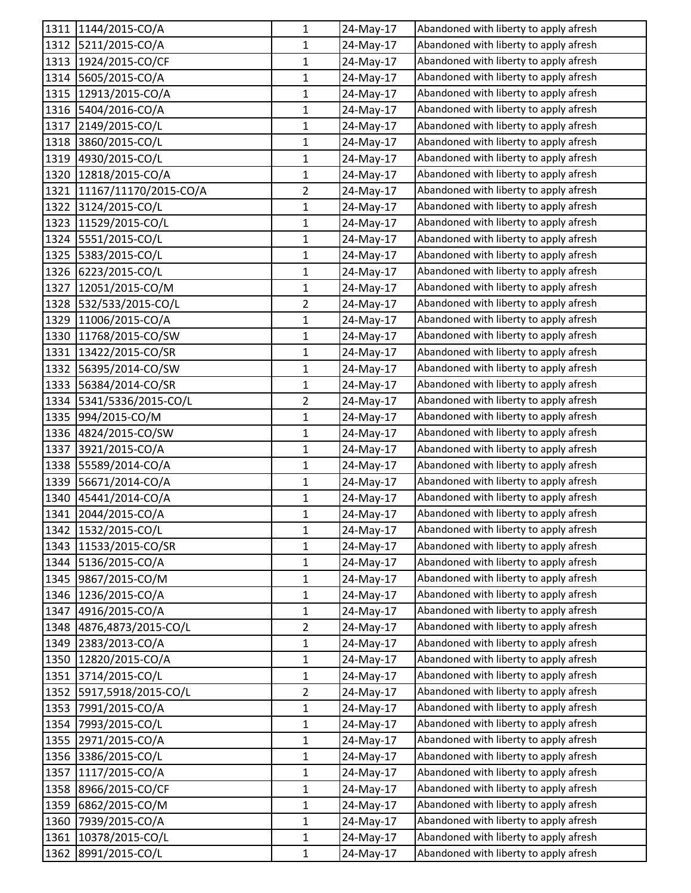| | | | | |
|---|---|---|---|---|
| 1311 | 1144/2015-CO/A | 1 | 24-May-17 | Abandoned with liberty to apply afresh |
| 1312 | 5211/2015-CO/A | 1 | 24-May-17 | Abandoned with liberty to apply afresh |
| 1313 | 1924/2015-CO/CF | 1 | 24-May-17 | Abandoned with liberty to apply afresh |
| 1314 | 5605/2015-CO/A | 1 | 24-May-17 | Abandoned with liberty to apply afresh |
| 1315 | 12913/2015-CO/A | 1 | 24-May-17 | Abandoned with liberty to apply afresh |
| 1316 | 5404/2016-CO/A | 1 | 24-May-17 | Abandoned with liberty to apply afresh |
| 1317 | 2149/2015-CO/L | 1 | 24-May-17 | Abandoned with liberty to apply afresh |
| 1318 | 3860/2015-CO/L | 1 | 24-May-17 | Abandoned with liberty to apply afresh |
| 1319 | 4930/2015-CO/L | 1 | 24-May-17 | Abandoned with liberty to apply afresh |
| 1320 | 12818/2015-CO/A | 1 | 24-May-17 | Abandoned with liberty to apply afresh |
| 1321 | 11167/11170/2015-CO/A | 2 | 24-May-17 | Abandoned with liberty to apply afresh |
| 1322 | 3124/2015-CO/L | 1 | 24-May-17 | Abandoned with liberty to apply afresh |
| 1323 | 11529/2015-CO/L | 1 | 24-May-17 | Abandoned with liberty to apply afresh |
| 1324 | 5551/2015-CO/L | 1 | 24-May-17 | Abandoned with liberty to apply afresh |
| 1325 | 5383/2015-CO/L | 1 | 24-May-17 | Abandoned with liberty to apply afresh |
| 1326 | 6223/2015-CO/L | 1 | 24-May-17 | Abandoned with liberty to apply afresh |
| 1327 | 12051/2015-CO/M | 1 | 24-May-17 | Abandoned with liberty to apply afresh |
| 1328 | 532/533/2015-CO/L | 2 | 24-May-17 | Abandoned with liberty to apply afresh |
| 1329 | 11006/2015-CO/A | 1 | 24-May-17 | Abandoned with liberty to apply afresh |
| 1330 | 11768/2015-CO/SW | 1 | 24-May-17 | Abandoned with liberty to apply afresh |
| 1331 | 13422/2015-CO/SR | 1 | 24-May-17 | Abandoned with liberty to apply afresh |
| 1332 | 56395/2014-CO/SW | 1 | 24-May-17 | Abandoned with liberty to apply afresh |
| 1333 | 56384/2014-CO/SR | 1 | 24-May-17 | Abandoned with liberty to apply afresh |
| 1334 | 5341/5336/2015-CO/L | 2 | 24-May-17 | Abandoned with liberty to apply afresh |
| 1335 | 994/2015-CO/M | 1 | 24-May-17 | Abandoned with liberty to apply afresh |
| 1336 | 4824/2015-CO/SW | 1 | 24-May-17 | Abandoned with liberty to apply afresh |
| 1337 | 3921/2015-CO/A | 1 | 24-May-17 | Abandoned with liberty to apply afresh |
| 1338 | 55589/2014-CO/A | 1 | 24-May-17 | Abandoned with liberty to apply afresh |
| 1339 | 56671/2014-CO/A | 1 | 24-May-17 | Abandoned with liberty to apply afresh |
| 1340 | 45441/2014-CO/A | 1 | 24-May-17 | Abandoned with liberty to apply afresh |
| 1341 | 2044/2015-CO/A | 1 | 24-May-17 | Abandoned with liberty to apply afresh |
| 1342 | 1532/2015-CO/L | 1 | 24-May-17 | Abandoned with liberty to apply afresh |
| 1343 | 11533/2015-CO/SR | 1 | 24-May-17 | Abandoned with liberty to apply afresh |
| 1344 | 5136/2015-CO/A | 1 | 24-May-17 | Abandoned with liberty to apply afresh |
| 1345 | 9867/2015-CO/M | 1 | 24-May-17 | Abandoned with liberty to apply afresh |
| 1346 | 1236/2015-CO/A | 1 | 24-May-17 | Abandoned with liberty to apply afresh |
| 1347 | 4916/2015-CO/A | 1 | 24-May-17 | Abandoned with liberty to apply afresh |
| 1348 | 4876,4873/2015-CO/L | 2 | 24-May-17 | Abandoned with liberty to apply afresh |
| 1349 | 2383/2013-CO/A | 1 | 24-May-17 | Abandoned with liberty to apply afresh |
| 1350 | 12820/2015-CO/A | 1 | 24-May-17 | Abandoned with liberty to apply afresh |
| 1351 | 3714/2015-CO/L | 1 | 24-May-17 | Abandoned with liberty to apply afresh |
| 1352 | 5917,5918/2015-CO/L | 2 | 24-May-17 | Abandoned with liberty to apply afresh |
| 1353 | 7991/2015-CO/A | 1 | 24-May-17 | Abandoned with liberty to apply afresh |
| 1354 | 7993/2015-CO/L | 1 | 24-May-17 | Abandoned with liberty to apply afresh |
| 1355 | 2971/2015-CO/A | 1 | 24-May-17 | Abandoned with liberty to apply afresh |
| 1356 | 3386/2015-CO/L | 1 | 24-May-17 | Abandoned with liberty to apply afresh |
| 1357 | 1117/2015-CO/A | 1 | 24-May-17 | Abandoned with liberty to apply afresh |
| 1358 | 8966/2015-CO/CF | 1 | 24-May-17 | Abandoned with liberty to apply afresh |
| 1359 | 6862/2015-CO/M | 1 | 24-May-17 | Abandoned with liberty to apply afresh |
| 1360 | 7939/2015-CO/A | 1 | 24-May-17 | Abandoned with liberty to apply afresh |
| 1361 | 10378/2015-CO/L | 1 | 24-May-17 | Abandoned with liberty to apply afresh |
| 1362 | 8991/2015-CO/L | 1 | 24-May-17 | Abandoned with liberty to apply afresh |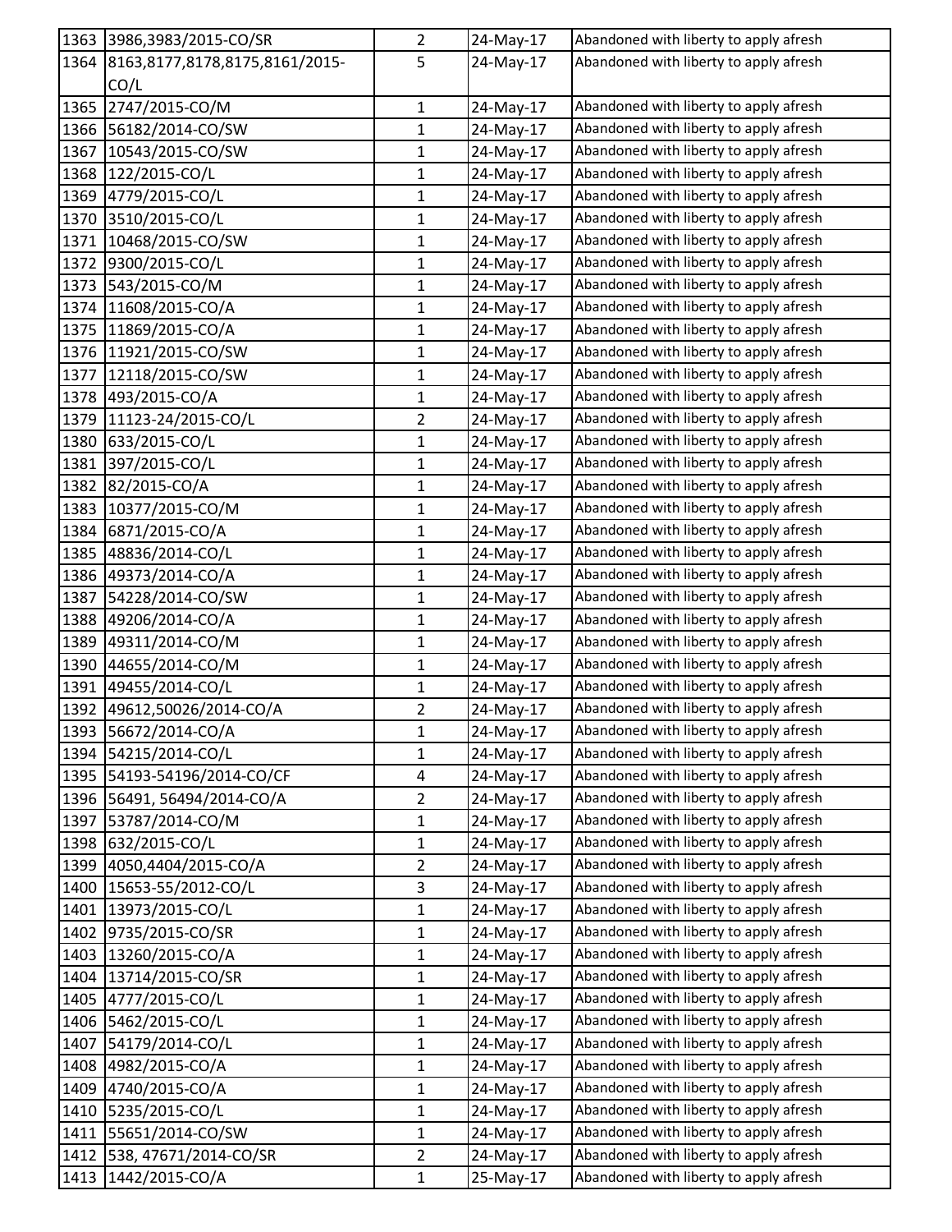| 1363 | 3986,3983/2015-CO/SR | 2 | 24-May-17 | Abandoned with liberty to apply afresh |
|---|---|---|---|---|
| 1364 | 8163,8177,8178,8175,8161/2015-CO/L | 5 | 24-May-17 | Abandoned with liberty to apply afresh |
| 1365 | 2747/2015-CO/M | 1 | 24-May-17 | Abandoned with liberty to apply afresh |
| 1366 | 56182/2014-CO/SW | 1 | 24-May-17 | Abandoned with liberty to apply afresh |
| 1367 | 10543/2015-CO/SW | 1 | 24-May-17 | Abandoned with liberty to apply afresh |
| 1368 | 122/2015-CO/L | 1 | 24-May-17 | Abandoned with liberty to apply afresh |
| 1369 | 4779/2015-CO/L | 1 | 24-May-17 | Abandoned with liberty to apply afresh |
| 1370 | 3510/2015-CO/L | 1 | 24-May-17 | Abandoned with liberty to apply afresh |
| 1371 | 10468/2015-CO/SW | 1 | 24-May-17 | Abandoned with liberty to apply afresh |
| 1372 | 9300/2015-CO/L | 1 | 24-May-17 | Abandoned with liberty to apply afresh |
| 1373 | 543/2015-CO/M | 1 | 24-May-17 | Abandoned with liberty to apply afresh |
| 1374 | 11608/2015-CO/A | 1 | 24-May-17 | Abandoned with liberty to apply afresh |
| 1375 | 11869/2015-CO/A | 1 | 24-May-17 | Abandoned with liberty to apply afresh |
| 1376 | 11921/2015-CO/SW | 1 | 24-May-17 | Abandoned with liberty to apply afresh |
| 1377 | 12118/2015-CO/SW | 1 | 24-May-17 | Abandoned with liberty to apply afresh |
| 1378 | 493/2015-CO/A | 1 | 24-May-17 | Abandoned with liberty to apply afresh |
| 1379 | 11123-24/2015-CO/L | 2 | 24-May-17 | Abandoned with liberty to apply afresh |
| 1380 | 633/2015-CO/L | 1 | 24-May-17 | Abandoned with liberty to apply afresh |
| 1381 | 397/2015-CO/L | 1 | 24-May-17 | Abandoned with liberty to apply afresh |
| 1382 | 82/2015-CO/A | 1 | 24-May-17 | Abandoned with liberty to apply afresh |
| 1383 | 10377/2015-CO/M | 1 | 24-May-17 | Abandoned with liberty to apply afresh |
| 1384 | 6871/2015-CO/A | 1 | 24-May-17 | Abandoned with liberty to apply afresh |
| 1385 | 48836/2014-CO/L | 1 | 24-May-17 | Abandoned with liberty to apply afresh |
| 1386 | 49373/2014-CO/A | 1 | 24-May-17 | Abandoned with liberty to apply afresh |
| 1387 | 54228/2014-CO/SW | 1 | 24-May-17 | Abandoned with liberty to apply afresh |
| 1388 | 49206/2014-CO/A | 1 | 24-May-17 | Abandoned with liberty to apply afresh |
| 1389 | 49311/2014-CO/M | 1 | 24-May-17 | Abandoned with liberty to apply afresh |
| 1390 | 44655/2014-CO/M | 1 | 24-May-17 | Abandoned with liberty to apply afresh |
| 1391 | 49455/2014-CO/L | 1 | 24-May-17 | Abandoned with liberty to apply afresh |
| 1392 | 49612,50026/2014-CO/A | 2 | 24-May-17 | Abandoned with liberty to apply afresh |
| 1393 | 56672/2014-CO/A | 1 | 24-May-17 | Abandoned with liberty to apply afresh |
| 1394 | 54215/2014-CO/L | 1 | 24-May-17 | Abandoned with liberty to apply afresh |
| 1395 | 54193-54196/2014-CO/CF | 4 | 24-May-17 | Abandoned with liberty to apply afresh |
| 1396 | 56491, 56494/2014-CO/A | 2 | 24-May-17 | Abandoned with liberty to apply afresh |
| 1397 | 53787/2014-CO/M | 1 | 24-May-17 | Abandoned with liberty to apply afresh |
| 1398 | 632/2015-CO/L | 1 | 24-May-17 | Abandoned with liberty to apply afresh |
| 1399 | 4050,4404/2015-CO/A | 2 | 24-May-17 | Abandoned with liberty to apply afresh |
| 1400 | 15653-55/2012-CO/L | 3 | 24-May-17 | Abandoned with liberty to apply afresh |
| 1401 | 13973/2015-CO/L | 1 | 24-May-17 | Abandoned with liberty to apply afresh |
| 1402 | 9735/2015-CO/SR | 1 | 24-May-17 | Abandoned with liberty to apply afresh |
| 1403 | 13260/2015-CO/A | 1 | 24-May-17 | Abandoned with liberty to apply afresh |
| 1404 | 13714/2015-CO/SR | 1 | 24-May-17 | Abandoned with liberty to apply afresh |
| 1405 | 4777/2015-CO/L | 1 | 24-May-17 | Abandoned with liberty to apply afresh |
| 1406 | 5462/2015-CO/L | 1 | 24-May-17 | Abandoned with liberty to apply afresh |
| 1407 | 54179/2014-CO/L | 1 | 24-May-17 | Abandoned with liberty to apply afresh |
| 1408 | 4982/2015-CO/A | 1 | 24-May-17 | Abandoned with liberty to apply afresh |
| 1409 | 4740/2015-CO/A | 1 | 24-May-17 | Abandoned with liberty to apply afresh |
| 1410 | 5235/2015-CO/L | 1 | 24-May-17 | Abandoned with liberty to apply afresh |
| 1411 | 55651/2014-CO/SW | 1 | 24-May-17 | Abandoned with liberty to apply afresh |
| 1412 | 538, 47671/2014-CO/SR | 2 | 24-May-17 | Abandoned with liberty to apply afresh |
| 1413 | 1442/2015-CO/A | 1 | 25-May-17 | Abandoned with liberty to apply afresh |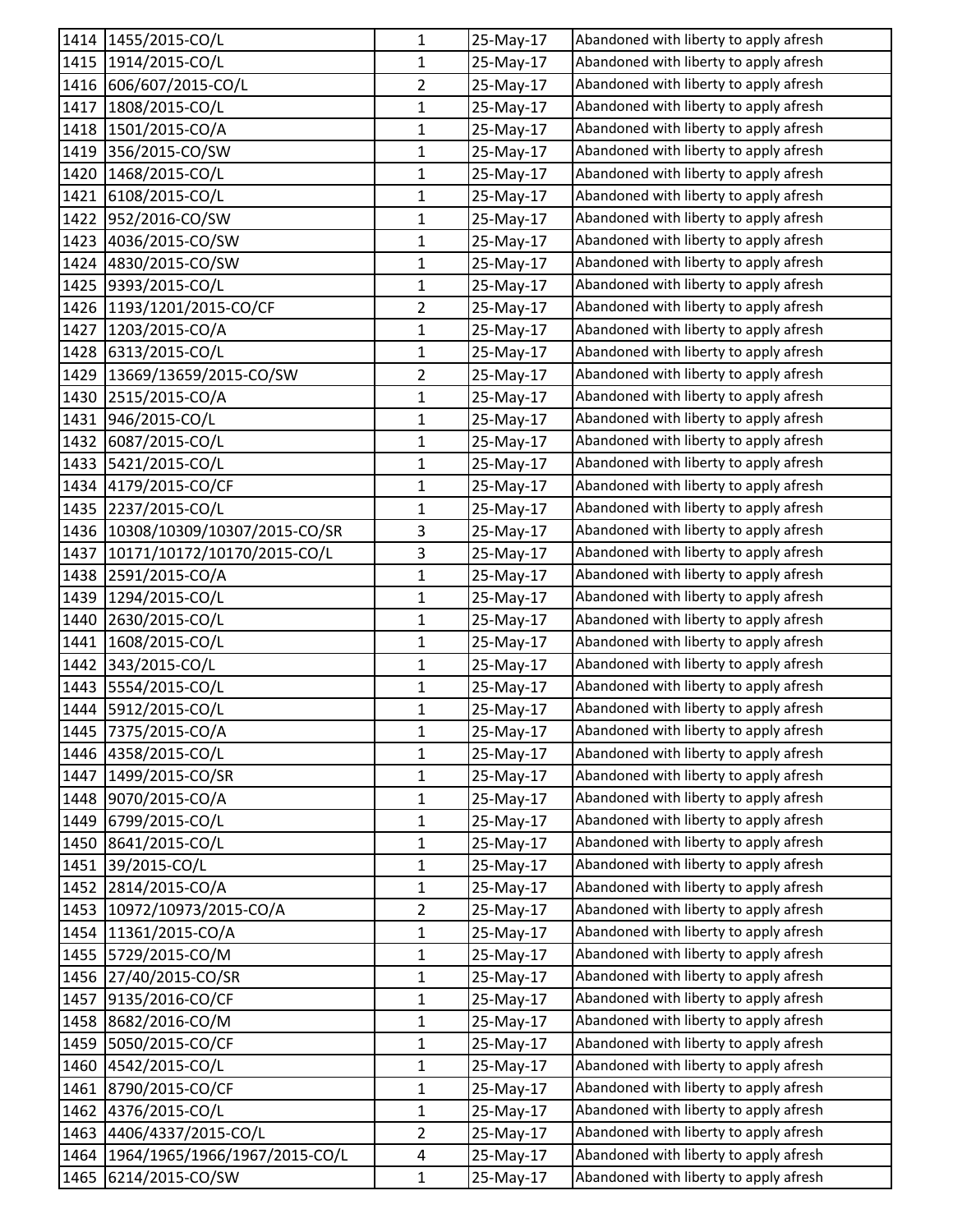| | | | | |
|---|---|---|---|---|
| 1414 | 1455/2015-CO/L | 1 | 25-May-17 | Abandoned with liberty to apply afresh |
| 1415 | 1914/2015-CO/L | 1 | 25-May-17 | Abandoned with liberty to apply afresh |
| 1416 | 606/607/2015-CO/L | 2 | 25-May-17 | Abandoned with liberty to apply afresh |
| 1417 | 1808/2015-CO/L | 1 | 25-May-17 | Abandoned with liberty to apply afresh |
| 1418 | 1501/2015-CO/A | 1 | 25-May-17 | Abandoned with liberty to apply afresh |
| 1419 | 356/2015-CO/SW | 1 | 25-May-17 | Abandoned with liberty to apply afresh |
| 1420 | 1468/2015-CO/L | 1 | 25-May-17 | Abandoned with liberty to apply afresh |
| 1421 | 6108/2015-CO/L | 1 | 25-May-17 | Abandoned with liberty to apply afresh |
| 1422 | 952/2016-CO/SW | 1 | 25-May-17 | Abandoned with liberty to apply afresh |
| 1423 | 4036/2015-CO/SW | 1 | 25-May-17 | Abandoned with liberty to apply afresh |
| 1424 | 4830/2015-CO/SW | 1 | 25-May-17 | Abandoned with liberty to apply afresh |
| 1425 | 9393/2015-CO/L | 1 | 25-May-17 | Abandoned with liberty to apply afresh |
| 1426 | 1193/1201/2015-CO/CF | 2 | 25-May-17 | Abandoned with liberty to apply afresh |
| 1427 | 1203/2015-CO/A | 1 | 25-May-17 | Abandoned with liberty to apply afresh |
| 1428 | 6313/2015-CO/L | 1 | 25-May-17 | Abandoned with liberty to apply afresh |
| 1429 | 13669/13659/2015-CO/SW | 2 | 25-May-17 | Abandoned with liberty to apply afresh |
| 1430 | 2515/2015-CO/A | 1 | 25-May-17 | Abandoned with liberty to apply afresh |
| 1431 | 946/2015-CO/L | 1 | 25-May-17 | Abandoned with liberty to apply afresh |
| 1432 | 6087/2015-CO/L | 1 | 25-May-17 | Abandoned with liberty to apply afresh |
| 1433 | 5421/2015-CO/L | 1 | 25-May-17 | Abandoned with liberty to apply afresh |
| 1434 | 4179/2015-CO/CF | 1 | 25-May-17 | Abandoned with liberty to apply afresh |
| 1435 | 2237/2015-CO/L | 1 | 25-May-17 | Abandoned with liberty to apply afresh |
| 1436 | 10308/10309/10307/2015-CO/SR | 3 | 25-May-17 | Abandoned with liberty to apply afresh |
| 1437 | 10171/10172/10170/2015-CO/L | 3 | 25-May-17 | Abandoned with liberty to apply afresh |
| 1438 | 2591/2015-CO/A | 1 | 25-May-17 | Abandoned with liberty to apply afresh |
| 1439 | 1294/2015-CO/L | 1 | 25-May-17 | Abandoned with liberty to apply afresh |
| 1440 | 2630/2015-CO/L | 1 | 25-May-17 | Abandoned with liberty to apply afresh |
| 1441 | 1608/2015-CO/L | 1 | 25-May-17 | Abandoned with liberty to apply afresh |
| 1442 | 343/2015-CO/L | 1 | 25-May-17 | Abandoned with liberty to apply afresh |
| 1443 | 5554/2015-CO/L | 1 | 25-May-17 | Abandoned with liberty to apply afresh |
| 1444 | 5912/2015-CO/L | 1 | 25-May-17 | Abandoned with liberty to apply afresh |
| 1445 | 7375/2015-CO/A | 1 | 25-May-17 | Abandoned with liberty to apply afresh |
| 1446 | 4358/2015-CO/L | 1 | 25-May-17 | Abandoned with liberty to apply afresh |
| 1447 | 1499/2015-CO/SR | 1 | 25-May-17 | Abandoned with liberty to apply afresh |
| 1448 | 9070/2015-CO/A | 1 | 25-May-17 | Abandoned with liberty to apply afresh |
| 1449 | 6799/2015-CO/L | 1 | 25-May-17 | Abandoned with liberty to apply afresh |
| 1450 | 8641/2015-CO/L | 1 | 25-May-17 | Abandoned with liberty to apply afresh |
| 1451 | 39/2015-CO/L | 1 | 25-May-17 | Abandoned with liberty to apply afresh |
| 1452 | 2814/2015-CO/A | 1 | 25-May-17 | Abandoned with liberty to apply afresh |
| 1453 | 10972/10973/2015-CO/A | 2 | 25-May-17 | Abandoned with liberty to apply afresh |
| 1454 | 11361/2015-CO/A | 1 | 25-May-17 | Abandoned with liberty to apply afresh |
| 1455 | 5729/2015-CO/M | 1 | 25-May-17 | Abandoned with liberty to apply afresh |
| 1456 | 27/40/2015-CO/SR | 1 | 25-May-17 | Abandoned with liberty to apply afresh |
| 1457 | 9135/2016-CO/CF | 1 | 25-May-17 | Abandoned with liberty to apply afresh |
| 1458 | 8682/2016-CO/M | 1 | 25-May-17 | Abandoned with liberty to apply afresh |
| 1459 | 5050/2015-CO/CF | 1 | 25-May-17 | Abandoned with liberty to apply afresh |
| 1460 | 4542/2015-CO/L | 1 | 25-May-17 | Abandoned with liberty to apply afresh |
| 1461 | 8790/2015-CO/CF | 1 | 25-May-17 | Abandoned with liberty to apply afresh |
| 1462 | 4376/2015-CO/L | 1 | 25-May-17 | Abandoned with liberty to apply afresh |
| 1463 | 4406/4337/2015-CO/L | 2 | 25-May-17 | Abandoned with liberty to apply afresh |
| 1464 | 1964/1965/1966/1967/2015-CO/L | 4 | 25-May-17 | Abandoned with liberty to apply afresh |
| 1465 | 6214/2015-CO/SW | 1 | 25-May-17 | Abandoned with liberty to apply afresh |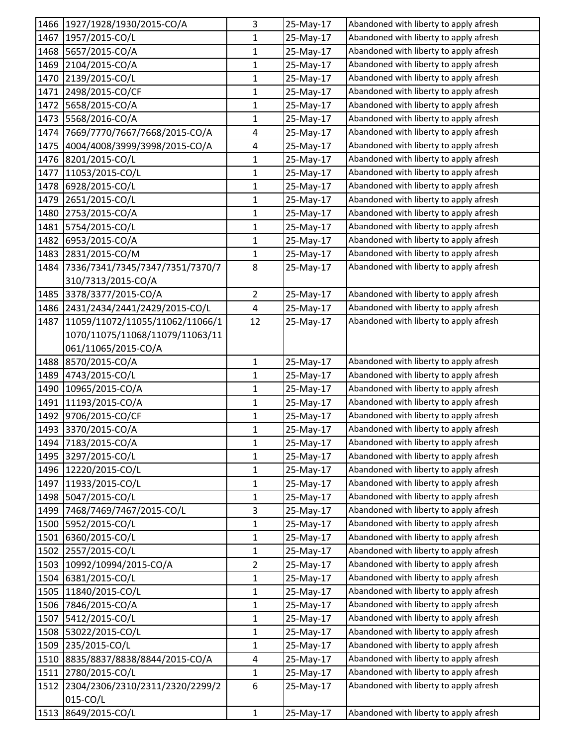| | | | | |
|---|---|---|---|---|
| 1466 | 1927/1928/1930/2015-CO/A | 3 | 25-May-17 | Abandoned with liberty to apply afresh |
| 1467 | 1957/2015-CO/L | 1 | 25-May-17 | Abandoned with liberty to apply afresh |
| 1468 | 5657/2015-CO/A | 1 | 25-May-17 | Abandoned with liberty to apply afresh |
| 1469 | 2104/2015-CO/A | 1 | 25-May-17 | Abandoned with liberty to apply afresh |
| 1470 | 2139/2015-CO/L | 1 | 25-May-17 | Abandoned with liberty to apply afresh |
| 1471 | 2498/2015-CO/CF | 1 | 25-May-17 | Abandoned with liberty to apply afresh |
| 1472 | 5658/2015-CO/A | 1 | 25-May-17 | Abandoned with liberty to apply afresh |
| 1473 | 5568/2016-CO/A | 1 | 25-May-17 | Abandoned with liberty to apply afresh |
| 1474 | 7669/7770/7667/7668/2015-CO/A | 4 | 25-May-17 | Abandoned with liberty to apply afresh |
| 1475 | 4004/4008/3999/3998/2015-CO/A | 4 | 25-May-17 | Abandoned with liberty to apply afresh |
| 1476 | 8201/2015-CO/L | 1 | 25-May-17 | Abandoned with liberty to apply afresh |
| 1477 | 11053/2015-CO/L | 1 | 25-May-17 | Abandoned with liberty to apply afresh |
| 1478 | 6928/2015-CO/L | 1 | 25-May-17 | Abandoned with liberty to apply afresh |
| 1479 | 2651/2015-CO/L | 1 | 25-May-17 | Abandoned with liberty to apply afresh |
| 1480 | 2753/2015-CO/A | 1 | 25-May-17 | Abandoned with liberty to apply afresh |
| 1481 | 5754/2015-CO/L | 1 | 25-May-17 | Abandoned with liberty to apply afresh |
| 1482 | 6953/2015-CO/A | 1 | 25-May-17 | Abandoned with liberty to apply afresh |
| 1483 | 2831/2015-CO/M | 1 | 25-May-17 | Abandoned with liberty to apply afresh |
| 1484 | 7336/7341/7345/7347/7351/7370/7310/7313/2015-CO/A | 8 | 25-May-17 | Abandoned with liberty to apply afresh |
| 1485 | 3378/3377/2015-CO/A | 2 | 25-May-17 | Abandoned with liberty to apply afresh |
| 1486 | 2431/2434/2441/2429/2015-CO/L | 4 | 25-May-17 | Abandoned with liberty to apply afresh |
| 1487 | 11059/11072/11055/11062/11066/11070/11075/11068/11079/11063/11061/11065/2015-CO/A | 12 | 25-May-17 | Abandoned with liberty to apply afresh |
| 1488 | 8570/2015-CO/A | 1 | 25-May-17 | Abandoned with liberty to apply afresh |
| 1489 | 4743/2015-CO/L | 1 | 25-May-17 | Abandoned with liberty to apply afresh |
| 1490 | 10965/2015-CO/A | 1 | 25-May-17 | Abandoned with liberty to apply afresh |
| 1491 | 11193/2015-CO/A | 1 | 25-May-17 | Abandoned with liberty to apply afresh |
| 1492 | 9706/2015-CO/CF | 1 | 25-May-17 | Abandoned with liberty to apply afresh |
| 1493 | 3370/2015-CO/A | 1 | 25-May-17 | Abandoned with liberty to apply afresh |
| 1494 | 7183/2015-CO/A | 1 | 25-May-17 | Abandoned with liberty to apply afresh |
| 1495 | 3297/2015-CO/L | 1 | 25-May-17 | Abandoned with liberty to apply afresh |
| 1496 | 12220/2015-CO/L | 1 | 25-May-17 | Abandoned with liberty to apply afresh |
| 1497 | 11933/2015-CO/L | 1 | 25-May-17 | Abandoned with liberty to apply afresh |
| 1498 | 5047/2015-CO/L | 1 | 25-May-17 | Abandoned with liberty to apply afresh |
| 1499 | 7468/7469/7467/2015-CO/L | 3 | 25-May-17 | Abandoned with liberty to apply afresh |
| 1500 | 5952/2015-CO/L | 1 | 25-May-17 | Abandoned with liberty to apply afresh |
| 1501 | 6360/2015-CO/L | 1 | 25-May-17 | Abandoned with liberty to apply afresh |
| 1502 | 2557/2015-CO/L | 1 | 25-May-17 | Abandoned with liberty to apply afresh |
| 1503 | 10992/10994/2015-CO/A | 2 | 25-May-17 | Abandoned with liberty to apply afresh |
| 1504 | 6381/2015-CO/L | 1 | 25-May-17 | Abandoned with liberty to apply afresh |
| 1505 | 11840/2015-CO/L | 1 | 25-May-17 | Abandoned with liberty to apply afresh |
| 1506 | 7846/2015-CO/A | 1 | 25-May-17 | Abandoned with liberty to apply afresh |
| 1507 | 5412/2015-CO/L | 1 | 25-May-17 | Abandoned with liberty to apply afresh |
| 1508 | 53022/2015-CO/L | 1 | 25-May-17 | Abandoned with liberty to apply afresh |
| 1509 | 235/2015-CO/L | 1 | 25-May-17 | Abandoned with liberty to apply afresh |
| 1510 | 8835/8837/8838/8844/2015-CO/A | 4 | 25-May-17 | Abandoned with liberty to apply afresh |
| 1511 | 2780/2015-CO/L | 1 | 25-May-17 | Abandoned with liberty to apply afresh |
| 1512 | 2304/2306/2310/2311/2320/2299/2015-CO/L | 6 | 25-May-17 | Abandoned with liberty to apply afresh |
| 1513 | 8649/2015-CO/L | 1 | 25-May-17 | Abandoned with liberty to apply afresh |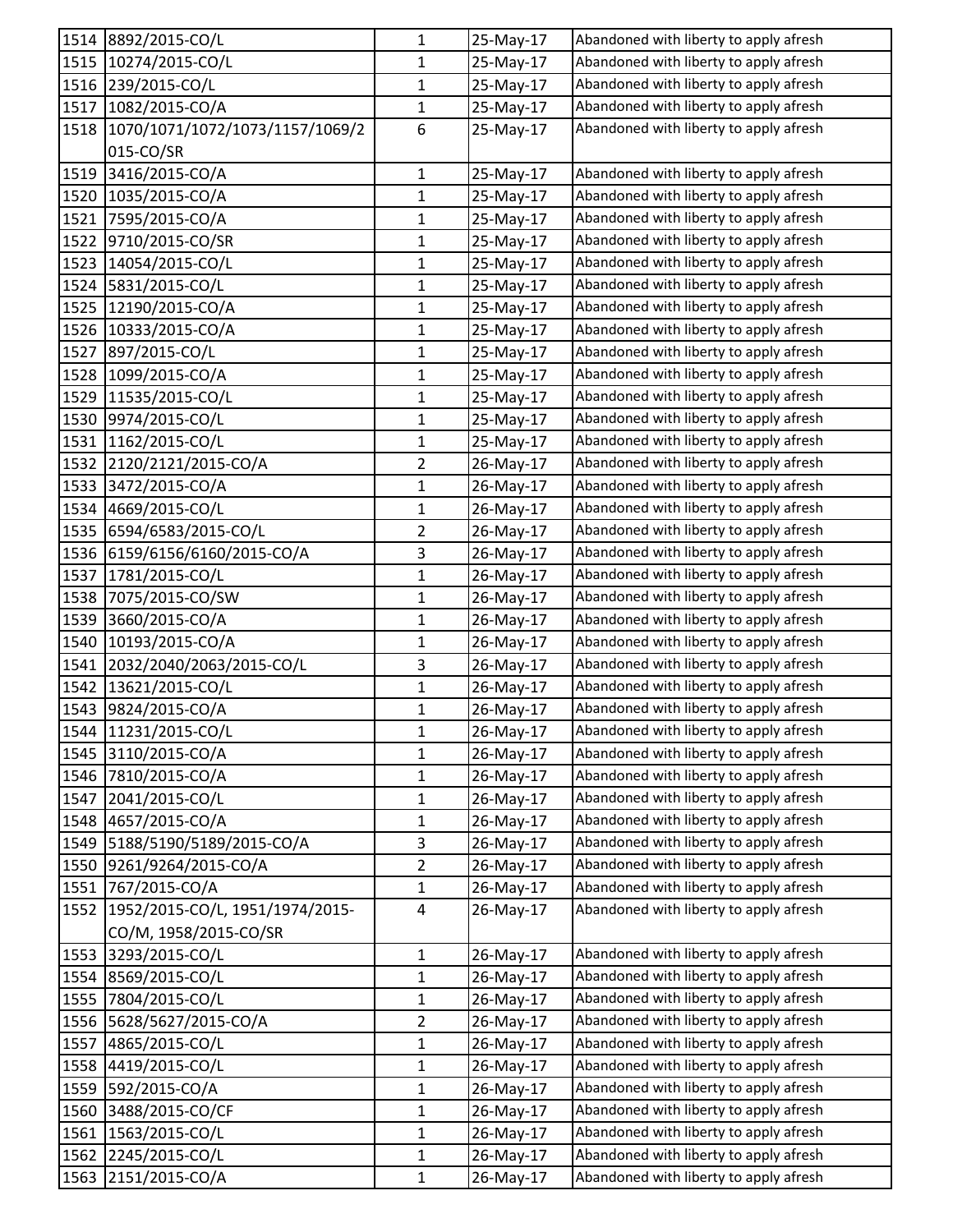| | | | | |
|---|---|---|---|---|
| 1514 | 8892/2015-CO/L | 1 | 25-May-17 | Abandoned with liberty to apply afresh |
| 1515 | 10274/2015-CO/L | 1 | 25-May-17 | Abandoned with liberty to apply afresh |
| 1516 | 239/2015-CO/L | 1 | 25-May-17 | Abandoned with liberty to apply afresh |
| 1517 | 1082/2015-CO/A | 1 | 25-May-17 | Abandoned with liberty to apply afresh |
| 1518 | 1070/1071/1072/1073/1157/1069/2015-CO/SR | 6 | 25-May-17 | Abandoned with liberty to apply afresh |
| 1519 | 3416/2015-CO/A | 1 | 25-May-17 | Abandoned with liberty to apply afresh |
| 1520 | 1035/2015-CO/A | 1 | 25-May-17 | Abandoned with liberty to apply afresh |
| 1521 | 7595/2015-CO/A | 1 | 25-May-17 | Abandoned with liberty to apply afresh |
| 1522 | 9710/2015-CO/SR | 1 | 25-May-17 | Abandoned with liberty to apply afresh |
| 1523 | 14054/2015-CO/L | 1 | 25-May-17 | Abandoned with liberty to apply afresh |
| 1524 | 5831/2015-CO/L | 1 | 25-May-17 | Abandoned with liberty to apply afresh |
| 1525 | 12190/2015-CO/A | 1 | 25-May-17 | Abandoned with liberty to apply afresh |
| 1526 | 10333/2015-CO/A | 1 | 25-May-17 | Abandoned with liberty to apply afresh |
| 1527 | 897/2015-CO/L | 1 | 25-May-17 | Abandoned with liberty to apply afresh |
| 1528 | 1099/2015-CO/A | 1 | 25-May-17 | Abandoned with liberty to apply afresh |
| 1529 | 11535/2015-CO/L | 1 | 25-May-17 | Abandoned with liberty to apply afresh |
| 1530 | 9974/2015-CO/L | 1 | 25-May-17 | Abandoned with liberty to apply afresh |
| 1531 | 1162/2015-CO/L | 1 | 25-May-17 | Abandoned with liberty to apply afresh |
| 1532 | 2120/2121/2015-CO/A | 2 | 26-May-17 | Abandoned with liberty to apply afresh |
| 1533 | 3472/2015-CO/A | 1 | 26-May-17 | Abandoned with liberty to apply afresh |
| 1534 | 4669/2015-CO/L | 1 | 26-May-17 | Abandoned with liberty to apply afresh |
| 1535 | 6594/6583/2015-CO/L | 2 | 26-May-17 | Abandoned with liberty to apply afresh |
| 1536 | 6159/6156/6160/2015-CO/A | 3 | 26-May-17 | Abandoned with liberty to apply afresh |
| 1537 | 1781/2015-CO/L | 1 | 26-May-17 | Abandoned with liberty to apply afresh |
| 1538 | 7075/2015-CO/SW | 1 | 26-May-17 | Abandoned with liberty to apply afresh |
| 1539 | 3660/2015-CO/A | 1 | 26-May-17 | Abandoned with liberty to apply afresh |
| 1540 | 10193/2015-CO/A | 1 | 26-May-17 | Abandoned with liberty to apply afresh |
| 1541 | 2032/2040/2063/2015-CO/L | 3 | 26-May-17 | Abandoned with liberty to apply afresh |
| 1542 | 13621/2015-CO/L | 1 | 26-May-17 | Abandoned with liberty to apply afresh |
| 1543 | 9824/2015-CO/A | 1 | 26-May-17 | Abandoned with liberty to apply afresh |
| 1544 | 11231/2015-CO/L | 1 | 26-May-17 | Abandoned with liberty to apply afresh |
| 1545 | 3110/2015-CO/A | 1 | 26-May-17 | Abandoned with liberty to apply afresh |
| 1546 | 7810/2015-CO/A | 1 | 26-May-17 | Abandoned with liberty to apply afresh |
| 1547 | 2041/2015-CO/L | 1 | 26-May-17 | Abandoned with liberty to apply afresh |
| 1548 | 4657/2015-CO/A | 1 | 26-May-17 | Abandoned with liberty to apply afresh |
| 1549 | 5188/5190/5189/2015-CO/A | 3 | 26-May-17 | Abandoned with liberty to apply afresh |
| 1550 | 9261/9264/2015-CO/A | 2 | 26-May-17 | Abandoned with liberty to apply afresh |
| 1551 | 767/2015-CO/A | 1 | 26-May-17 | Abandoned with liberty to apply afresh |
| 1552 | 1952/2015-CO/L, 1951/1974/2015-CO/M, 1958/2015-CO/SR | 4 | 26-May-17 | Abandoned with liberty to apply afresh |
| 1553 | 3293/2015-CO/L | 1 | 26-May-17 | Abandoned with liberty to apply afresh |
| 1554 | 8569/2015-CO/L | 1 | 26-May-17 | Abandoned with liberty to apply afresh |
| 1555 | 7804/2015-CO/L | 1 | 26-May-17 | Abandoned with liberty to apply afresh |
| 1556 | 5628/5627/2015-CO/A | 2 | 26-May-17 | Abandoned with liberty to apply afresh |
| 1557 | 4865/2015-CO/L | 1 | 26-May-17 | Abandoned with liberty to apply afresh |
| 1558 | 4419/2015-CO/L | 1 | 26-May-17 | Abandoned with liberty to apply afresh |
| 1559 | 592/2015-CO/A | 1 | 26-May-17 | Abandoned with liberty to apply afresh |
| 1560 | 3488/2015-CO/CF | 1 | 26-May-17 | Abandoned with liberty to apply afresh |
| 1561 | 1563/2015-CO/L | 1 | 26-May-17 | Abandoned with liberty to apply afresh |
| 1562 | 2245/2015-CO/L | 1 | 26-May-17 | Abandoned with liberty to apply afresh |
| 1563 | 2151/2015-CO/A | 1 | 26-May-17 | Abandoned with liberty to apply afresh |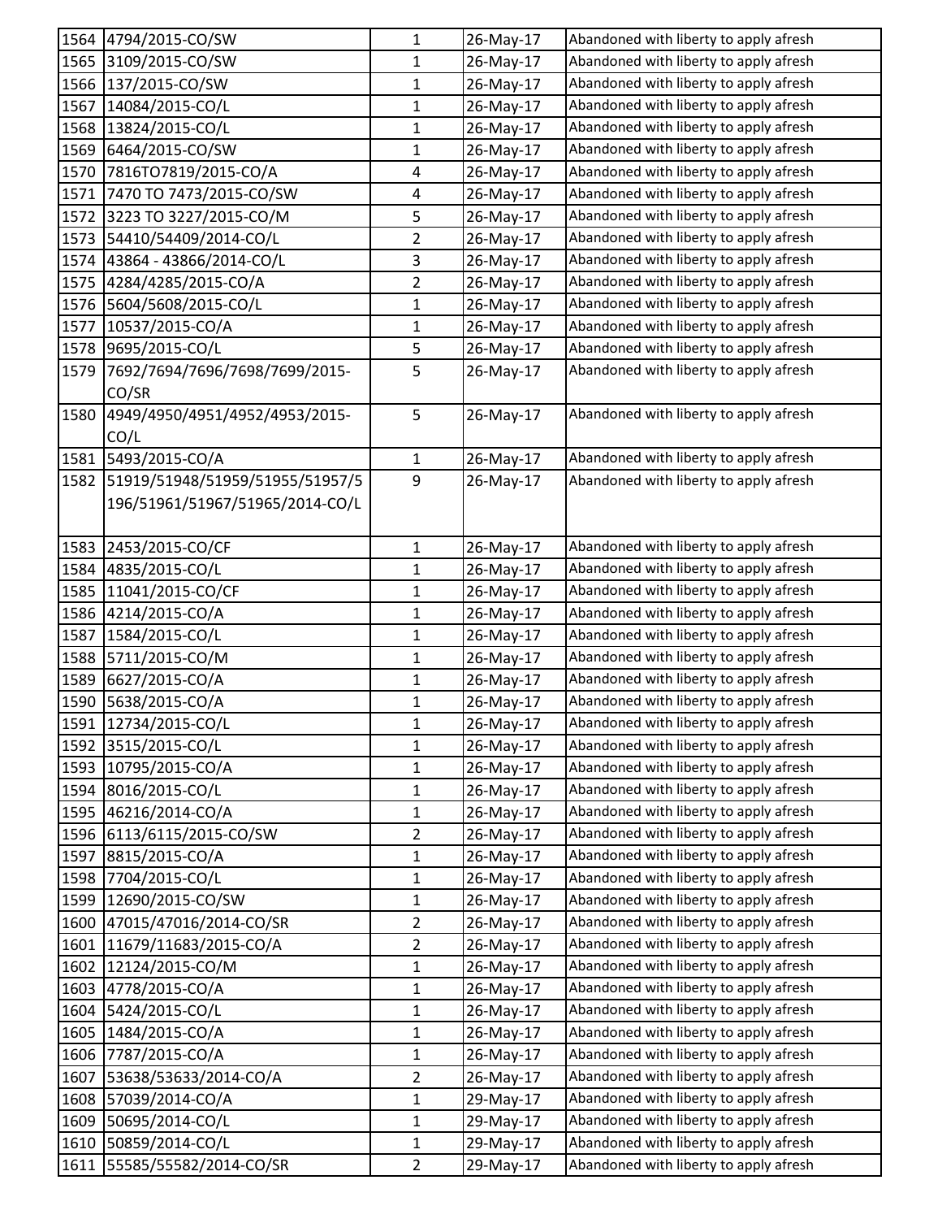| | | | | |
|---|---|---|---|---|
| 1564 | 4794/2015-CO/SW | 1 | 26-May-17 | Abandoned with liberty to apply afresh |
| 1565 | 3109/2015-CO/SW | 1 | 26-May-17 | Abandoned with liberty to apply afresh |
| 1566 | 137/2015-CO/SW | 1 | 26-May-17 | Abandoned with liberty to apply afresh |
| 1567 | 14084/2015-CO/L | 1 | 26-May-17 | Abandoned with liberty to apply afresh |
| 1568 | 13824/2015-CO/L | 1 | 26-May-17 | Abandoned with liberty to apply afresh |
| 1569 | 6464/2015-CO/SW | 1 | 26-May-17 | Abandoned with liberty to apply afresh |
| 1570 | 7816TO7819/2015-CO/A | 4 | 26-May-17 | Abandoned with liberty to apply afresh |
| 1571 | 7470 TO 7473/2015-CO/SW | 4 | 26-May-17 | Abandoned with liberty to apply afresh |
| 1572 | 3223 TO 3227/2015-CO/M | 5 | 26-May-17 | Abandoned with liberty to apply afresh |
| 1573 | 54410/54409/2014-CO/L | 2 | 26-May-17 | Abandoned with liberty to apply afresh |
| 1574 | 43864 - 43866/2014-CO/L | 3 | 26-May-17 | Abandoned with liberty to apply afresh |
| 1575 | 4284/4285/2015-CO/A | 2 | 26-May-17 | Abandoned with liberty to apply afresh |
| 1576 | 5604/5608/2015-CO/L | 1 | 26-May-17 | Abandoned with liberty to apply afresh |
| 1577 | 10537/2015-CO/A | 1 | 26-May-17 | Abandoned with liberty to apply afresh |
| 1578 | 9695/2015-CO/L | 5 | 26-May-17 | Abandoned with liberty to apply afresh |
| 1579 | 7692/7694/7696/7698/7699/2015-CO/SR | 5 | 26-May-17 | Abandoned with liberty to apply afresh |
| 1580 | 4949/4950/4951/4952/4953/2015-CO/L | 5 | 26-May-17 | Abandoned with liberty to apply afresh |
| 1581 | 5493/2015-CO/A | 1 | 26-May-17 | Abandoned with liberty to apply afresh |
| 1582 | 51919/51948/51959/51955/51957/5196/51961/51967/51965/2014-CO/L | 9 | 26-May-17 | Abandoned with liberty to apply afresh |
| 1583 | 2453/2015-CO/CF | 1 | 26-May-17 | Abandoned with liberty to apply afresh |
| 1584 | 4835/2015-CO/L | 1 | 26-May-17 | Abandoned with liberty to apply afresh |
| 1585 | 11041/2015-CO/CF | 1 | 26-May-17 | Abandoned with liberty to apply afresh |
| 1586 | 4214/2015-CO/A | 1 | 26-May-17 | Abandoned with liberty to apply afresh |
| 1587 | 1584/2015-CO/L | 1 | 26-May-17 | Abandoned with liberty to apply afresh |
| 1588 | 5711/2015-CO/M | 1 | 26-May-17 | Abandoned with liberty to apply afresh |
| 1589 | 6627/2015-CO/A | 1 | 26-May-17 | Abandoned with liberty to apply afresh |
| 1590 | 5638/2015-CO/A | 1 | 26-May-17 | Abandoned with liberty to apply afresh |
| 1591 | 12734/2015-CO/L | 1 | 26-May-17 | Abandoned with liberty to apply afresh |
| 1592 | 3515/2015-CO/L | 1 | 26-May-17 | Abandoned with liberty to apply afresh |
| 1593 | 10795/2015-CO/A | 1 | 26-May-17 | Abandoned with liberty to apply afresh |
| 1594 | 8016/2015-CO/L | 1 | 26-May-17 | Abandoned with liberty to apply afresh |
| 1595 | 46216/2014-CO/A | 1 | 26-May-17 | Abandoned with liberty to apply afresh |
| 1596 | 6113/6115/2015-CO/SW | 2 | 26-May-17 | Abandoned with liberty to apply afresh |
| 1597 | 8815/2015-CO/A | 1 | 26-May-17 | Abandoned with liberty to apply afresh |
| 1598 | 7704/2015-CO/L | 1 | 26-May-17 | Abandoned with liberty to apply afresh |
| 1599 | 12690/2015-CO/SW | 1 | 26-May-17 | Abandoned with liberty to apply afresh |
| 1600 | 47015/47016/2014-CO/SR | 2 | 26-May-17 | Abandoned with liberty to apply afresh |
| 1601 | 11679/11683/2015-CO/A | 2 | 26-May-17 | Abandoned with liberty to apply afresh |
| 1602 | 12124/2015-CO/M | 1 | 26-May-17 | Abandoned with liberty to apply afresh |
| 1603 | 4778/2015-CO/A | 1 | 26-May-17 | Abandoned with liberty to apply afresh |
| 1604 | 5424/2015-CO/L | 1 | 26-May-17 | Abandoned with liberty to apply afresh |
| 1605 | 1484/2015-CO/A | 1 | 26-May-17 | Abandoned with liberty to apply afresh |
| 1606 | 7787/2015-CO/A | 1 | 26-May-17 | Abandoned with liberty to apply afresh |
| 1607 | 53638/53633/2014-CO/A | 2 | 26-May-17 | Abandoned with liberty to apply afresh |
| 1608 | 57039/2014-CO/A | 1 | 29-May-17 | Abandoned with liberty to apply afresh |
| 1609 | 50695/2014-CO/L | 1 | 29-May-17 | Abandoned with liberty to apply afresh |
| 1610 | 50859/2014-CO/L | 1 | 29-May-17 | Abandoned with liberty to apply afresh |
| 1611 | 55585/55582/2014-CO/SR | 2 | 29-May-17 | Abandoned with liberty to apply afresh |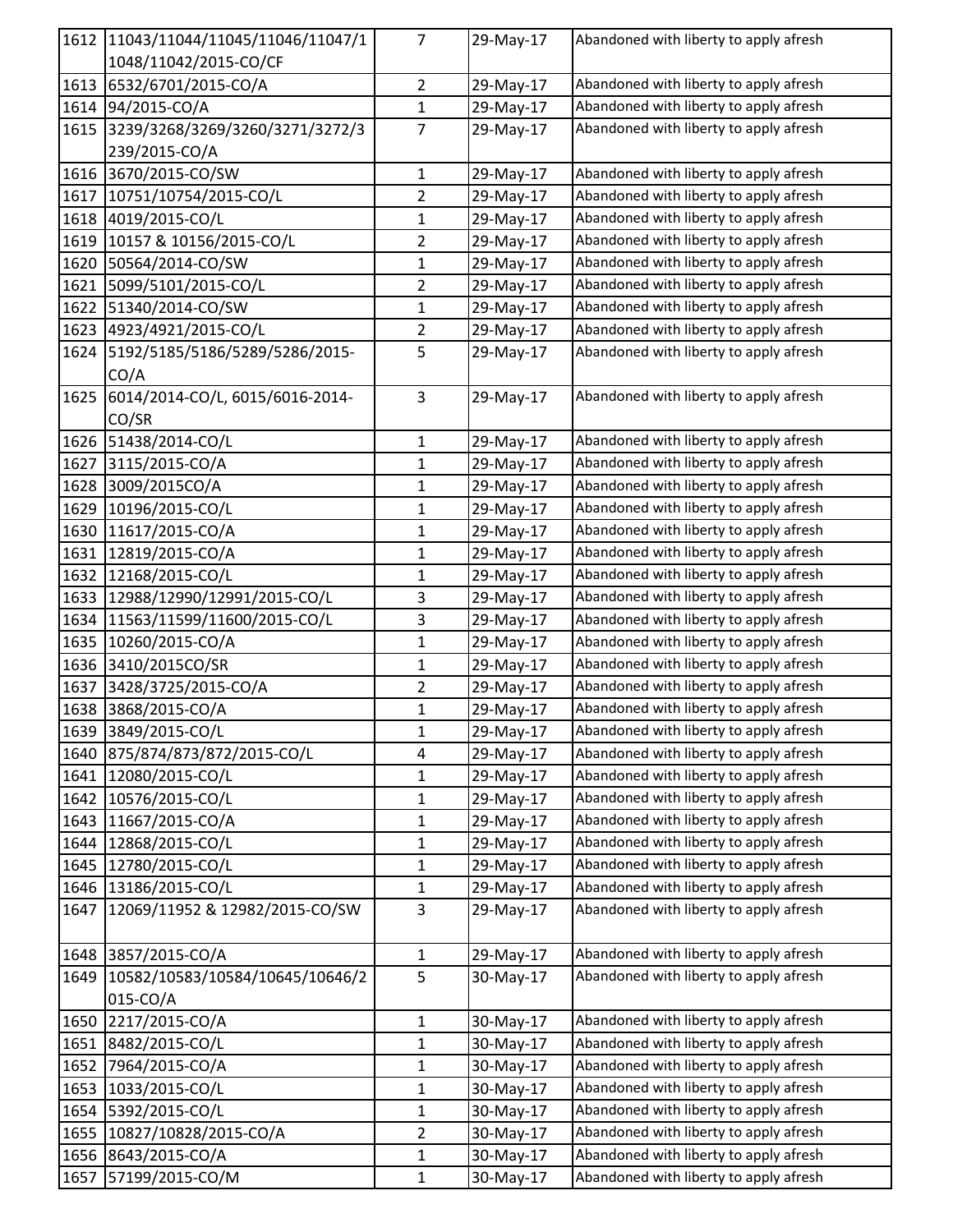| | | | | |
|---|---|---|---|---|
| 1612 | 11043/11044/11045/11046/11047/11048/11042/2015-CO/CF | 7 | 29-May-17 | Abandoned with liberty to apply afresh |
| 1613 | 6532/6701/2015-CO/A | 2 | 29-May-17 | Abandoned with liberty to apply afresh |
| 1614 | 94/2015-CO/A | 1 | 29-May-17 | Abandoned with liberty to apply afresh |
| 1615 | 3239/3268/3269/3260/3271/3272/3239/2015-CO/A | 7 | 29-May-17 | Abandoned with liberty to apply afresh |
| 1616 | 3670/2015-CO/SW | 1 | 29-May-17 | Abandoned with liberty to apply afresh |
| 1617 | 10751/10754/2015-CO/L | 2 | 29-May-17 | Abandoned with liberty to apply afresh |
| 1618 | 4019/2015-CO/L | 1 | 29-May-17 | Abandoned with liberty to apply afresh |
| 1619 | 10157 & 10156/2015-CO/L | 2 | 29-May-17 | Abandoned with liberty to apply afresh |
| 1620 | 50564/2014-CO/SW | 1 | 29-May-17 | Abandoned with liberty to apply afresh |
| 1621 | 5099/5101/2015-CO/L | 2 | 29-May-17 | Abandoned with liberty to apply afresh |
| 1622 | 51340/2014-CO/SW | 1 | 29-May-17 | Abandoned with liberty to apply afresh |
| 1623 | 4923/4921/2015-CO/L | 2 | 29-May-17 | Abandoned with liberty to apply afresh |
| 1624 | 5192/5185/5186/5289/5286/2015-CO/A | 5 | 29-May-17 | Abandoned with liberty to apply afresh |
| 1625 | 6014/2014-CO/L, 6015/6016-2014-CO/SR | 3 | 29-May-17 | Abandoned with liberty to apply afresh |
| 1626 | 51438/2014-CO/L | 1 | 29-May-17 | Abandoned with liberty to apply afresh |
| 1627 | 3115/2015-CO/A | 1 | 29-May-17 | Abandoned with liberty to apply afresh |
| 1628 | 3009/2015CO/A | 1 | 29-May-17 | Abandoned with liberty to apply afresh |
| 1629 | 10196/2015-CO/L | 1 | 29-May-17 | Abandoned with liberty to apply afresh |
| 1630 | 11617/2015-CO/A | 1 | 29-May-17 | Abandoned with liberty to apply afresh |
| 1631 | 12819/2015-CO/A | 1 | 29-May-17 | Abandoned with liberty to apply afresh |
| 1632 | 12168/2015-CO/L | 1 | 29-May-17 | Abandoned with liberty to apply afresh |
| 1633 | 12988/12990/12991/2015-CO/L | 3 | 29-May-17 | Abandoned with liberty to apply afresh |
| 1634 | 11563/11599/11600/2015-CO/L | 3 | 29-May-17 | Abandoned with liberty to apply afresh |
| 1635 | 10260/2015-CO/A | 1 | 29-May-17 | Abandoned with liberty to apply afresh |
| 1636 | 3410/2015CO/SR | 1 | 29-May-17 | Abandoned with liberty to apply afresh |
| 1637 | 3428/3725/2015-CO/A | 2 | 29-May-17 | Abandoned with liberty to apply afresh |
| 1638 | 3868/2015-CO/A | 1 | 29-May-17 | Abandoned with liberty to apply afresh |
| 1639 | 3849/2015-CO/L | 1 | 29-May-17 | Abandoned with liberty to apply afresh |
| 1640 | 875/874/873/872/2015-CO/L | 4 | 29-May-17 | Abandoned with liberty to apply afresh |
| 1641 | 12080/2015-CO/L | 1 | 29-May-17 | Abandoned with liberty to apply afresh |
| 1642 | 10576/2015-CO/L | 1 | 29-May-17 | Abandoned with liberty to apply afresh |
| 1643 | 11667/2015-CO/A | 1 | 29-May-17 | Abandoned with liberty to apply afresh |
| 1644 | 12868/2015-CO/L | 1 | 29-May-17 | Abandoned with liberty to apply afresh |
| 1645 | 12780/2015-CO/L | 1 | 29-May-17 | Abandoned with liberty to apply afresh |
| 1646 | 13186/2015-CO/L | 1 | 29-May-17 | Abandoned with liberty to apply afresh |
| 1647 | 12069/11952 & 12982/2015-CO/SW | 3 | 29-May-17 | Abandoned with liberty to apply afresh |
| 1648 | 3857/2015-CO/A | 1 | 29-May-17 | Abandoned with liberty to apply afresh |
| 1649 | 10582/10583/10584/10645/10646/2015-CO/A | 5 | 30-May-17 | Abandoned with liberty to apply afresh |
| 1650 | 2217/2015-CO/A | 1 | 30-May-17 | Abandoned with liberty to apply afresh |
| 1651 | 8482/2015-CO/L | 1 | 30-May-17 | Abandoned with liberty to apply afresh |
| 1652 | 7964/2015-CO/A | 1 | 30-May-17 | Abandoned with liberty to apply afresh |
| 1653 | 1033/2015-CO/L | 1 | 30-May-17 | Abandoned with liberty to apply afresh |
| 1654 | 5392/2015-CO/L | 1 | 30-May-17 | Abandoned with liberty to apply afresh |
| 1655 | 10827/10828/2015-CO/A | 2 | 30-May-17 | Abandoned with liberty to apply afresh |
| 1656 | 8643/2015-CO/A | 1 | 30-May-17 | Abandoned with liberty to apply afresh |
| 1657 | 57199/2015-CO/M | 1 | 30-May-17 | Abandoned with liberty to apply afresh |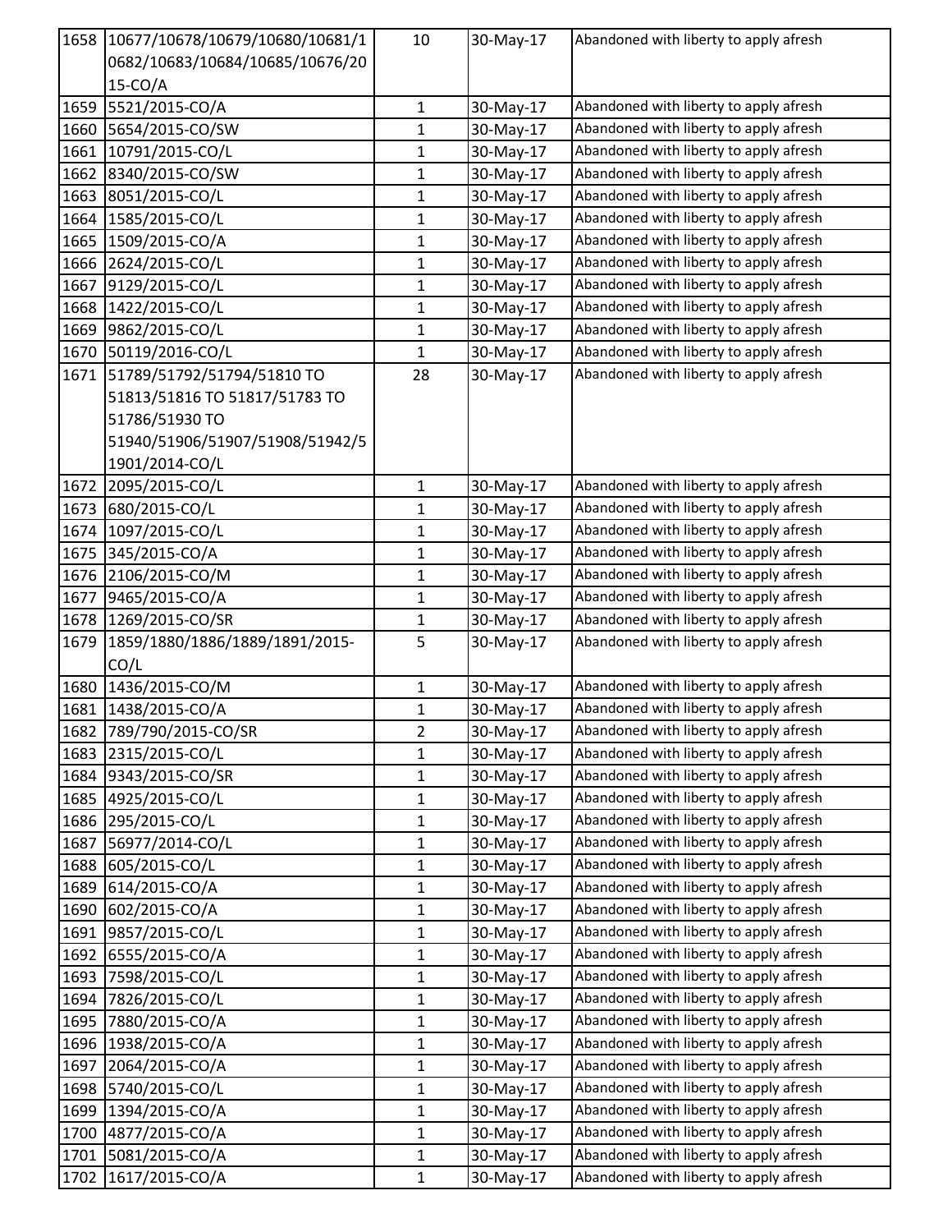| 1658 | 10677/10678/10679/10680/10681/10682/10683/10684/10685/10676/2015-CO/A | 10 | 30-May-17 | Abandoned with liberty to apply afresh |
|---|---|---|---|---|
| 1659 | 5521/2015-CO/A | 1 | 30-May-17 | Abandoned with liberty to apply afresh |
| 1660 | 5654/2015-CO/SW | 1 | 30-May-17 | Abandoned with liberty to apply afresh |
| 1661 | 10791/2015-CO/L | 1 | 30-May-17 | Abandoned with liberty to apply afresh |
| 1662 | 8340/2015-CO/SW | 1 | 30-May-17 | Abandoned with liberty to apply afresh |
| 1663 | 8051/2015-CO/L | 1 | 30-May-17 | Abandoned with liberty to apply afresh |
| 1664 | 1585/2015-CO/L | 1 | 30-May-17 | Abandoned with liberty to apply afresh |
| 1665 | 1509/2015-CO/A | 1 | 30-May-17 | Abandoned with liberty to apply afresh |
| 1666 | 2624/2015-CO/L | 1 | 30-May-17 | Abandoned with liberty to apply afresh |
| 1667 | 9129/2015-CO/L | 1 | 30-May-17 | Abandoned with liberty to apply afresh |
| 1668 | 1422/2015-CO/L | 1 | 30-May-17 | Abandoned with liberty to apply afresh |
| 1669 | 9862/2015-CO/L | 1 | 30-May-17 | Abandoned with liberty to apply afresh |
| 1670 | 50119/2016-CO/L | 1 | 30-May-17 | Abandoned with liberty to apply afresh |
| 1671 | 51789/51792/51794/51810 TO 51813/51816 TO 51817/51783 TO 51786/51930 TO 51940/51906/51907/51908/51942/51901/2014-CO/L | 28 | 30-May-17 | Abandoned with liberty to apply afresh |
| 1672 | 2095/2015-CO/L | 1 | 30-May-17 | Abandoned with liberty to apply afresh |
| 1673 | 680/2015-CO/L | 1 | 30-May-17 | Abandoned with liberty to apply afresh |
| 1674 | 1097/2015-CO/L | 1 | 30-May-17 | Abandoned with liberty to apply afresh |
| 1675 | 345/2015-CO/A | 1 | 30-May-17 | Abandoned with liberty to apply afresh |
| 1676 | 2106/2015-CO/M | 1 | 30-May-17 | Abandoned with liberty to apply afresh |
| 1677 | 9465/2015-CO/A | 1 | 30-May-17 | Abandoned with liberty to apply afresh |
| 1678 | 1269/2015-CO/SR | 1 | 30-May-17 | Abandoned with liberty to apply afresh |
| 1679 | 1859/1880/1886/1889/1891/2015-CO/L | 5 | 30-May-17 | Abandoned with liberty to apply afresh |
| 1680 | 1436/2015-CO/M | 1 | 30-May-17 | Abandoned with liberty to apply afresh |
| 1681 | 1438/2015-CO/A | 1 | 30-May-17 | Abandoned with liberty to apply afresh |
| 1682 | 789/790/2015-CO/SR | 2 | 30-May-17 | Abandoned with liberty to apply afresh |
| 1683 | 2315/2015-CO/L | 1 | 30-May-17 | Abandoned with liberty to apply afresh |
| 1684 | 9343/2015-CO/SR | 1 | 30-May-17 | Abandoned with liberty to apply afresh |
| 1685 | 4925/2015-CO/L | 1 | 30-May-17 | Abandoned with liberty to apply afresh |
| 1686 | 295/2015-CO/L | 1 | 30-May-17 | Abandoned with liberty to apply afresh |
| 1687 | 56977/2014-CO/L | 1 | 30-May-17 | Abandoned with liberty to apply afresh |
| 1688 | 605/2015-CO/L | 1 | 30-May-17 | Abandoned with liberty to apply afresh |
| 1689 | 614/2015-CO/A | 1 | 30-May-17 | Abandoned with liberty to apply afresh |
| 1690 | 602/2015-CO/A | 1 | 30-May-17 | Abandoned with liberty to apply afresh |
| 1691 | 9857/2015-CO/L | 1 | 30-May-17 | Abandoned with liberty to apply afresh |
| 1692 | 6555/2015-CO/A | 1 | 30-May-17 | Abandoned with liberty to apply afresh |
| 1693 | 7598/2015-CO/L | 1 | 30-May-17 | Abandoned with liberty to apply afresh |
| 1694 | 7826/2015-CO/L | 1 | 30-May-17 | Abandoned with liberty to apply afresh |
| 1695 | 7880/2015-CO/A | 1 | 30-May-17 | Abandoned with liberty to apply afresh |
| 1696 | 1938/2015-CO/A | 1 | 30-May-17 | Abandoned with liberty to apply afresh |
| 1697 | 2064/2015-CO/A | 1 | 30-May-17 | Abandoned with liberty to apply afresh |
| 1698 | 5740/2015-CO/L | 1 | 30-May-17 | Abandoned with liberty to apply afresh |
| 1699 | 1394/2015-CO/A | 1 | 30-May-17 | Abandoned with liberty to apply afresh |
| 1700 | 4877/2015-CO/A | 1 | 30-May-17 | Abandoned with liberty to apply afresh |
| 1701 | 5081/2015-CO/A | 1 | 30-May-17 | Abandoned with liberty to apply afresh |
| 1702 | 1617/2015-CO/A | 1 | 30-May-17 | Abandoned with liberty to apply afresh |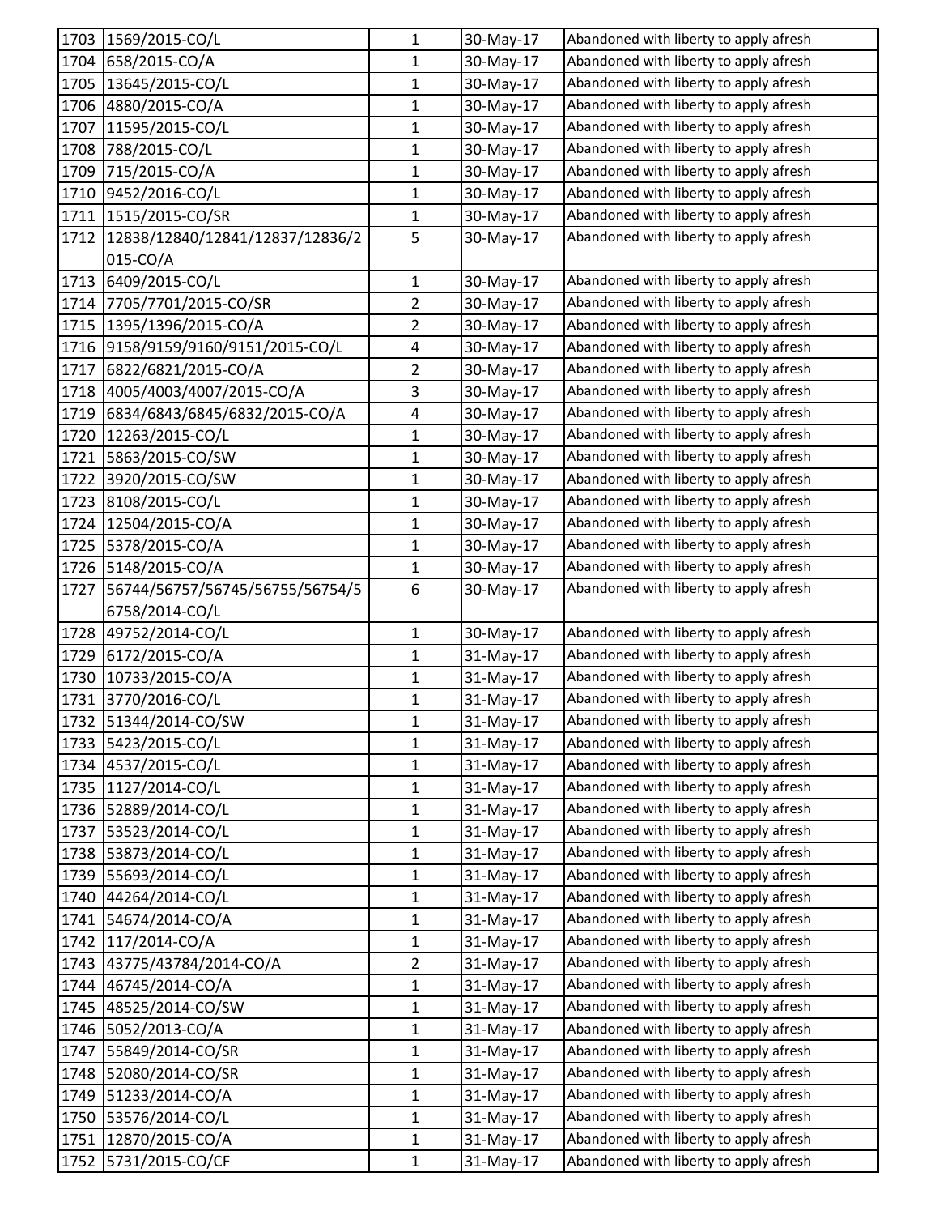| 1703 | 1569/2015-CO/L | 1 | 30-May-17 | Abandoned with liberty to apply afresh |
|---|---|---|---|---|
| 1704 | 658/2015-CO/A | 1 | 30-May-17 | Abandoned with liberty to apply afresh |
| 1705 | 13645/2015-CO/L | 1 | 30-May-17 | Abandoned with liberty to apply afresh |
| 1706 | 4880/2015-CO/A | 1 | 30-May-17 | Abandoned with liberty to apply afresh |
| 1707 | 11595/2015-CO/L | 1 | 30-May-17 | Abandoned with liberty to apply afresh |
| 1708 | 788/2015-CO/L | 1 | 30-May-17 | Abandoned with liberty to apply afresh |
| 1709 | 715/2015-CO/A | 1 | 30-May-17 | Abandoned with liberty to apply afresh |
| 1710 | 9452/2016-CO/L | 1 | 30-May-17 | Abandoned with liberty to apply afresh |
| 1711 | 1515/2015-CO/SR | 1 | 30-May-17 | Abandoned with liberty to apply afresh |
| 1712 | 12838/12840/12841/12837/12836/2015-CO/A | 5 | 30-May-17 | Abandoned with liberty to apply afresh |
| 1713 | 6409/2015-CO/L | 1 | 30-May-17 | Abandoned with liberty to apply afresh |
| 1714 | 7705/7701/2015-CO/SR | 2 | 30-May-17 | Abandoned with liberty to apply afresh |
| 1715 | 1395/1396/2015-CO/A | 2 | 30-May-17 | Abandoned with liberty to apply afresh |
| 1716 | 9158/9159/9160/9151/2015-CO/L | 4 | 30-May-17 | Abandoned with liberty to apply afresh |
| 1717 | 6822/6821/2015-CO/A | 2 | 30-May-17 | Abandoned with liberty to apply afresh |
| 1718 | 4005/4003/4007/2015-CO/A | 3 | 30-May-17 | Abandoned with liberty to apply afresh |
| 1719 | 6834/6843/6845/6832/2015-CO/A | 4 | 30-May-17 | Abandoned with liberty to apply afresh |
| 1720 | 12263/2015-CO/L | 1 | 30-May-17 | Abandoned with liberty to apply afresh |
| 1721 | 5863/2015-CO/SW | 1 | 30-May-17 | Abandoned with liberty to apply afresh |
| 1722 | 3920/2015-CO/SW | 1 | 30-May-17 | Abandoned with liberty to apply afresh |
| 1723 | 8108/2015-CO/L | 1 | 30-May-17 | Abandoned with liberty to apply afresh |
| 1724 | 12504/2015-CO/A | 1 | 30-May-17 | Abandoned with liberty to apply afresh |
| 1725 | 5378/2015-CO/A | 1 | 30-May-17 | Abandoned with liberty to apply afresh |
| 1726 | 5148/2015-CO/A | 1 | 30-May-17 | Abandoned with liberty to apply afresh |
| 1727 | 56744/56757/56745/56755/56754/56758/2014-CO/L | 6 | 30-May-17 | Abandoned with liberty to apply afresh |
| 1728 | 49752/2014-CO/L | 1 | 30-May-17 | Abandoned with liberty to apply afresh |
| 1729 | 6172/2015-CO/A | 1 | 31-May-17 | Abandoned with liberty to apply afresh |
| 1730 | 10733/2015-CO/A | 1 | 31-May-17 | Abandoned with liberty to apply afresh |
| 1731 | 3770/2016-CO/L | 1 | 31-May-17 | Abandoned with liberty to apply afresh |
| 1732 | 51344/2014-CO/SW | 1 | 31-May-17 | Abandoned with liberty to apply afresh |
| 1733 | 5423/2015-CO/L | 1 | 31-May-17 | Abandoned with liberty to apply afresh |
| 1734 | 4537/2015-CO/L | 1 | 31-May-17 | Abandoned with liberty to apply afresh |
| 1735 | 1127/2014-CO/L | 1 | 31-May-17 | Abandoned with liberty to apply afresh |
| 1736 | 52889/2014-CO/L | 1 | 31-May-17 | Abandoned with liberty to apply afresh |
| 1737 | 53523/2014-CO/L | 1 | 31-May-17 | Abandoned with liberty to apply afresh |
| 1738 | 53873/2014-CO/L | 1 | 31-May-17 | Abandoned with liberty to apply afresh |
| 1739 | 55693/2014-CO/L | 1 | 31-May-17 | Abandoned with liberty to apply afresh |
| 1740 | 44264/2014-CO/L | 1 | 31-May-17 | Abandoned with liberty to apply afresh |
| 1741 | 54674/2014-CO/A | 1 | 31-May-17 | Abandoned with liberty to apply afresh |
| 1742 | 117/2014-CO/A | 1 | 31-May-17 | Abandoned with liberty to apply afresh |
| 1743 | 43775/43784/2014-CO/A | 2 | 31-May-17 | Abandoned with liberty to apply afresh |
| 1744 | 46745/2014-CO/A | 1 | 31-May-17 | Abandoned with liberty to apply afresh |
| 1745 | 48525/2014-CO/SW | 1 | 31-May-17 | Abandoned with liberty to apply afresh |
| 1746 | 5052/2013-CO/A | 1 | 31-May-17 | Abandoned with liberty to apply afresh |
| 1747 | 55849/2014-CO/SR | 1 | 31-May-17 | Abandoned with liberty to apply afresh |
| 1748 | 52080/2014-CO/SR | 1 | 31-May-17 | Abandoned with liberty to apply afresh |
| 1749 | 51233/2014-CO/A | 1 | 31-May-17 | Abandoned with liberty to apply afresh |
| 1750 | 53576/2014-CO/L | 1 | 31-May-17 | Abandoned with liberty to apply afresh |
| 1751 | 12870/2015-CO/A | 1 | 31-May-17 | Abandoned with liberty to apply afresh |
| 1752 | 5731/2015-CO/CF | 1 | 31-May-17 | Abandoned with liberty to apply afresh |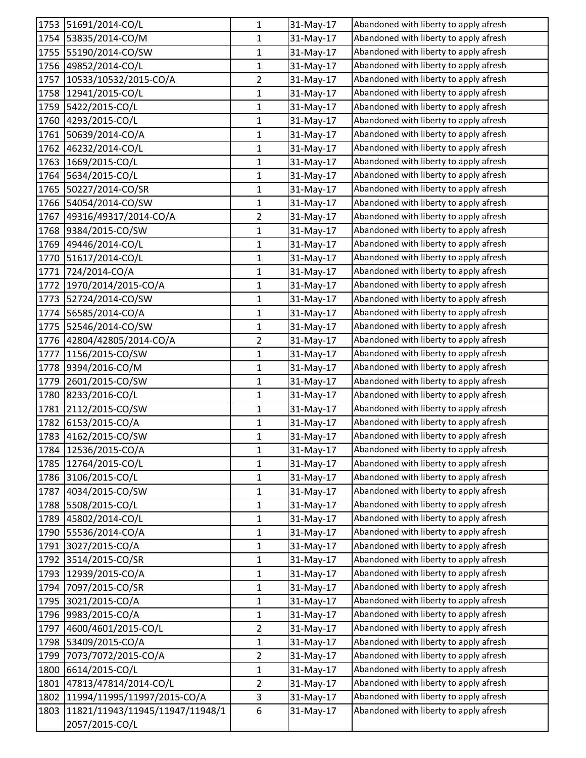| | | | | |
|---|---|---|---|---|
| 1753 | 51691/2014-CO/L | 1 | 31-May-17 | Abandoned with liberty to apply afresh |
| 1754 | 53835/2014-CO/M | 1 | 31-May-17 | Abandoned with liberty to apply afresh |
| 1755 | 55190/2014-CO/SW | 1 | 31-May-17 | Abandoned with liberty to apply afresh |
| 1756 | 49852/2014-CO/L | 1 | 31-May-17 | Abandoned with liberty to apply afresh |
| 1757 | 10533/10532/2015-CO/A | 2 | 31-May-17 | Abandoned with liberty to apply afresh |
| 1758 | 12941/2015-CO/L | 1 | 31-May-17 | Abandoned with liberty to apply afresh |
| 1759 | 5422/2015-CO/L | 1 | 31-May-17 | Abandoned with liberty to apply afresh |
| 1760 | 4293/2015-CO/L | 1 | 31-May-17 | Abandoned with liberty to apply afresh |
| 1761 | 50639/2014-CO/A | 1 | 31-May-17 | Abandoned with liberty to apply afresh |
| 1762 | 46232/2014-CO/L | 1 | 31-May-17 | Abandoned with liberty to apply afresh |
| 1763 | 1669/2015-CO/L | 1 | 31-May-17 | Abandoned with liberty to apply afresh |
| 1764 | 5634/2015-CO/L | 1 | 31-May-17 | Abandoned with liberty to apply afresh |
| 1765 | 50227/2014-CO/SR | 1 | 31-May-17 | Abandoned with liberty to apply afresh |
| 1766 | 54054/2014-CO/SW | 1 | 31-May-17 | Abandoned with liberty to apply afresh |
| 1767 | 49316/49317/2014-CO/A | 2 | 31-May-17 | Abandoned with liberty to apply afresh |
| 1768 | 9384/2015-CO/SW | 1 | 31-May-17 | Abandoned with liberty to apply afresh |
| 1769 | 49446/2014-CO/L | 1 | 31-May-17 | Abandoned with liberty to apply afresh |
| 1770 | 51617/2014-CO/L | 1 | 31-May-17 | Abandoned with liberty to apply afresh |
| 1771 | 724/2014-CO/A | 1 | 31-May-17 | Abandoned with liberty to apply afresh |
| 1772 | 1970/2014/2015-CO/A | 1 | 31-May-17 | Abandoned with liberty to apply afresh |
| 1773 | 52724/2014-CO/SW | 1 | 31-May-17 | Abandoned with liberty to apply afresh |
| 1774 | 56585/2014-CO/A | 1 | 31-May-17 | Abandoned with liberty to apply afresh |
| 1775 | 52546/2014-CO/SW | 1 | 31-May-17 | Abandoned with liberty to apply afresh |
| 1776 | 42804/42805/2014-CO/A | 2 | 31-May-17 | Abandoned with liberty to apply afresh |
| 1777 | 1156/2015-CO/SW | 1 | 31-May-17 | Abandoned with liberty to apply afresh |
| 1778 | 9394/2016-CO/M | 1 | 31-May-17 | Abandoned with liberty to apply afresh |
| 1779 | 2601/2015-CO/SW | 1 | 31-May-17 | Abandoned with liberty to apply afresh |
| 1780 | 8233/2016-CO/L | 1 | 31-May-17 | Abandoned with liberty to apply afresh |
| 1781 | 2112/2015-CO/SW | 1 | 31-May-17 | Abandoned with liberty to apply afresh |
| 1782 | 6153/2015-CO/A | 1 | 31-May-17 | Abandoned with liberty to apply afresh |
| 1783 | 4162/2015-CO/SW | 1 | 31-May-17 | Abandoned with liberty to apply afresh |
| 1784 | 12536/2015-CO/A | 1 | 31-May-17 | Abandoned with liberty to apply afresh |
| 1785 | 12764/2015-CO/L | 1 | 31-May-17 | Abandoned with liberty to apply afresh |
| 1786 | 3106/2015-CO/L | 1 | 31-May-17 | Abandoned with liberty to apply afresh |
| 1787 | 4034/2015-CO/SW | 1 | 31-May-17 | Abandoned with liberty to apply afresh |
| 1788 | 5508/2015-CO/L | 1 | 31-May-17 | Abandoned with liberty to apply afresh |
| 1789 | 45802/2014-CO/L | 1 | 31-May-17 | Abandoned with liberty to apply afresh |
| 1790 | 55536/2014-CO/A | 1 | 31-May-17 | Abandoned with liberty to apply afresh |
| 1791 | 3027/2015-CO/A | 1 | 31-May-17 | Abandoned with liberty to apply afresh |
| 1792 | 3514/2015-CO/SR | 1 | 31-May-17 | Abandoned with liberty to apply afresh |
| 1793 | 12939/2015-CO/A | 1 | 31-May-17 | Abandoned with liberty to apply afresh |
| 1794 | 7097/2015-CO/SR | 1 | 31-May-17 | Abandoned with liberty to apply afresh |
| 1795 | 3021/2015-CO/A | 1 | 31-May-17 | Abandoned with liberty to apply afresh |
| 1796 | 9983/2015-CO/A | 1 | 31-May-17 | Abandoned with liberty to apply afresh |
| 1797 | 4600/4601/2015-CO/L | 2 | 31-May-17 | Abandoned with liberty to apply afresh |
| 1798 | 53409/2015-CO/A | 1 | 31-May-17 | Abandoned with liberty to apply afresh |
| 1799 | 7073/7072/2015-CO/A | 2 | 31-May-17 | Abandoned with liberty to apply afresh |
| 1800 | 6614/2015-CO/L | 1 | 31-May-17 | Abandoned with liberty to apply afresh |
| 1801 | 47813/47814/2014-CO/L | 2 | 31-May-17 | Abandoned with liberty to apply afresh |
| 1802 | 11994/11995/11997/2015-CO/A | 3 | 31-May-17 | Abandoned with liberty to apply afresh |
| 1803 | 11821/11943/11945/11947/11948/12057/2015-CO/L | 6 | 31-May-17 | Abandoned with liberty to apply afresh |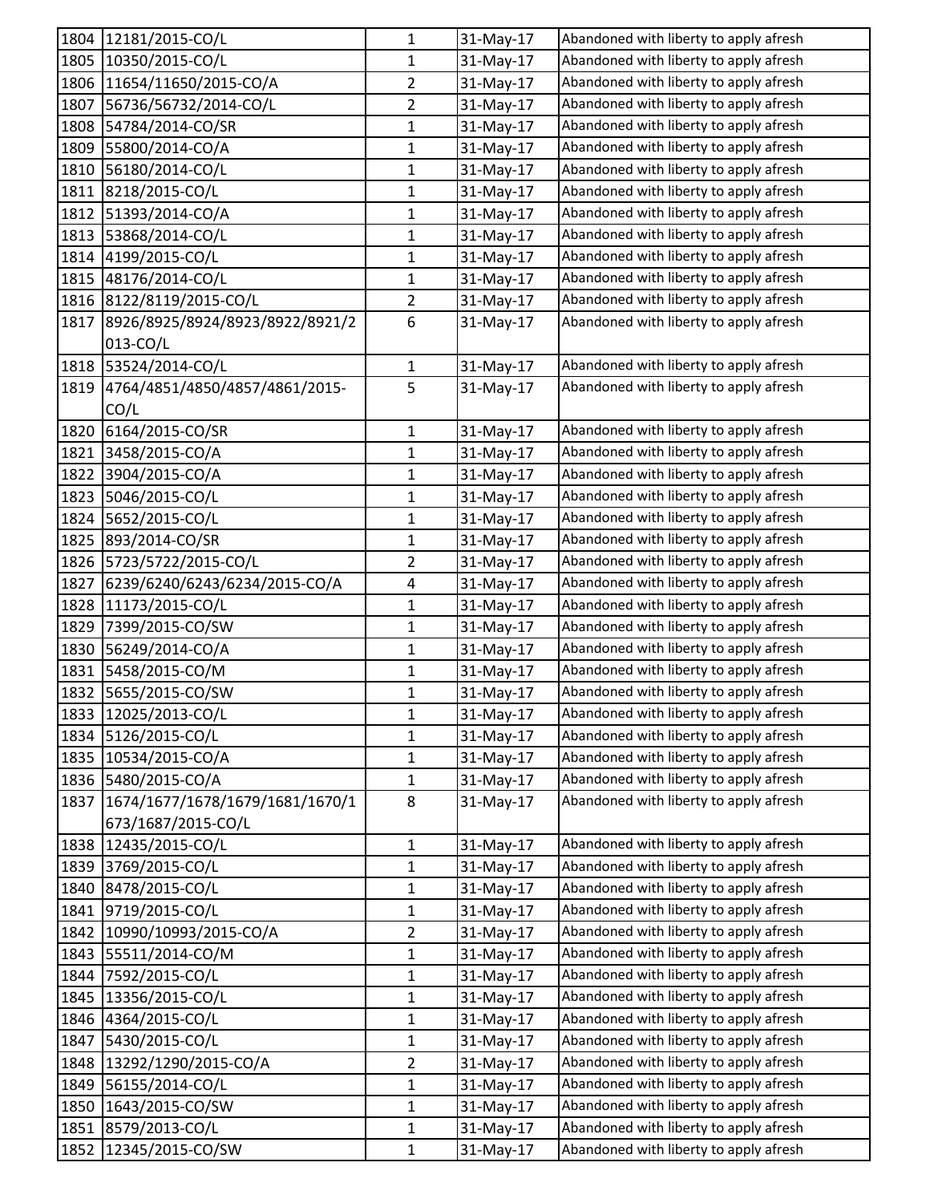| | | | | |
|---|---|---|---|---|
| 1804 | 12181/2015-CO/L | 1 | 31-May-17 | Abandoned with liberty to apply afresh |
| 1805 | 10350/2015-CO/L | 1 | 31-May-17 | Abandoned with liberty to apply afresh |
| 1806 | 11654/11650/2015-CO/A | 2 | 31-May-17 | Abandoned with liberty to apply afresh |
| 1807 | 56736/56732/2014-CO/L | 2 | 31-May-17 | Abandoned with liberty to apply afresh |
| 1808 | 54784/2014-CO/SR | 1 | 31-May-17 | Abandoned with liberty to apply afresh |
| 1809 | 55800/2014-CO/A | 1 | 31-May-17 | Abandoned with liberty to apply afresh |
| 1810 | 56180/2014-CO/L | 1 | 31-May-17 | Abandoned with liberty to apply afresh |
| 1811 | 8218/2015-CO/L | 1 | 31-May-17 | Abandoned with liberty to apply afresh |
| 1812 | 51393/2014-CO/A | 1 | 31-May-17 | Abandoned with liberty to apply afresh |
| 1813 | 53868/2014-CO/L | 1 | 31-May-17 | Abandoned with liberty to apply afresh |
| 1814 | 4199/2015-CO/L | 1 | 31-May-17 | Abandoned with liberty to apply afresh |
| 1815 | 48176/2014-CO/L | 1 | 31-May-17 | Abandoned with liberty to apply afresh |
| 1816 | 8122/8119/2015-CO/L | 2 | 31-May-17 | Abandoned with liberty to apply afresh |
| 1817 | 8926/8925/8924/8923/8922/8921/2013-CO/L | 6 | 31-May-17 | Abandoned with liberty to apply afresh |
| 1818 | 53524/2014-CO/L | 1 | 31-May-17 | Abandoned with liberty to apply afresh |
| 1819 | 4764/4851/4850/4857/4861/2015-CO/L | 5 | 31-May-17 | Abandoned with liberty to apply afresh |
| 1820 | 6164/2015-CO/SR | 1 | 31-May-17 | Abandoned with liberty to apply afresh |
| 1821 | 3458/2015-CO/A | 1 | 31-May-17 | Abandoned with liberty to apply afresh |
| 1822 | 3904/2015-CO/A | 1 | 31-May-17 | Abandoned with liberty to apply afresh |
| 1823 | 5046/2015-CO/L | 1 | 31-May-17 | Abandoned with liberty to apply afresh |
| 1824 | 5652/2015-CO/L | 1 | 31-May-17 | Abandoned with liberty to apply afresh |
| 1825 | 893/2014-CO/SR | 1 | 31-May-17 | Abandoned with liberty to apply afresh |
| 1826 | 5723/5722/2015-CO/L | 2 | 31-May-17 | Abandoned with liberty to apply afresh |
| 1827 | 6239/6240/6243/6234/2015-CO/A | 4 | 31-May-17 | Abandoned with liberty to apply afresh |
| 1828 | 11173/2015-CO/L | 1 | 31-May-17 | Abandoned with liberty to apply afresh |
| 1829 | 7399/2015-CO/SW | 1 | 31-May-17 | Abandoned with liberty to apply afresh |
| 1830 | 56249/2014-CO/A | 1 | 31-May-17 | Abandoned with liberty to apply afresh |
| 1831 | 5458/2015-CO/M | 1 | 31-May-17 | Abandoned with liberty to apply afresh |
| 1832 | 5655/2015-CO/SW | 1 | 31-May-17 | Abandoned with liberty to apply afresh |
| 1833 | 12025/2013-CO/L | 1 | 31-May-17 | Abandoned with liberty to apply afresh |
| 1834 | 5126/2015-CO/L | 1 | 31-May-17 | Abandoned with liberty to apply afresh |
| 1835 | 10534/2015-CO/A | 1 | 31-May-17 | Abandoned with liberty to apply afresh |
| 1836 | 5480/2015-CO/A | 1 | 31-May-17 | Abandoned with liberty to apply afresh |
| 1837 | 1674/1677/1678/1679/1681/1670/1673/1687/2015-CO/L | 8 | 31-May-17 | Abandoned with liberty to apply afresh |
| 1838 | 12435/2015-CO/L | 1 | 31-May-17 | Abandoned with liberty to apply afresh |
| 1839 | 3769/2015-CO/L | 1 | 31-May-17 | Abandoned with liberty to apply afresh |
| 1840 | 8478/2015-CO/L | 1 | 31-May-17 | Abandoned with liberty to apply afresh |
| 1841 | 9719/2015-CO/L | 1 | 31-May-17 | Abandoned with liberty to apply afresh |
| 1842 | 10990/10993/2015-CO/A | 2 | 31-May-17 | Abandoned with liberty to apply afresh |
| 1843 | 55511/2014-CO/M | 1 | 31-May-17 | Abandoned with liberty to apply afresh |
| 1844 | 7592/2015-CO/L | 1 | 31-May-17 | Abandoned with liberty to apply afresh |
| 1845 | 13356/2015-CO/L | 1 | 31-May-17 | Abandoned with liberty to apply afresh |
| 1846 | 4364/2015-CO/L | 1 | 31-May-17 | Abandoned with liberty to apply afresh |
| 1847 | 5430/2015-CO/L | 1 | 31-May-17 | Abandoned with liberty to apply afresh |
| 1848 | 13292/1290/2015-CO/A | 2 | 31-May-17 | Abandoned with liberty to apply afresh |
| 1849 | 56155/2014-CO/L | 1 | 31-May-17 | Abandoned with liberty to apply afresh |
| 1850 | 1643/2015-CO/SW | 1 | 31-May-17 | Abandoned with liberty to apply afresh |
| 1851 | 8579/2013-CO/L | 1 | 31-May-17 | Abandoned with liberty to apply afresh |
| 1852 | 12345/2015-CO/SW | 1 | 31-May-17 | Abandoned with liberty to apply afresh |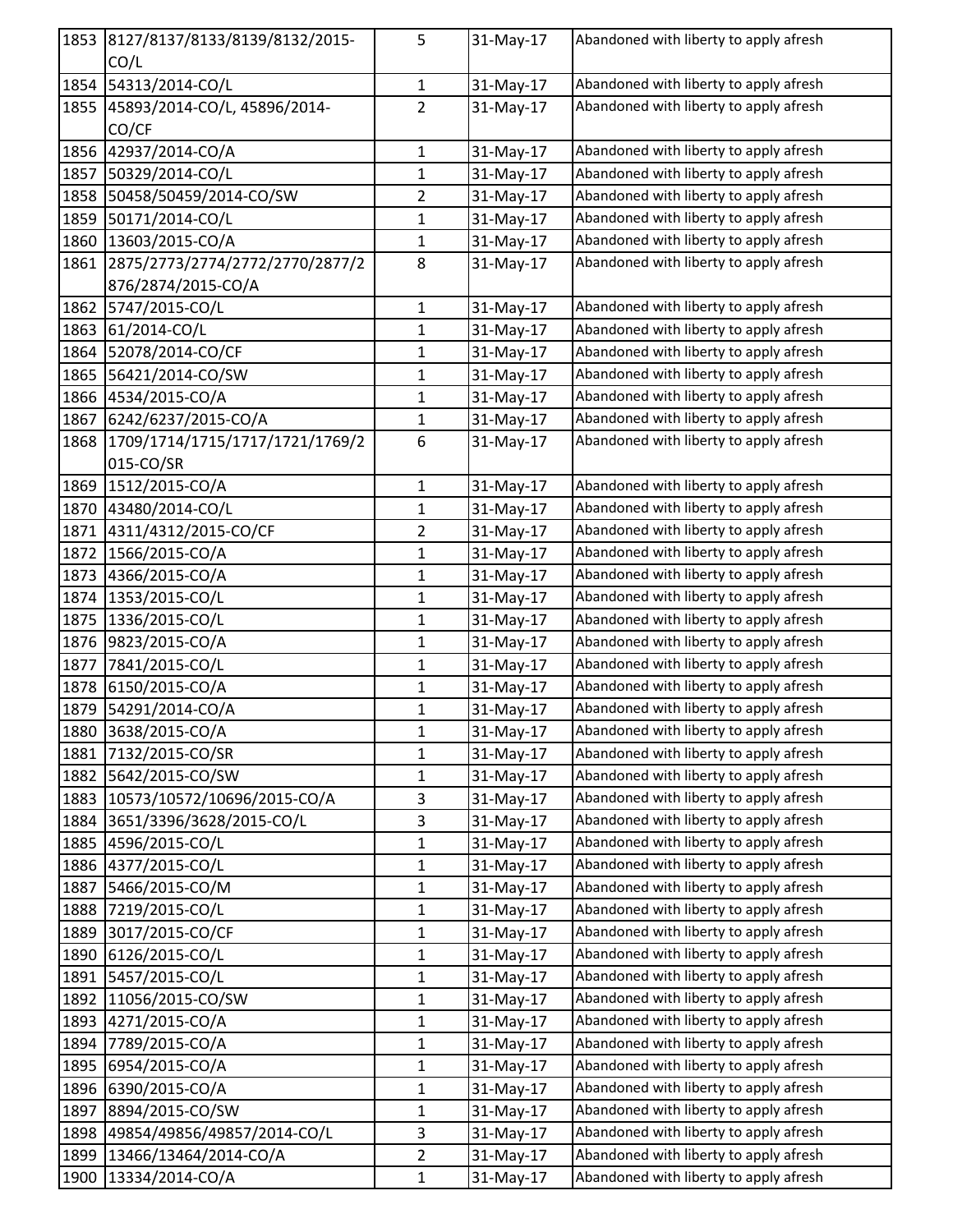| | | | | |
|---|---|---|---|---|
| 1853 | 8127/8137/8133/8139/8132/2015-CO/L | 5 | 31-May-17 | Abandoned with liberty to apply afresh |
| 1854 | 54313/2014-CO/L | 1 | 31-May-17 | Abandoned with liberty to apply afresh |
| 1855 | 45893/2014-CO/L, 45896/2014-CO/CF | 2 | 31-May-17 | Abandoned with liberty to apply afresh |
| 1856 | 42937/2014-CO/A | 1 | 31-May-17 | Abandoned with liberty to apply afresh |
| 1857 | 50329/2014-CO/L | 1 | 31-May-17 | Abandoned with liberty to apply afresh |
| 1858 | 50458/50459/2014-CO/SW | 2 | 31-May-17 | Abandoned with liberty to apply afresh |
| 1859 | 50171/2014-CO/L | 1 | 31-May-17 | Abandoned with liberty to apply afresh |
| 1860 | 13603/2015-CO/A | 1 | 31-May-17 | Abandoned with liberty to apply afresh |
| 1861 | 2875/2773/2774/2772/2770/2877/2876/2874/2015-CO/A | 8 | 31-May-17 | Abandoned with liberty to apply afresh |
| 1862 | 5747/2015-CO/L | 1 | 31-May-17 | Abandoned with liberty to apply afresh |
| 1863 | 61/2014-CO/L | 1 | 31-May-17 | Abandoned with liberty to apply afresh |
| 1864 | 52078/2014-CO/CF | 1 | 31-May-17 | Abandoned with liberty to apply afresh |
| 1865 | 56421/2014-CO/SW | 1 | 31-May-17 | Abandoned with liberty to apply afresh |
| 1866 | 4534/2015-CO/A | 1 | 31-May-17 | Abandoned with liberty to apply afresh |
| 1867 | 6242/6237/2015-CO/A | 1 | 31-May-17 | Abandoned with liberty to apply afresh |
| 1868 | 1709/1714/1715/1717/1721/1769/2015-CO/SR | 6 | 31-May-17 | Abandoned with liberty to apply afresh |
| 1869 | 1512/2015-CO/A | 1 | 31-May-17 | Abandoned with liberty to apply afresh |
| 1870 | 43480/2014-CO/L | 1 | 31-May-17 | Abandoned with liberty to apply afresh |
| 1871 | 4311/4312/2015-CO/CF | 2 | 31-May-17 | Abandoned with liberty to apply afresh |
| 1872 | 1566/2015-CO/A | 1 | 31-May-17 | Abandoned with liberty to apply afresh |
| 1873 | 4366/2015-CO/A | 1 | 31-May-17 | Abandoned with liberty to apply afresh |
| 1874 | 1353/2015-CO/L | 1 | 31-May-17 | Abandoned with liberty to apply afresh |
| 1875 | 1336/2015-CO/L | 1 | 31-May-17 | Abandoned with liberty to apply afresh |
| 1876 | 9823/2015-CO/A | 1 | 31-May-17 | Abandoned with liberty to apply afresh |
| 1877 | 7841/2015-CO/L | 1 | 31-May-17 | Abandoned with liberty to apply afresh |
| 1878 | 6150/2015-CO/A | 1 | 31-May-17 | Abandoned with liberty to apply afresh |
| 1879 | 54291/2014-CO/A | 1 | 31-May-17 | Abandoned with liberty to apply afresh |
| 1880 | 3638/2015-CO/A | 1 | 31-May-17 | Abandoned with liberty to apply afresh |
| 1881 | 7132/2015-CO/SR | 1 | 31-May-17 | Abandoned with liberty to apply afresh |
| 1882 | 5642/2015-CO/SW | 1 | 31-May-17 | Abandoned with liberty to apply afresh |
| 1883 | 10573/10572/10696/2015-CO/A | 3 | 31-May-17 | Abandoned with liberty to apply afresh |
| 1884 | 3651/3396/3628/2015-CO/L | 3 | 31-May-17 | Abandoned with liberty to apply afresh |
| 1885 | 4596/2015-CO/L | 1 | 31-May-17 | Abandoned with liberty to apply afresh |
| 1886 | 4377/2015-CO/L | 1 | 31-May-17 | Abandoned with liberty to apply afresh |
| 1887 | 5466/2015-CO/M | 1 | 31-May-17 | Abandoned with liberty to apply afresh |
| 1888 | 7219/2015-CO/L | 1 | 31-May-17 | Abandoned with liberty to apply afresh |
| 1889 | 3017/2015-CO/CF | 1 | 31-May-17 | Abandoned with liberty to apply afresh |
| 1890 | 6126/2015-CO/L | 1 | 31-May-17 | Abandoned with liberty to apply afresh |
| 1891 | 5457/2015-CO/L | 1 | 31-May-17 | Abandoned with liberty to apply afresh |
| 1892 | 11056/2015-CO/SW | 1 | 31-May-17 | Abandoned with liberty to apply afresh |
| 1893 | 4271/2015-CO/A | 1 | 31-May-17 | Abandoned with liberty to apply afresh |
| 1894 | 7789/2015-CO/A | 1 | 31-May-17 | Abandoned with liberty to apply afresh |
| 1895 | 6954/2015-CO/A | 1 | 31-May-17 | Abandoned with liberty to apply afresh |
| 1896 | 6390/2015-CO/A | 1 | 31-May-17 | Abandoned with liberty to apply afresh |
| 1897 | 8894/2015-CO/SW | 1 | 31-May-17 | Abandoned with liberty to apply afresh |
| 1898 | 49854/49856/49857/2014-CO/L | 3 | 31-May-17 | Abandoned with liberty to apply afresh |
| 1899 | 13466/13464/2014-CO/A | 2 | 31-May-17 | Abandoned with liberty to apply afresh |
| 1900 | 13334/2014-CO/A | 1 | 31-May-17 | Abandoned with liberty to apply afresh |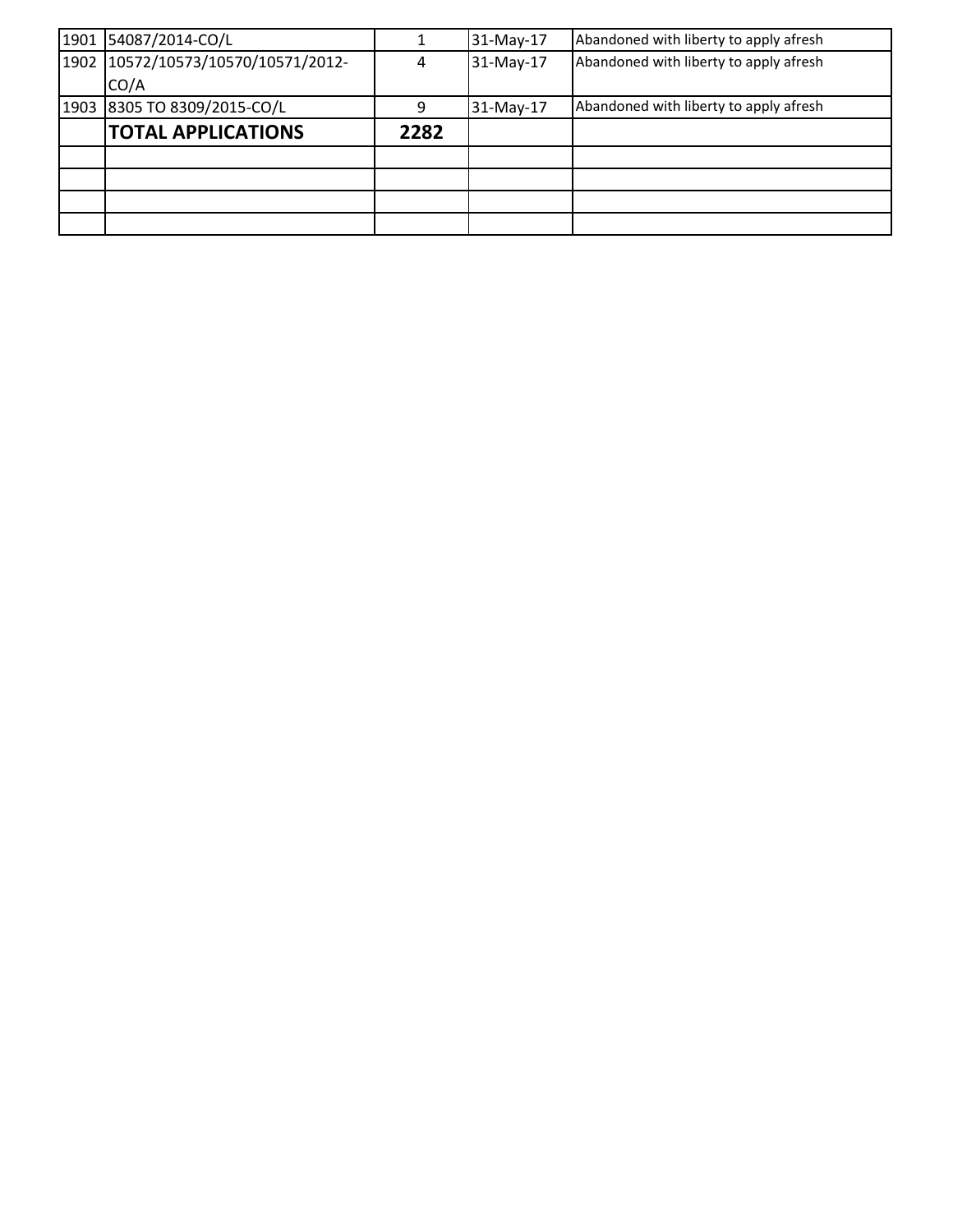| | | | | |
|---|---|---|---|---|
| 1901 | 54087/2014-CO/L | 1 | 31-May-17 | Abandoned with liberty to apply afresh |
| 1902 | 10572/10573/10570/10571/2012-CO/A | 4 | 31-May-17 | Abandoned with liberty to apply afresh |
| 1903 | 8305 TO 8309/2015-CO/L | 9 | 31-May-17 | Abandoned with liberty to apply afresh |
| | **TOTAL APPLICATIONS** | **2282** | | |
| | | | | |
| | | | | |
| | | | | |
| | | | | |